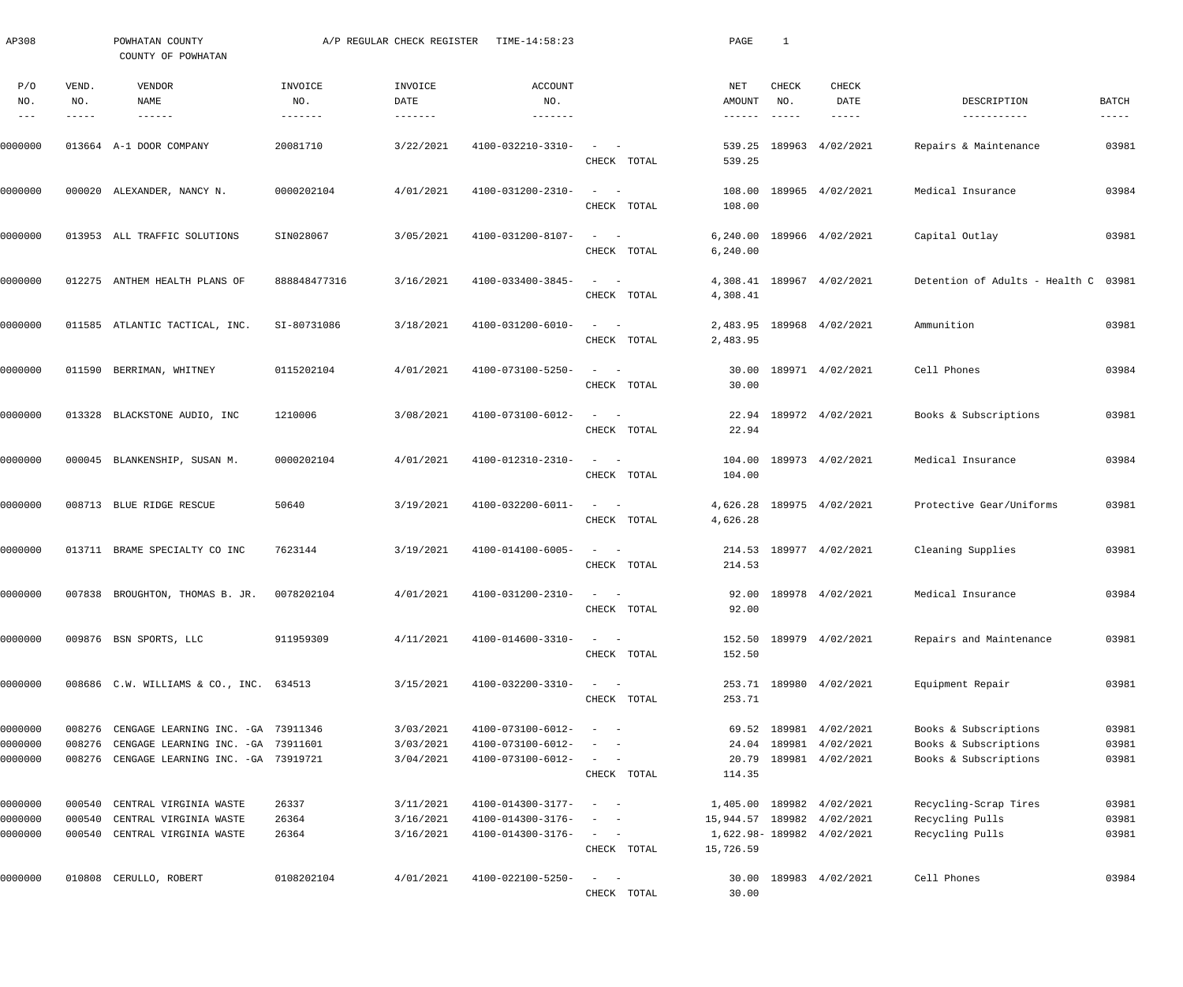AP308 POWHATAN COUNTY A/P REGULAR CHECK REGISTER TIME-14:58:23 PAGE 1

COUNTY OF POWHATAN

| P/O NO. | VEND. NO. | VENDOR NAME | INVOICE NO. | INVOICE DATE | ACCOUNT NO. | | NET AMOUNT | CHECK NO. | CHECK DATE | DESCRIPTION | BATCH |
|---|---|---|---|---|---|---|---|---|---|---|---|
| 0000000 | 013664 | A-1 DOOR COMPANY | 20081710 | 3/22/2021 | 4100-032210-3310- | - - | 539.25 | 189963 | 4/02/2021 | Repairs & Maintenance | 03981 |
| | | | | | | CHECK TOTAL | 539.25 | | | | |
| 0000000 | 000020 | ALEXANDER, NANCY N. | 0000202104 | 4/01/2021 | 4100-031200-2310- | - - | 108.00 | 189965 | 4/02/2021 | Medical Insurance | 03984 |
| | | | | | | CHECK TOTAL | 108.00 | | | | |
| 0000000 | 013953 | ALL TRAFFIC SOLUTIONS | SIN028067 | 3/05/2021 | 4100-031200-8107- | - - | 6,240.00 | 189966 | 4/02/2021 | Capital Outlay | 03981 |
| | | | | | | CHECK TOTAL | 6,240.00 | | | | |
| 0000000 | 012275 | ANTHEM HEALTH PLANS OF | 888848477316 | 3/16/2021 | 4100-033400-3845- | - - | 4,308.41 | 189967 | 4/02/2021 | Detention of Adults - Health C | 03981 |
| | | | | | | CHECK TOTAL | 4,308.41 | | | | |
| 0000000 | 011585 | ATLANTIC TACTICAL, INC. | SI-80731086 | 3/18/2021 | 4100-031200-6010- | - - | 2,483.95 | 189968 | 4/02/2021 | Ammunition | 03981 |
| | | | | | | CHECK TOTAL | 2,483.95 | | | | |
| 0000000 | 011590 | BERRIMAN, WHITNEY | 0115202104 | 4/01/2021 | 4100-073100-5250- | - - | 30.00 | 189971 | 4/02/2021 | Cell Phones | 03984 |
| | | | | | | CHECK TOTAL | 30.00 | | | | |
| 0000000 | 013328 | BLACKSTONE AUDIO, INC | 1210006 | 3/08/2021 | 4100-073100-6012- | - - | 22.94 | 189972 | 4/02/2021 | Books & Subscriptions | 03981 |
| | | | | | | CHECK TOTAL | 22.94 | | | | |
| 0000000 | 000045 | BLANKENSHIP, SUSAN M. | 0000202104 | 4/01/2021 | 4100-012310-2310- | - - | 104.00 | 189973 | 4/02/2021 | Medical Insurance | 03984 |
| | | | | | | CHECK TOTAL | 104.00 | | | | |
| 0000000 | 008713 | BLUE RIDGE RESCUE | 50640 | 3/19/2021 | 4100-032200-6011- | - - | 4,626.28 | 189975 | 4/02/2021 | Protective Gear/Uniforms | 03981 |
| | | | | | | CHECK TOTAL | 4,626.28 | | | | |
| 0000000 | 013711 | BRAME SPECIALTY CO INC | 7623144 | 3/19/2021 | 4100-014100-6005- | - - | 214.53 | 189977 | 4/02/2021 | Cleaning Supplies | 03981 |
| | | | | | | CHECK TOTAL | 214.53 | | | | |
| 0000000 | 007838 | BROUGHTON, THOMAS B. JR. | 0078202104 | 4/01/2021 | 4100-031200-2310- | - - | 92.00 | 189978 | 4/02/2021 | Medical Insurance | 03984 |
| | | | | | | CHECK TOTAL | 92.00 | | | | |
| 0000000 | 009876 | BSN SPORTS, LLC | 911959309 | 4/11/2021 | 4100-014600-3310- | - - | 152.50 | 189979 | 4/02/2021 | Repairs and Maintenance | 03981 |
| | | | | | | CHECK TOTAL | 152.50 | | | | |
| 0000000 | 008686 | C.W. WILLIAMS & CO., INC. | 634513 | 3/15/2021 | 4100-032200-3310- | - - | 253.71 | 189980 | 4/02/2021 | Equipment Repair | 03981 |
| | | | | | | CHECK TOTAL | 253.71 | | | | |
| 0000000 | 008276 | CENGAGE LEARNING INC. -GA | 73911346 | 3/03/2021 | 4100-073100-6012- | - - | 69.52 | 189981 | 4/02/2021 | Books & Subscriptions | 03981 |
| 0000000 | 008276 | CENGAGE LEARNING INC. -GA | 73911601 | 3/03/2021 | 4100-073100-6012- | - - | 24.04 | 189981 | 4/02/2021 | Books & Subscriptions | 03981 |
| 0000000 | 008276 | CENGAGE LEARNING INC. -GA | 73919721 | 3/04/2021 | 4100-073100-6012- | - - | 20.79 | 189981 | 4/02/2021 | Books & Subscriptions | 03981 |
| | | | | | | CHECK TOTAL | 114.35 | | | | |
| 0000000 | 000540 | CENTRAL VIRGINIA WASTE | 26337 | 3/11/2021 | 4100-014300-3177- | - - | 1,405.00 | 189982 | 4/02/2021 | Recycling-Scrap Tires | 03981 |
| 0000000 | 000540 | CENTRAL VIRGINIA WASTE | 26364 | 3/16/2021 | 4100-014300-3176- | - - | 15,944.57 | 189982 | 4/02/2021 | Recycling Pulls | 03981 |
| 0000000 | 000540 | CENTRAL VIRGINIA WASTE | 26364 | 3/16/2021 | 4100-014300-3176- | - - | 1,622.98- | 189982 | 4/02/2021 | Recycling Pulls | 03981 |
| | | | | | | CHECK TOTAL | 15,726.59 | | | | |
| 0000000 | 010808 | CERULLO, ROBERT | 0108202104 | 4/01/2021 | 4100-022100-5250- | - - | 30.00 | 189983 | 4/02/2021 | Cell Phones | 03984 |
| | | | | | | CHECK TOTAL | 30.00 | | | | |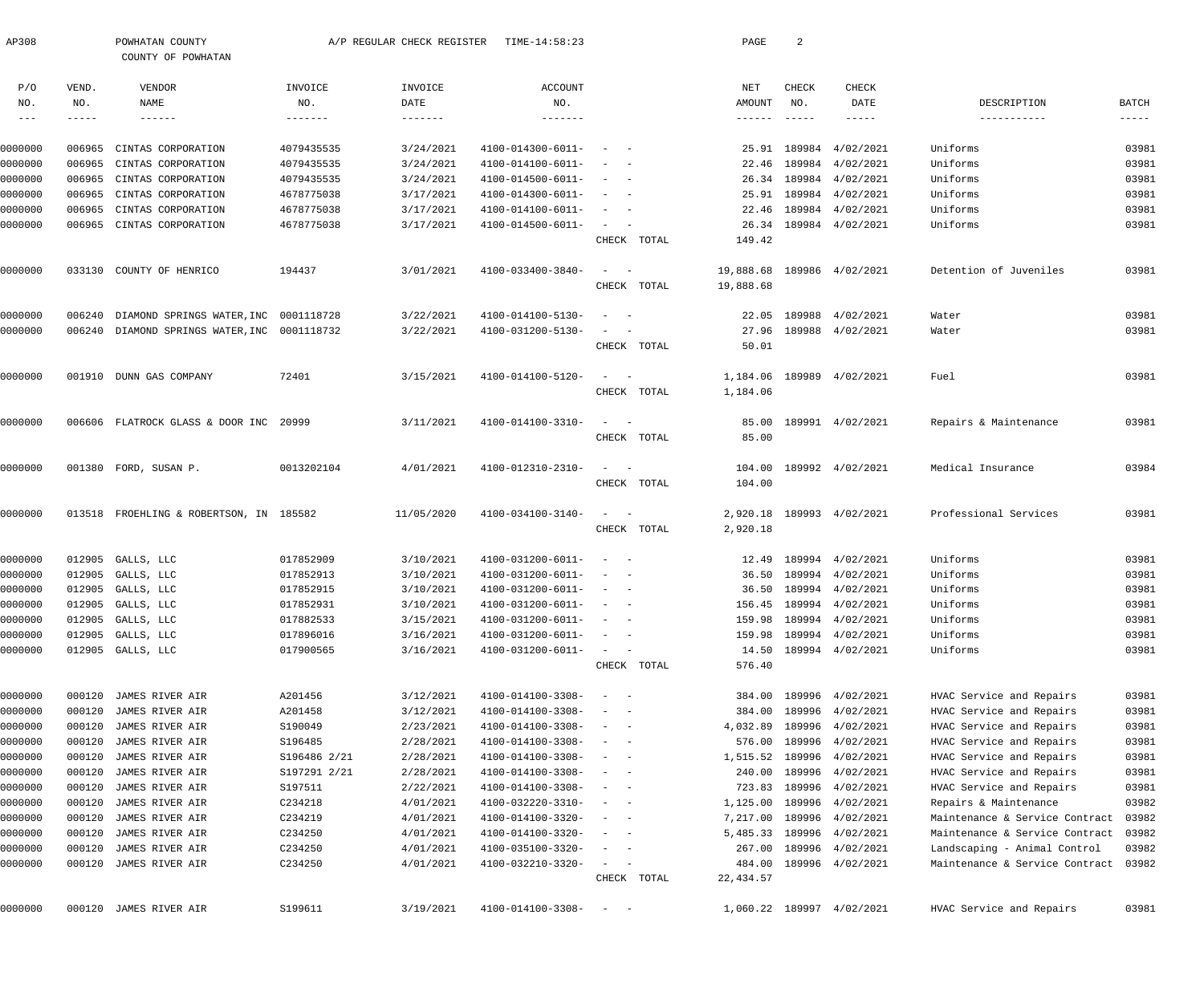AP308 POWHATAN COUNTY A/P REGULAR CHECK REGISTER TIME-14:58:23

COUNTY OF POWHATAN

| P/O NO. | VEND. NO. | VENDOR NAME | INVOICE NO. | INVOICE DATE | ACCOUNT NO. | | NET AMOUNT | CHECK NO. | CHECK DATE | DESCRIPTION | BATCH |
|---|---|---|---|---|---|---|---|---|---|---|---|
| 0000000 | 006965 | CINTAS CORPORATION | 4079435535 | 3/24/2021 | 4100-014300-6011- | - - | 25.91 | 189984 | 4/02/2021 | Uniforms | 03981 |
| 0000000 | 006965 | CINTAS CORPORATION | 4079435535 | 3/24/2021 | 4100-014100-6011- | - - | 22.46 | 189984 | 4/02/2021 | Uniforms | 03981 |
| 0000000 | 006965 | CINTAS CORPORATION | 4079435535 | 3/24/2021 | 4100-014500-6011- | - - | 26.34 | 189984 | 4/02/2021 | Uniforms | 03981 |
| 0000000 | 006965 | CINTAS CORPORATION | 4678775038 | 3/17/2021 | 4100-014300-6011- | - - | 25.91 | 189984 | 4/02/2021 | Uniforms | 03981 |
| 0000000 | 006965 | CINTAS CORPORATION | 4678775038 | 3/17/2021 | 4100-014100-6011- | - - | 22.46 | 189984 | 4/02/2021 | Uniforms | 03981 |
| 0000000 | 006965 | CINTAS CORPORATION | 4678775038 | 3/17/2021 | 4100-014500-6011- | - - | 26.34 | 189984 | 4/02/2021 | Uniforms | 03981 |
| | | | | | | CHECK TOTAL | 149.42 | | | | |
| 0000000 | 033130 | COUNTY OF HENRICO | 194437 | 3/01/2021 | 4100-033400-3840- | - - | 19,888.68 | 189986 | 4/02/2021 | Detention of Juveniles | 03981 |
| | | | | | | CHECK TOTAL | 19,888.68 | | | | |
| 0000000 | 006240 | DIAMOND SPRINGS WATER,INC | 0001118728 | 3/22/2021 | 4100-014100-5130- | - - | 22.05 | 189988 | 4/02/2021 | Water | 03981 |
| 0000000 | 006240 | DIAMOND SPRINGS WATER,INC | 0001118732 | 3/22/2021 | 4100-031200-5130- | - - | 27.96 | 189988 | 4/02/2021 | Water | 03981 |
| | | | | | | CHECK TOTAL | 50.01 | | | | |
| 0000000 | 001910 | DUNN GAS COMPANY | 72401 | 3/15/2021 | 4100-014100-5120- | - - | 1,184.06 | 189989 | 4/02/2021 | Fuel | 03981 |
| | | | | | | CHECK TOTAL | 1,184.06 | | | | |
| 0000000 | 006606 | FLATROCK GLASS & DOOR INC | 20999 | 3/11/2021 | 4100-014100-3310- | - - | 85.00 | 189991 | 4/02/2021 | Repairs & Maintenance | 03981 |
| | | | | | | CHECK TOTAL | 85.00 | | | | |
| 0000000 | 001380 | FORD, SUSAN P. | 0013202104 | 4/01/2021 | 4100-012310-2310- | - - | 104.00 | 189992 | 4/02/2021 | Medical Insurance | 03984 |
| | | | | | | CHECK TOTAL | 104.00 | | | | |
| 0000000 | 013518 | FROEHLING & ROBERTSON, IN | 185582 | 11/05/2020 | 4100-034100-3140- | - - | 2,920.18 | 189993 | 4/02/2021 | Professional Services | 03981 |
| | | | | | | CHECK TOTAL | 2,920.18 | | | | |
| 0000000 | 012905 | GALLS, LLC | 017852909 | 3/10/2021 | 4100-031200-6011- | - - | 12.49 | 189994 | 4/02/2021 | Uniforms | 03981 |
| 0000000 | 012905 | GALLS, LLC | 017852913 | 3/10/2021 | 4100-031200-6011- | - - | 36.50 | 189994 | 4/02/2021 | Uniforms | 03981 |
| 0000000 | 012905 | GALLS, LLC | 017852915 | 3/10/2021 | 4100-031200-6011- | - - | 36.50 | 189994 | 4/02/2021 | Uniforms | 03981 |
| 0000000 | 012905 | GALLS, LLC | 017852931 | 3/10/2021 | 4100-031200-6011- | - - | 156.45 | 189994 | 4/02/2021 | Uniforms | 03981 |
| 0000000 | 012905 | GALLS, LLC | 017882533 | 3/15/2021 | 4100-031200-6011- | - - | 159.98 | 189994 | 4/02/2021 | Uniforms | 03981 |
| 0000000 | 012905 | GALLS, LLC | 017896016 | 3/16/2021 | 4100-031200-6011- | - - | 159.98 | 189994 | 4/02/2021 | Uniforms | 03981 |
| 0000000 | 012905 | GALLS, LLC | 017900565 | 3/16/2021 | 4100-031200-6011- | - - | 14.50 | 189994 | 4/02/2021 | Uniforms | 03981 |
| | | | | | | CHECK TOTAL | 576.40 | | | | |
| 0000000 | 000120 | JAMES RIVER AIR | A201456 | 3/12/2021 | 4100-014100-3308- | - - | 384.00 | 189996 | 4/02/2021 | HVAC Service and Repairs | 03981 |
| 0000000 | 000120 | JAMES RIVER AIR | A201458 | 3/12/2021 | 4100-014100-3308- | - - | 384.00 | 189996 | 4/02/2021 | HVAC Service and Repairs | 03981 |
| 0000000 | 000120 | JAMES RIVER AIR | S190049 | 2/23/2021 | 4100-014100-3308- | - - | 4,032.89 | 189996 | 4/02/2021 | HVAC Service and Repairs | 03981 |
| 0000000 | 000120 | JAMES RIVER AIR | S196485 | 2/28/2021 | 4100-014100-3308- | - - | 576.00 | 189996 | 4/02/2021 | HVAC Service and Repairs | 03981 |
| 0000000 | 000120 | JAMES RIVER AIR | S196486 2/21 | 2/28/2021 | 4100-014100-3308- | - - | 1,515.52 | 189996 | 4/02/2021 | HVAC Service and Repairs | 03981 |
| 0000000 | 000120 | JAMES RIVER AIR | S197291 2/21 | 2/28/2021 | 4100-014100-3308- | - - | 240.00 | 189996 | 4/02/2021 | HVAC Service and Repairs | 03981 |
| 0000000 | 000120 | JAMES RIVER AIR | S197511 | 2/22/2021 | 4100-014100-3308- | - - | 723.83 | 189996 | 4/02/2021 | HVAC Service and Repairs | 03981 |
| 0000000 | 000120 | JAMES RIVER AIR | C234218 | 4/01/2021 | 4100-032220-3310- | - - | 1,125.00 | 189996 | 4/02/2021 | Repairs & Maintenance | 03982 |
| 0000000 | 000120 | JAMES RIVER AIR | C234219 | 4/01/2021 | 4100-014100-3320- | - - | 7,217.00 | 189996 | 4/02/2021 | Maintenance & Service Contract | 03982 |
| 0000000 | 000120 | JAMES RIVER AIR | C234250 | 4/01/2021 | 4100-014100-3320- | - - | 5,485.33 | 189996 | 4/02/2021 | Maintenance & Service Contract | 03982 |
| 0000000 | 000120 | JAMES RIVER AIR | C234250 | 4/01/2021 | 4100-035100-3320- | - - | 267.00 | 189996 | 4/02/2021 | Landscaping - Animal Control | 03982 |
| 0000000 | 000120 | JAMES RIVER AIR | C234250 | 4/01/2021 | 4100-032210-3320- | - - | 484.00 | 189996 | 4/02/2021 | Maintenance & Service Contract | 03982 |
| | | | | | | CHECK TOTAL | 22,434.57 | | | | |
| 0000000 | 000120 | JAMES RIVER AIR | S199611 | 3/19/2021 | 4100-014100-3308- | - - | 1,060.22 | 189997 | 4/02/2021 | HVAC Service and Repairs | 03981 |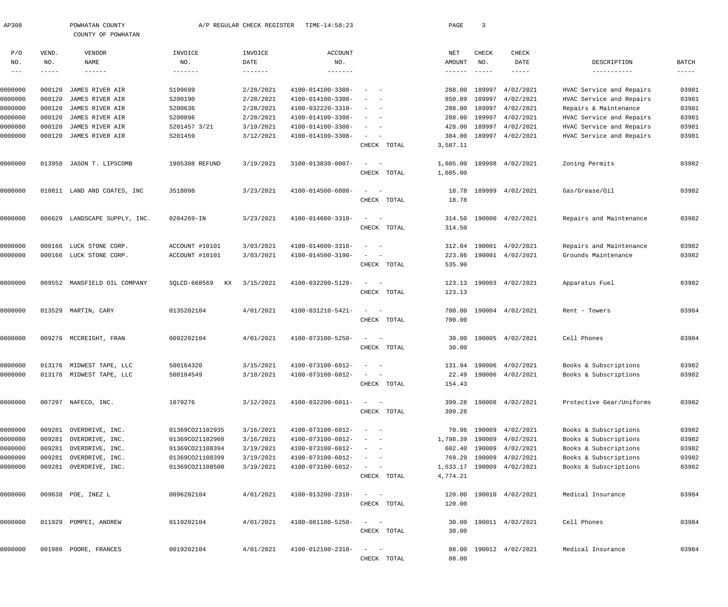AP308 POWHATAN COUNTY A/P REGULAR CHECK REGISTER TIME-14:58:23

COUNTY OF POWHATAN

| P/O NO. | VEND. NO. | VENDOR NAME | INVOICE NO. | INVOICE DATE | ACCOUNT NO. | | NET AMOUNT | CHECK NO. | CHECK DATE | DESCRIPTION | BATCH |
|---|---|---|---|---|---|---|---|---|---|---|---|
| 0000000 | 000120 | JAMES RIVER AIR | S199699 | 2/28/2021 | 4100-014100-3308- | - - | 288.00 | 189997 | 4/02/2021 | HVAC Service and Repairs | 03981 |
| 0000000 | 000120 | JAMES RIVER AIR | S200190 | 2/28/2021 | 4100-014100-3308- | - - | 850.89 | 189997 | 4/02/2021 | HVAC Service and Repairs | 03981 |
| 0000000 | 000120 | JAMES RIVER AIR | S200636 | 2/28/2021 | 4100-032220-3310- | - - | 288.00 | 189997 | 4/02/2021 | Repairs & Maintenance | 03981 |
| 0000000 | 000120 | JAMES RIVER AIR | S200896 | 2/28/2021 | 4100-014100-3308- | - - | 288.00 | 189997 | 4/02/2021 | HVAC Service and Repairs | 03981 |
| 0000000 | 000120 | JAMES RIVER AIR | S201457 3/21 | 3/19/2021 | 4100-014100-3308- | - - | 428.00 | 189997 | 4/02/2021 | HVAC Service and Repairs | 03981 |
| 0000000 | 000120 | JAMES RIVER AIR | S201459 | 3/12/2021 | 4100-014100-3308- | - - | 384.00 | 189997 | 4/02/2021 | HVAC Service and Repairs | 03981 |
| | | | | | | CHECK TOTAL | 3,587.11 | | | | |
| 0000000 | 013950 | JASON T. LIPSCOMB | 1905308 REFUND | 3/19/2021 | 3100-013030-0007- | - - | 1,605.00 | 189998 | 4/02/2021 | Zoning Permits | 03982 |
| | | | | | | CHECK TOTAL | 1,605.00 | | | | |
| 0000000 | 010811 | LAND AND COATES, INC | 3518098 | 3/23/2021 | 4100-014500-6008- | - - | 18.78 | 189999 | 4/02/2021 | Gas/Grease/Oil | 03982 |
| | | | | | | CHECK TOTAL | 18.78 | | | | |
| 0000000 | 006629 | LANDSCAPE SUPPLY, INC. | 0204269-IN | 3/23/2021 | 4100-014600-3310- | - - | 314.50 | 190000 | 4/02/2021 | Repairs and Maintenance | 03982 |
| | | | | | | CHECK TOTAL | 314.50 | | | | |
| 0000000 | 000166 | LUCK STONE CORP. | ACCOUNT #10101 | 3/03/2021 | 4100-014600-3310- | - - | 312.04 | 190001 | 4/02/2021 | Repairs and Maintenance | 03982 |
| 0000000 | 000166 | LUCK STONE CORP. | ACCOUNT #10101 | 3/03/2021 | 4100-014500-3190- | - - | 223.86 | 190001 | 4/02/2021 | Grounds Maintenance | 03982 |
| | | | | | | CHECK TOTAL | 535.90 | | | | |
| 0000000 | 009552 | MANSFIELD OIL COMPANY | SQLCD-668569 KX | 3/15/2021 | 4100-032200-5120- | - - | 123.13 | 190003 | 4/02/2021 | Apparatus Fuel | 03982 |
| | | | | | | CHECK TOTAL | 123.13 | | | | |
| 0000000 | 013529 | MARTIN, CARY | 0135202104 | 4/01/2021 | 4100-031210-5421- | - - | 700.00 | 190004 | 4/02/2021 | Rent - Towers | 03984 |
| | | | | | | CHECK TOTAL | 700.00 | | | | |
| 0000000 | 009276 | MCCREIGHT, FRAN | 0092202104 | 4/01/2021 | 4100-073100-5250- | - - | 30.00 | 190005 | 4/02/2021 | Cell Phones | 03984 |
| | | | | | | CHECK TOTAL | 30.00 | | | | |
| 0000000 | 013176 | MIDWEST TAPE, LLC | 500164320 | 3/15/2021 | 4100-073100-6012- | - - | 131.94 | 190006 | 4/02/2021 | Books & Subscriptions | 03982 |
| 0000000 | 013176 | MIDWEST TAPE, LLC | 500184549 | 3/18/2021 | 4100-073100-6012- | - - | 22.49 | 190006 | 4/02/2021 | Books & Subscriptions | 03982 |
| | | | | | | CHECK TOTAL | 154.43 | | | | |
| 0000000 | 007297 | NAFECO, INC. | 1079276 | 3/12/2021 | 4100-032200-6011- | - - | 399.28 | 190008 | 4/02/2021 | Protective Gear/Uniforms | 03982 |
| | | | | | | CHECK TOTAL | 399.28 | | | | |
| 0000000 | 009281 | OVERDRIVE, INC. | 01369CO21102935 | 3/16/2021 | 4100-073100-6012- | - - | 70.96 | 190009 | 4/02/2021 | Books & Subscriptions | 03982 |
| 0000000 | 009281 | OVERDRIVE, INC. | 01369CO21102960 | 3/16/2021 | 4100-073100-6012- | - - | 1,798.39 | 190009 | 4/02/2021 | Books & Subscriptions | 03982 |
| 0000000 | 009281 | OVERDRIVE, INC. | 01369CO21108394 | 3/19/2021 | 4100-073100-6012- | - - | 602.40 | 190009 | 4/02/2021 | Books & Subscriptions | 03982 |
| 0000000 | 009281 | OVERDRIVE, INC. | 01369CO21108399 | 3/19/2021 | 4100-073100-6012- | - - | 769.29 | 190009 | 4/02/2021 | Books & Subscriptions | 03982 |
| 0000000 | 009281 | OVERDRIVE, INC. | 01369CO21108500 | 3/19/2021 | 4100-073100-6012- | - - | 1,533.17 | 190009 | 4/02/2021 | Books & Subscriptions | 03982 |
| | | | | | | CHECK TOTAL | 4,774.21 | | | | |
| 0000000 | 009638 | POE, INEZ L | 0096202104 | 4/01/2021 | 4100-013200-2310- | - - | 120.00 | 190010 | 4/02/2021 | Medical Insurance | 03984 |
| | | | | | | CHECK TOTAL | 120.00 | | | | |
| 0000000 | 011929 | POMPEI, ANDREW | 0119202104 | 4/01/2021 | 4100-081100-5250- | - - | 30.00 | 190011 | 4/02/2021 | Cell Phones | 03984 |
| | | | | | | CHECK TOTAL | 30.00 | | | | |
| 0000000 | 001980 | POORE, FRANCES | 0019202104 | 4/01/2021 | 4100-012100-2310- | - - | 88.00 | 190012 | 4/02/2021 | Medical Insurance | 03984 |
| | | | | | | CHECK TOTAL | 88.00 | | | | |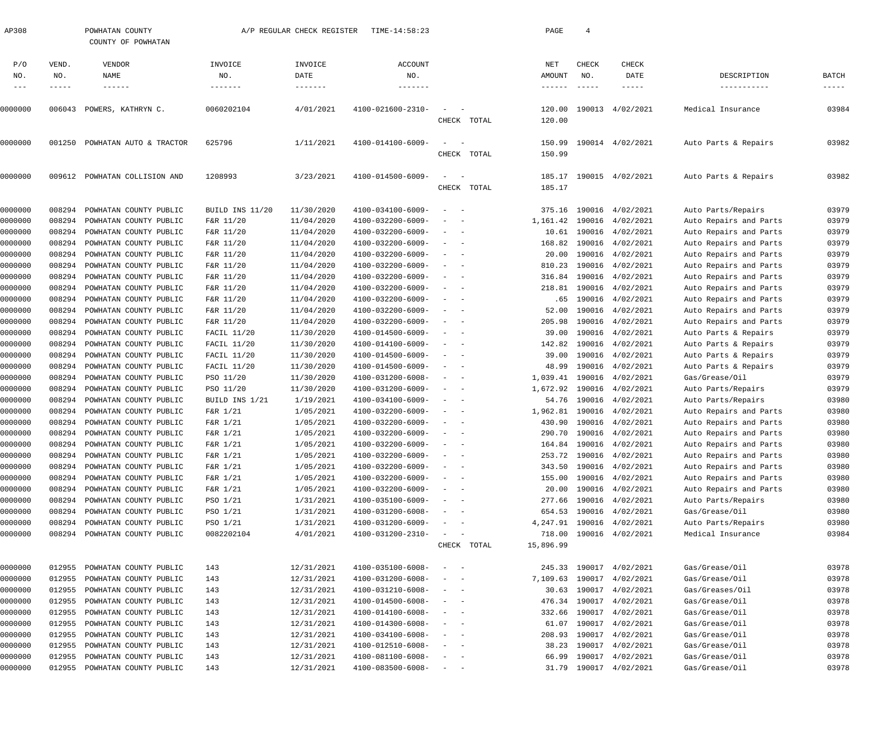AP308 POWHATAN COUNTY A/P REGULAR CHECK REGISTER TIME-14:58:23

COUNTY OF POWHATAN

| P/O NO. | VEND. NO. | VENDOR NAME | INVOICE NO. | INVOICE DATE | ACCOUNT NO. | | NET AMOUNT | CHECK NO. | CHECK DATE | DESCRIPTION | BATCH |
|---|---|---|---|---|---|---|---|---|---|---|---|
| 0000000 | 006043 | POWERS, KATHRYN C. | 0060202104 | 4/01/2021 | 4100-021600-2310- | - - | 120.00 | 190013 | 4/02/2021 | Medical Insurance | 03984 |
| | | | | | | CHECK TOTAL | 120.00 | | | | |
| 0000000 | 001250 | POWHATAN AUTO & TRACTOR | 625796 | 1/11/2021 | 4100-014100-6009- | - - | 150.99 | 190014 | 4/02/2021 | Auto Parts & Repairs | 03982 |
| | | | | | | CHECK TOTAL | 150.99 | | | | |
| 0000000 | 009612 | POWHATAN COLLISION AND | 1208993 | 3/23/2021 | 4100-014500-6009- | - - | 185.17 | 190015 | 4/02/2021 | Auto Parts & Repairs | 03982 |
| | | | | | | CHECK TOTAL | 185.17 | | | | |
| 0000000 | 008294 | POWHATAN COUNTY PUBLIC | BUILD INS 11/20 | 11/30/2020 | 4100-034100-6009- | - - | 375.16 | 190016 | 4/02/2021 | Auto Parts/Repairs | 03979 |
| 0000000 | 008294 | POWHATAN COUNTY PUBLIC | F&R 11/20 | 11/04/2020 | 4100-032200-6009- | - - | 1,161.42 | 190016 | 4/02/2021 | Auto Repairs and Parts | 03979 |
| 0000000 | 008294 | POWHATAN COUNTY PUBLIC | F&R 11/20 | 11/04/2020 | 4100-032200-6009- | - - | 10.61 | 190016 | 4/02/2021 | Auto Repairs and Parts | 03979 |
| 0000000 | 008294 | POWHATAN COUNTY PUBLIC | F&R 11/20 | 11/04/2020 | 4100-032200-6009- | - - | 168.82 | 190016 | 4/02/2021 | Auto Repairs and Parts | 03979 |
| 0000000 | 008294 | POWHATAN COUNTY PUBLIC | F&R 11/20 | 11/04/2020 | 4100-032200-6009- | - - | 20.00 | 190016 | 4/02/2021 | Auto Repairs and Parts | 03979 |
| 0000000 | 008294 | POWHATAN COUNTY PUBLIC | F&R 11/20 | 11/04/2020 | 4100-032200-6009- | - - | 810.23 | 190016 | 4/02/2021 | Auto Repairs and Parts | 03979 |
| 0000000 | 008294 | POWHATAN COUNTY PUBLIC | F&R 11/20 | 11/04/2020 | 4100-032200-6009- | - - | 316.84 | 190016 | 4/02/2021 | Auto Repairs and Parts | 03979 |
| 0000000 | 008294 | POWHATAN COUNTY PUBLIC | F&R 11/20 | 11/04/2020 | 4100-032200-6009- | - - | 218.81 | 190016 | 4/02/2021 | Auto Repairs and Parts | 03979 |
| 0000000 | 008294 | POWHATAN COUNTY PUBLIC | F&R 11/20 | 11/04/2020 | 4100-032200-6009- | - - | .65 | 190016 | 4/02/2021 | Auto Repairs and Parts | 03979 |
| 0000000 | 008294 | POWHATAN COUNTY PUBLIC | F&R 11/20 | 11/04/2020 | 4100-032200-6009- | - - | 52.00 | 190016 | 4/02/2021 | Auto Repairs and Parts | 03979 |
| 0000000 | 008294 | POWHATAN COUNTY PUBLIC | F&R 11/20 | 11/04/2020 | 4100-032200-6009- | - - | 205.98 | 190016 | 4/02/2021 | Auto Repairs and Parts | 03979 |
| 0000000 | 008294 | POWHATAN COUNTY PUBLIC | FACIL 11/20 | 11/30/2020 | 4100-014500-6009- | - - | 39.00 | 190016 | 4/02/2021 | Auto Parts & Repairs | 03979 |
| 0000000 | 008294 | POWHATAN COUNTY PUBLIC | FACIL 11/20 | 11/30/2020 | 4100-014100-6009- | - - | 142.82 | 190016 | 4/02/2021 | Auto Parts & Repairs | 03979 |
| 0000000 | 008294 | POWHATAN COUNTY PUBLIC | FACIL 11/20 | 11/30/2020 | 4100-014500-6009- | - - | 39.00 | 190016 | 4/02/2021 | Auto Parts & Repairs | 03979 |
| 0000000 | 008294 | POWHATAN COUNTY PUBLIC | FACIL 11/20 | 11/30/2020 | 4100-014500-6009- | - - | 48.99 | 190016 | 4/02/2021 | Auto Parts & Repairs | 03979 |
| 0000000 | 008294 | POWHATAN COUNTY PUBLIC | PSO 11/20 | 11/30/2020 | 4100-031200-6008- | - - | 1,039.41 | 190016 | 4/02/2021 | Gas/Grease/Oil | 03979 |
| 0000000 | 008294 | POWHATAN COUNTY PUBLIC | PSO 11/20 | 11/30/2020 | 4100-031200-6009- | - - | 1,672.92 | 190016 | 4/02/2021 | Auto Parts/Repairs | 03979 |
| 0000000 | 008294 | POWHATAN COUNTY PUBLIC | BUILD INS 1/21 | 1/19/2021 | 4100-034100-6009- | - - | 54.76 | 190016 | 4/02/2021 | Auto Parts/Repairs | 03980 |
| 0000000 | 008294 | POWHATAN COUNTY PUBLIC | F&R 1/21 | 1/05/2021 | 4100-032200-6009- | - - | 1,962.81 | 190016 | 4/02/2021 | Auto Repairs and Parts | 03980 |
| 0000000 | 008294 | POWHATAN COUNTY PUBLIC | F&R 1/21 | 1/05/2021 | 4100-032200-6009- | - - | 430.90 | 190016 | 4/02/2021 | Auto Repairs and Parts | 03980 |
| 0000000 | 008294 | POWHATAN COUNTY PUBLIC | F&R 1/21 | 1/05/2021 | 4100-032200-6009- | - - | 290.70 | 190016 | 4/02/2021 | Auto Repairs and Parts | 03980 |
| 0000000 | 008294 | POWHATAN COUNTY PUBLIC | F&R 1/21 | 1/05/2021 | 4100-032200-6009- | - - | 164.84 | 190016 | 4/02/2021 | Auto Repairs and Parts | 03980 |
| 0000000 | 008294 | POWHATAN COUNTY PUBLIC | F&R 1/21 | 1/05/2021 | 4100-032200-6009- | - - | 253.72 | 190016 | 4/02/2021 | Auto Repairs and Parts | 03980 |
| 0000000 | 008294 | POWHATAN COUNTY PUBLIC | F&R 1/21 | 1/05/2021 | 4100-032200-6009- | - - | 343.50 | 190016 | 4/02/2021 | Auto Repairs and Parts | 03980 |
| 0000000 | 008294 | POWHATAN COUNTY PUBLIC | F&R 1/21 | 1/05/2021 | 4100-032200-6009- | - - | 155.00 | 190016 | 4/02/2021 | Auto Repairs and Parts | 03980 |
| 0000000 | 008294 | POWHATAN COUNTY PUBLIC | F&R 1/21 | 1/05/2021 | 4100-032200-6009- | - - | 20.00 | 190016 | 4/02/2021 | Auto Repairs and Parts | 03980 |
| 0000000 | 008294 | POWHATAN COUNTY PUBLIC | PSO 1/21 | 1/31/2021 | 4100-035100-6009- | - - | 277.66 | 190016 | 4/02/2021 | Auto Parts/Repairs | 03980 |
| 0000000 | 008294 | POWHATAN COUNTY PUBLIC | PSO 1/21 | 1/31/2021 | 4100-031200-6008- | - - | 654.53 | 190016 | 4/02/2021 | Gas/Grease/Oil | 03980 |
| 0000000 | 008294 | POWHATAN COUNTY PUBLIC | PSO 1/21 | 1/31/2021 | 4100-031200-6009- | - - | 4,247.91 | 190016 | 4/02/2021 | Auto Parts/Repairs | 03980 |
| 0000000 | 008294 | POWHATAN COUNTY PUBLIC | 0082202104 | 4/01/2021 | 4100-031200-2310- | - - | 718.00 | 190016 | 4/02/2021 | Medical Insurance | 03984 |
| | | | | | | CHECK TOTAL | 15,896.99 | | | | |
| 0000000 | 012955 | POWHATAN COUNTY PUBLIC | 143 | 12/31/2021 | 4100-035100-6008- | - - | 245.33 | 190017 | 4/02/2021 | Gas/Grease/Oil | 03978 |
| 0000000 | 012955 | POWHATAN COUNTY PUBLIC | 143 | 12/31/2021 | 4100-031200-6008- | - - | 7,109.63 | 190017 | 4/02/2021 | Gas/Grease/Oil | 03978 |
| 0000000 | 012955 | POWHATAN COUNTY PUBLIC | 143 | 12/31/2021 | 4100-031210-6008- | - - | 30.63 | 190017 | 4/02/2021 | Gas/Greases/Oil | 03978 |
| 0000000 | 012955 | POWHATAN COUNTY PUBLIC | 143 | 12/31/2021 | 4100-014500-6008- | - - | 476.34 | 190017 | 4/02/2021 | Gas/Grease/Oil | 03978 |
| 0000000 | 012955 | POWHATAN COUNTY PUBLIC | 143 | 12/31/2021 | 4100-014100-6008- | - - | 332.66 | 190017 | 4/02/2021 | Gas/Grease/Oil | 03978 |
| 0000000 | 012955 | POWHATAN COUNTY PUBLIC | 143 | 12/31/2021 | 4100-014300-6008- | - - | 61.07 | 190017 | 4/02/2021 | Gas/Grease/Oil | 03978 |
| 0000000 | 012955 | POWHATAN COUNTY PUBLIC | 143 | 12/31/2021 | 4100-034100-6008- | - - | 208.93 | 190017 | 4/02/2021 | Gas/Grease/Oil | 03978 |
| 0000000 | 012955 | POWHATAN COUNTY PUBLIC | 143 | 12/31/2021 | 4100-012510-6008- | - - | 38.23 | 190017 | 4/02/2021 | Gas/Grease/Oil | 03978 |
| 0000000 | 012955 | POWHATAN COUNTY PUBLIC | 143 | 12/31/2021 | 4100-081100-6008- | - - | 66.99 | 190017 | 4/02/2021 | Gas/Grease/Oil | 03978 |
| 0000000 | 012955 | POWHATAN COUNTY PUBLIC | 143 | 12/31/2021 | 4100-083500-6008- | - - | 31.79 | 190017 | 4/02/2021 | Gas/Grease/Oil | 03978 |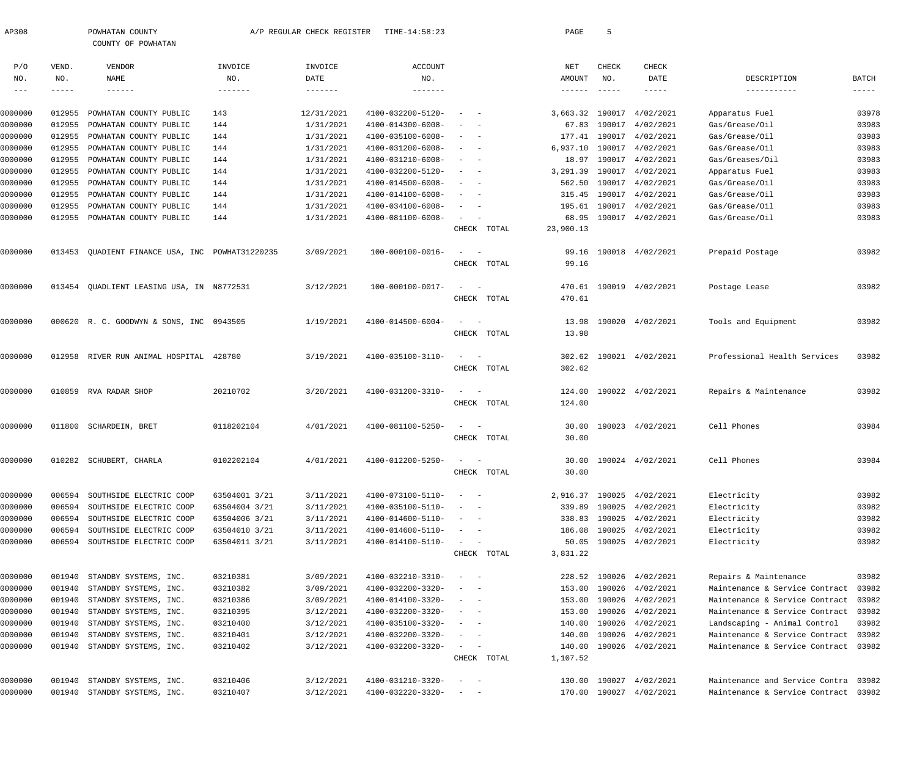AP308 POWHATAN COUNTY A/P REGULAR CHECK REGISTER TIME-14:58:23

COUNTY OF POWHATAN

| P/O NO. | VEND. NO. | VENDOR NAME | INVOICE NO. | INVOICE DATE | ACCOUNT NO. | | NET AMOUNT | CHECK NO. | CHECK DATE | DESCRIPTION | BATCH |
|---|---|---|---|---|---|---|---|---|---|---|---|
| 0000000 | 012955 | POWHATAN COUNTY PUBLIC | 143 | 12/31/2021 | 4100-032200-5120- | - - | 3,663.32 | 190017 | 4/02/2021 | Apparatus Fuel | 03978 |
| 0000000 | 012955 | POWHATAN COUNTY PUBLIC | 144 | 1/31/2021 | 4100-014300-6008- | - - | 67.83 | 190017 | 4/02/2021 | Gas/Grease/Oil | 03983 |
| 0000000 | 012955 | POWHATAN COUNTY PUBLIC | 144 | 1/31/2021 | 4100-035100-6008- | - - | 177.41 | 190017 | 4/02/2021 | Gas/Grease/Oil | 03983 |
| 0000000 | 012955 | POWHATAN COUNTY PUBLIC | 144 | 1/31/2021 | 4100-031200-6008- | - - | 6,937.10 | 190017 | 4/02/2021 | Gas/Grease/Oil | 03983 |
| 0000000 | 012955 | POWHATAN COUNTY PUBLIC | 144 | 1/31/2021 | 4100-031210-6008- | - - | 18.97 | 190017 | 4/02/2021 | Gas/Greases/Oil | 03983 |
| 0000000 | 012955 | POWHATAN COUNTY PUBLIC | 144 | 1/31/2021 | 4100-032200-5120- | - - | 3,291.39 | 190017 | 4/02/2021 | Apparatus Fuel | 03983 |
| 0000000 | 012955 | POWHATAN COUNTY PUBLIC | 144 | 1/31/2021 | 4100-014500-6008- | - - | 562.50 | 190017 | 4/02/2021 | Gas/Grease/Oil | 03983 |
| 0000000 | 012955 | POWHATAN COUNTY PUBLIC | 144 | 1/31/2021 | 4100-014100-6008- | - - | 315.45 | 190017 | 4/02/2021 | Gas/Grease/Oil | 03983 |
| 0000000 | 012955 | POWHATAN COUNTY PUBLIC | 144 | 1/31/2021 | 4100-034100-6008- | - - | 195.61 | 190017 | 4/02/2021 | Gas/Grease/Oil | 03983 |
| 0000000 | 012955 | POWHATAN COUNTY PUBLIC | 144 | 1/31/2021 | 4100-081100-6008- | - - | 68.95 | 190017 | 4/02/2021 | Gas/Grease/Oil | 03983 |
| | | | | | | CHECK TOTAL | 23,900.13 | | | | |
| 0000000 | 013453 | QUADIENT FINANCE USA, INC | POWHAT31220235 | 3/09/2021 | 100-000100-0016- | - - | 99.16 | 190018 | 4/02/2021 | Prepaid Postage | 03982 |
| | | | | | | CHECK TOTAL | 99.16 | | | | |
| 0000000 | 013454 | QUADLIENT LEASING USA, IN | N8772531 | 3/12/2021 | 100-000100-0017- | - - | 470.61 | 190019 | 4/02/2021 | Postage Lease | 03982 |
| | | | | | | CHECK TOTAL | 470.61 | | | | |
| 0000000 | 000620 | R. C. GOODWYN & SONS, INC | 0943505 | 1/19/2021 | 4100-014500-6004- | - - | 13.98 | 190020 | 4/02/2021 | Tools and Equipment | 03982 |
| | | | | | | CHECK TOTAL | 13.98 | | | | |
| 0000000 | 012958 | RIVER RUN ANIMAL HOSPITAL | 428780 | 3/19/2021 | 4100-035100-3110- | - - | 302.62 | 190021 | 4/02/2021 | Professional Health Services | 03982 |
| | | | | | | CHECK TOTAL | 302.62 | | | | |
| 0000000 | 010859 | RVA RADAR SHOP | 20210702 | 3/20/2021 | 4100-031200-3310- | - - | 124.00 | 190022 | 4/02/2021 | Repairs & Maintenance | 03982 |
| | | | | | | CHECK TOTAL | 124.00 | | | | |
| 0000000 | 011800 | SCHARDEIN, BRET | 0118202104 | 4/01/2021 | 4100-081100-5250- | - - | 30.00 | 190023 | 4/02/2021 | Cell Phones | 03984 |
| | | | | | | CHECK TOTAL | 30.00 | | | | |
| 0000000 | 010282 | SCHUBERT, CHARLA | 0102202104 | 4/01/2021 | 4100-012200-5250- | - - | 30.00 | 190024 | 4/02/2021 | Cell Phones | 03984 |
| | | | | | | CHECK TOTAL | 30.00 | | | | |
| 0000000 | 006594 | SOUTHSIDE ELECTRIC COOP | 63504001 3/21 | 3/11/2021 | 4100-073100-5110- | - - | 2,916.37 | 190025 | 4/02/2021 | Electricity | 03982 |
| 0000000 | 006594 | SOUTHSIDE ELECTRIC COOP | 63504004 3/21 | 3/11/2021 | 4100-035100-5110- | - - | 339.89 | 190025 | 4/02/2021 | Electricity | 03982 |
| 0000000 | 006594 | SOUTHSIDE ELECTRIC COOP | 63504006 3/21 | 3/11/2021 | 4100-014600-5110- | - - | 338.83 | 190025 | 4/02/2021 | Electricity | 03982 |
| 0000000 | 006594 | SOUTHSIDE ELECTRIC COOP | 63504010 3/21 | 3/11/2021 | 4100-014600-5110- | - - | 186.08 | 190025 | 4/02/2021 | Electricity | 03982 |
| 0000000 | 006594 | SOUTHSIDE ELECTRIC COOP | 63504011 3/21 | 3/11/2021 | 4100-014100-5110- | - - | 50.05 | 190025 | 4/02/2021 | Electricity | 03982 |
| | | | | | | CHECK TOTAL | 3,831.22 | | | | |
| 0000000 | 001940 | STANDBY SYSTEMS, INC. | 03210381 | 3/09/2021 | 4100-032210-3310- | - - | 228.52 | 190026 | 4/02/2021 | Repairs & Maintenance | 03982 |
| 0000000 | 001940 | STANDBY SYSTEMS, INC. | 03210382 | 3/09/2021 | 4100-032200-3320- | - - | 153.00 | 190026 | 4/02/2021 | Maintenance & Service Contract | 03982 |
| 0000000 | 001940 | STANDBY SYSTEMS, INC. | 03210386 | 3/09/2021 | 4100-014100-3320- | - - | 153.00 | 190026 | 4/02/2021 | Maintenance & Service Contract | 03982 |
| 0000000 | 001940 | STANDBY SYSTEMS, INC. | 03210395 | 3/12/2021 | 4100-032200-3320- | - - | 153.00 | 190026 | 4/02/2021 | Maintenance & Service Contract | 03982 |
| 0000000 | 001940 | STANDBY SYSTEMS, INC. | 03210400 | 3/12/2021 | 4100-035100-3320- | - - | 140.00 | 190026 | 4/02/2021 | Landscaping - Animal Control | 03982 |
| 0000000 | 001940 | STANDBY SYSTEMS, INC. | 03210401 | 3/12/2021 | 4100-032200-3320- | - - | 140.00 | 190026 | 4/02/2021 | Maintenance & Service Contract | 03982 |
| 0000000 | 001940 | STANDBY SYSTEMS, INC. | 03210402 | 3/12/2021 | 4100-032200-3320- | - - | 140.00 | 190026 | 4/02/2021 | Maintenance & Service Contract | 03982 |
| | | | | | | CHECK TOTAL | 1,107.52 | | | | |
| 0000000 | 001940 | STANDBY SYSTEMS, INC. | 03210406 | 3/12/2021 | 4100-031210-3320- | - - | 130.00 | 190027 | 4/02/2021 | Maintenance and Service Contra | 03982 |
| 0000000 | 001940 | STANDBY SYSTEMS, INC. | 03210407 | 3/12/2021 | 4100-032220-3320- | - - | 170.00 | 190027 | 4/02/2021 | Maintenance & Service Contract | 03982 |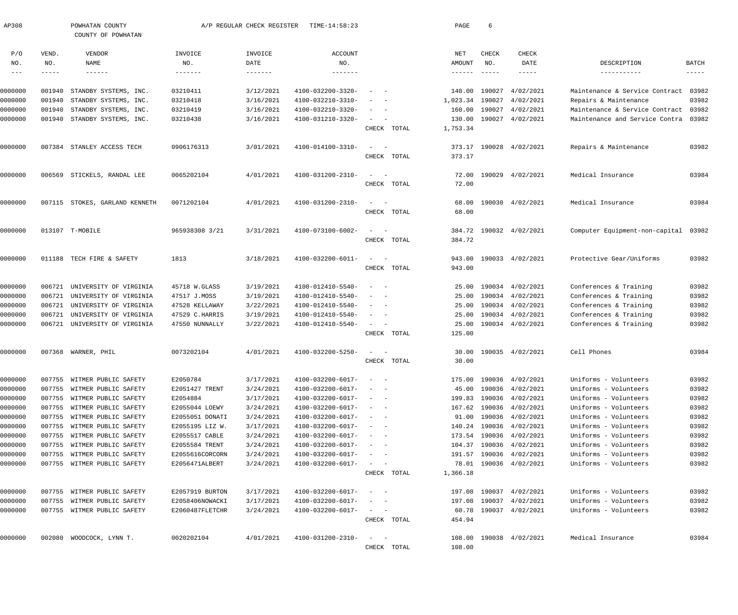AP308 POWHATAN COUNTY A/P REGULAR CHECK REGISTER TIME-14:58:23

COUNTY OF POWHATAN

| P/O NO. | VEND. NO. | VENDOR NAME | INVOICE NO. | INVOICE DATE | ACCOUNT NO. | | NET AMOUNT | CHECK NO. | CHECK DATE | DESCRIPTION | BATCH |
|---|---|---|---|---|---|---|---|---|---|---|---|
| 0000000 | 001940 | STANDBY SYSTEMS, INC. | 03210411 | 3/12/2021 | 4100-032200-3320- | - - | 140.00 | 190027 | 4/02/2021 | Maintenance & Service Contract | 03982 |
| 0000000 | 001940 | STANDBY SYSTEMS, INC. | 03210418 | 3/16/2021 | 4100-032210-3310- | - - | 1,023.34 | 190027 | 4/02/2021 | Repairs & Maintenance | 03982 |
| 0000000 | 001940 | STANDBY SYSTEMS, INC. | 03210419 | 3/16/2021 | 4100-032210-3320- | - - | 160.00 | 190027 | 4/02/2021 | Maintenance & Service Contract | 03982 |
| 0000000 | 001940 | STANDBY SYSTEMS, INC. | 03210438 | 3/16/2021 | 4100-031210-3320- | - - | 130.00 | 190027 | 4/02/2021 | Maintenance and Service Contra | 03982 |
| | | | | | | CHECK TOTAL | 1,753.34 | | | | |
| 0000000 | 007384 | STANLEY ACCESS TECH | 0906176313 | 3/01/2021 | 4100-014100-3310- | - - | 373.17 | 190028 | 4/02/2021 | Repairs & Maintenance | 03982 |
| | | | | | | CHECK TOTAL | 373.17 | | | | |
| 0000000 | 006569 | STICKELS, RANDAL LEE | 0065202104 | 4/01/2021 | 4100-031200-2310- | - - | 72.00 | 190029 | 4/02/2021 | Medical Insurance | 03984 |
| | | | | | | CHECK TOTAL | 72.00 | | | | |
| 0000000 | 007115 | STOKES, GARLAND KENNETH | 0071202104 | 4/01/2021 | 4100-031200-2310- | - - | 68.00 | 190030 | 4/02/2021 | Medical Insurance | 03984 |
| | | | | | | CHECK TOTAL | 68.00 | | | | |
| 0000000 | 013107 | T-MOBILE | 965938308 3/21 | 3/31/2021 | 4100-073100-6002- | - - | 384.72 | 190032 | 4/02/2021 | Computer Equipment-non-capital | 03982 |
| | | | | | | CHECK TOTAL | 384.72 | | | | |
| 0000000 | 011188 | TECH FIRE & SAFETY | 1813 | 3/18/2021 | 4100-032200-6011- | - - | 943.00 | 190033 | 4/02/2021 | Protective Gear/Uniforms | 03982 |
| | | | | | | CHECK TOTAL | 943.00 | | | | |
| 0000000 | 006721 | UNIVERSITY OF VIRGINIA | 45718 W.GLASS | 3/19/2021 | 4100-012410-5540- | - - | 25.00 | 190034 | 4/02/2021 | Conferences & Training | 03982 |
| 0000000 | 006721 | UNIVERSITY OF VIRGINIA | 47517 J.MOSS | 3/19/2021 | 4100-012410-5540- | - - | 25.00 | 190034 | 4/02/2021 | Conferences & Training | 03982 |
| 0000000 | 006721 | UNIVERSITY OF VIRGINIA | 47528 KELLAWAY | 3/22/2021 | 4100-012410-5540- | - - | 25.00 | 190034 | 4/02/2021 | Conferences & Training | 03982 |
| 0000000 | 006721 | UNIVERSITY OF VIRGINIA | 47529 C.HARRIS | 3/19/2021 | 4100-012410-5540- | - - | 25.00 | 190034 | 4/02/2021 | Conferences & Training | 03982 |
| 0000000 | 006721 | UNIVERSITY OF VIRGINIA | 47550 NUNNALLY | 3/22/2021 | 4100-012410-5540- | - - | 25.00 | 190034 | 4/02/2021 | Conferences & Training | 03982 |
| | | | | | | CHECK TOTAL | 125.00 | | | | |
| 0000000 | 007368 | WARNER, PHIL | 0073202104 | 4/01/2021 | 4100-032200-5250- | - - | 30.00 | 190035 | 4/02/2021 | Cell Phones | 03984 |
| | | | | | | CHECK TOTAL | 30.00 | | | | |
| 0000000 | 007755 | WITMER PUBLIC SAFETY | E2050784 | 3/17/2021 | 4100-032200-6017- | - - | 175.00 | 190036 | 4/02/2021 | Uniforms - Volunteers | 03982 |
| 0000000 | 007755 | WITMER PUBLIC SAFETY | E2051427 TRENT | 3/24/2021 | 4100-032200-6017- | - - | 45.00 | 190036 | 4/02/2021 | Uniforms - Volunteers | 03982 |
| 0000000 | 007755 | WITMER PUBLIC SAFETY | E2054884 | 3/17/2021 | 4100-032200-6017- | - - | 199.83 | 190036 | 4/02/2021 | Uniforms - Volunteers | 03982 |
| 0000000 | 007755 | WITMER PUBLIC SAFETY | E2055044 LOEWY | 3/24/2021 | 4100-032200-6017- | - - | 167.62 | 190036 | 4/02/2021 | Uniforms - Volunteers | 03982 |
| 0000000 | 007755 | WITMER PUBLIC SAFETY | E2055051 DONATI | 3/24/2021 | 4100-032200-6017- | - - | 91.00 | 190036 | 4/02/2021 | Uniforms - Volunteers | 03982 |
| 0000000 | 007755 | WITMER PUBLIC SAFETY | E2055195 LIZ W. | 3/17/2021 | 4100-032200-6017- | - - | 140.24 | 190036 | 4/02/2021 | Uniforms - Volunteers | 03982 |
| 0000000 | 007755 | WITMER PUBLIC SAFETY | E2055517 CABLE | 3/24/2021 | 4100-032200-6017- | - - | 173.54 | 190036 | 4/02/2021 | Uniforms - Volunteers | 03982 |
| 0000000 | 007755 | WITMER PUBLIC SAFETY | E2055584 TRENT | 3/24/2021 | 4100-032200-6017- | - - | 104.37 | 190036 | 4/02/2021 | Uniforms - Volunteers | 03982 |
| 0000000 | 007755 | WITMER PUBLIC SAFETY | E2055616CORCORN | 3/24/2021 | 4100-032200-6017- | - - | 191.57 | 190036 | 4/02/2021 | Uniforms - Volunteers | 03982 |
| 0000000 | 007755 | WITMER PUBLIC SAFETY | E2056471ALBERT | 3/24/2021 | 4100-032200-6017- | - - | 78.01 | 190036 | 4/02/2021 | Uniforms - Volunteers | 03982 |
| | | | | | | CHECK TOTAL | 1,366.18 | | | | |
| 0000000 | 007755 | WITMER PUBLIC SAFETY | E2057919 BURTON | 3/17/2021 | 4100-032200-6017- | - - | 197.08 | 190037 | 4/02/2021 | Uniforms - Volunteers | 03982 |
| 0000000 | 007755 | WITMER PUBLIC SAFETY | E2058406NOWACKI | 3/17/2021 | 4100-032200-6017- | - - | 197.08 | 190037 | 4/02/2021 | Uniforms - Volunteers | 03982 |
| 0000000 | 007755 | WITMER PUBLIC SAFETY | E2060487FLETCHR | 3/24/2021 | 4100-032200-6017- | - - | 60.78 | 190037 | 4/02/2021 | Uniforms - Volunteers | 03982 |
| | | | | | | CHECK TOTAL | 454.94 | | | | |
| 0000000 | 002080 | WOODCOCK, LYNN T. | 0020202104 | 4/01/2021 | 4100-031200-2310- | - - | 108.00 | 190038 | 4/02/2021 | Medical Insurance | 03984 |
| | | | | | | CHECK TOTAL | 108.00 | | | | |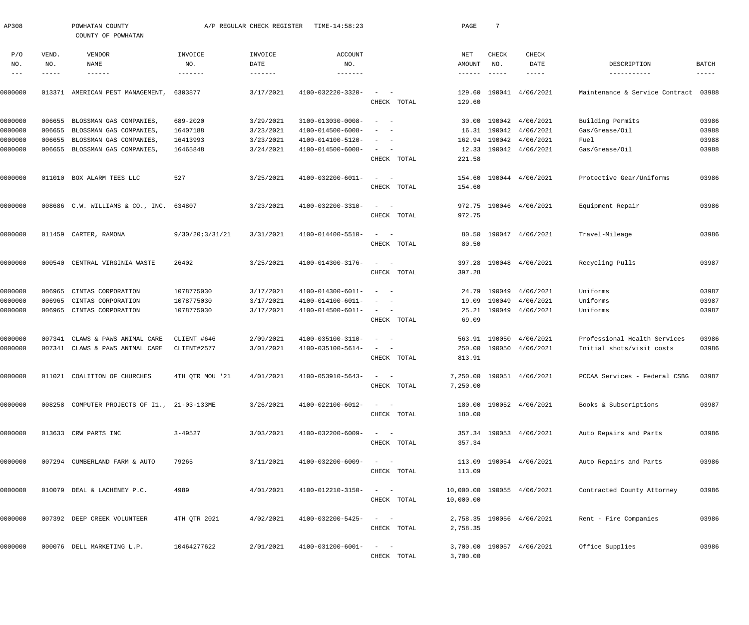AP308 POWHATAN COUNTY A/P REGULAR CHECK REGISTER TIME-14:58:23

COUNTY OF POWHATAN

| P/O NO. | VEND. NO. | VENDOR NAME | INVOICE NO. | INVOICE DATE | ACCOUNT NO. | | NET AMOUNT | CHECK NO. | CHECK DATE | DESCRIPTION | BATCH |
|---|---|---|---|---|---|---|---|---|---|---|---|
| 0000000 | 013371 | AMERICAN PEST MANAGEMENT, | 6303877 | 3/17/2021 | 4100-032220-3320- | - - | 129.60 | 190041 | 4/06/2021 | Maintenance & Service Contract | 03988 |
| | | | | | | CHECK TOTAL | 129.60 | | | | |
| 0000000 | 006655 | BLOSSMAN GAS COMPANIES, | 689-2020 | 3/29/2021 | 3100-013030-0008- | - - | 30.00 | 190042 | 4/06/2021 | Building Permits | 03986 |
| 0000000 | 006655 | BLOSSMAN GAS COMPANIES, | 16407188 | 3/23/2021 | 4100-014500-6008- | - - | 16.31 | 190042 | 4/06/2021 | Gas/Grease/Oil | 03988 |
| 0000000 | 006655 | BLOSSMAN GAS COMPANIES, | 16413993 | 3/23/2021 | 4100-014100-5120- | - - | 162.94 | 190042 | 4/06/2021 | Fuel | 03988 |
| 0000000 | 006655 | BLOSSMAN GAS COMPANIES, | 16465848 | 3/24/2021 | 4100-014500-6008- | - - | 12.33 | 190042 | 4/06/2021 | Gas/Grease/Oil | 03988 |
| | | | | | | CHECK TOTAL | 221.58 | | | | |
| 0000000 | 011010 | BOX ALARM TEES LLC | 527 | 3/25/2021 | 4100-032200-6011- | - - | 154.60 | 190044 | 4/06/2021 | Protective Gear/Uniforms | 03986 |
| | | | | | | CHECK TOTAL | 154.60 | | | | |
| 0000000 | 008686 | C.W. WILLIAMS & CO., INC. | 634807 | 3/23/2021 | 4100-032200-3310- | - - | 972.75 | 190046 | 4/06/2021 | Equipment Repair | 03986 |
| | | | | | | CHECK TOTAL | 972.75 | | | | |
| 0000000 | 011459 | CARTER, RAMONA | 9/30/20;3/31/21 | 3/31/2021 | 4100-014400-5510- | - - | 80.50 | 190047 | 4/06/2021 | Travel-Mileage | 03986 |
| | | | | | | CHECK TOTAL | 80.50 | | | | |
| 0000000 | 000540 | CENTRAL VIRGINIA WASTE | 26402 | 3/25/2021 | 4100-014300-3176- | - - | 397.28 | 190048 | 4/06/2021 | Recycling Pulls | 03987 |
| | | | | | | CHECK TOTAL | 397.28 | | | | |
| 0000000 | 006965 | CINTAS CORPORATION | 1078775030 | 3/17/2021 | 4100-014300-6011- | - - | 24.79 | 190049 | 4/06/2021 | Uniforms | 03987 |
| 0000000 | 006965 | CINTAS CORPORATION | 1078775030 | 3/17/2021 | 4100-014100-6011- | - - | 19.09 | 190049 | 4/06/2021 | Uniforms | 03987 |
| 0000000 | 006965 | CINTAS CORPORATION | 1078775030 | 3/17/2021 | 4100-014500-6011- | - - | 25.21 | 190049 | 4/06/2021 | Uniforms | 03987 |
| | | | | | | CHECK TOTAL | 69.09 | | | | |
| 0000000 | 007341 | CLAWS & PAWS ANIMAL CARE | CLIENT #646 | 2/09/2021 | 4100-035100-3110- | - - | 563.91 | 190050 | 4/06/2021 | Professional Health Services | 03986 |
| 0000000 | 007341 | CLAWS & PAWS ANIMAL CARE | CLIENT#2577 | 3/01/2021 | 4100-035100-5614- | - - | 250.00 | 190050 | 4/06/2021 | Initial shots/visit costs | 03986 |
| | | | | | | CHECK TOTAL | 813.91 | | | | |
| 0000000 | 011021 | COALITION OF CHURCHES | 4TH QTR MOU '21 | 4/01/2021 | 4100-053910-5643- | - - | 7,250.00 | 190051 | 4/06/2021 | PCCAA Services - Federal CSBG | 03987 |
| | | | | | | CHECK TOTAL | 7,250.00 | | | | |
| 0000000 | 008258 | COMPUTER PROJECTS OF I1., | 21-03-133ME | 3/26/2021 | 4100-022100-6012- | - - | 180.00 | 190052 | 4/06/2021 | Books & Subscriptions | 03987 |
| | | | | | | CHECK TOTAL | 180.00 | | | | |
| 0000000 | 013633 | CRW PARTS INC | 3-49527 | 3/03/2021 | 4100-032200-6009- | - - | 357.34 | 190053 | 4/06/2021 | Auto Repairs and Parts | 03986 |
| | | | | | | CHECK TOTAL | 357.34 | | | | |
| 0000000 | 007294 | CUMBERLAND FARM & AUTO | 79265 | 3/11/2021 | 4100-032200-6009- | - - | 113.09 | 190054 | 4/06/2021 | Auto Repairs and Parts | 03986 |
| | | | | | | CHECK TOTAL | 113.09 | | | | |
| 0000000 | 010079 | DEAL & LACHENEY P.C. | 4989 | 4/01/2021 | 4100-012210-3150- | - - | 10,000.00 | 190055 | 4/06/2021 | Contracted County Attorney | 03986 |
| | | | | | | CHECK TOTAL | 10,000.00 | | | | |
| 0000000 | 007392 | DEEP CREEK VOLUNTEER | 4TH QTR 2021 | 4/02/2021 | 4100-032200-5425- | - - | 2,758.35 | 190056 | 4/06/2021 | Rent - Fire Companies | 03986 |
| | | | | | | CHECK TOTAL | 2,758.35 | | | | |
| 0000000 | 000076 | DELL MARKETING L.P. | 10464277622 | 2/01/2021 | 4100-031200-6001- | - - | 3,700.00 | 190057 | 4/06/2021 | Office Supplies | 03986 |
| | | | | | | CHECK TOTAL | 3,700.00 | | | | |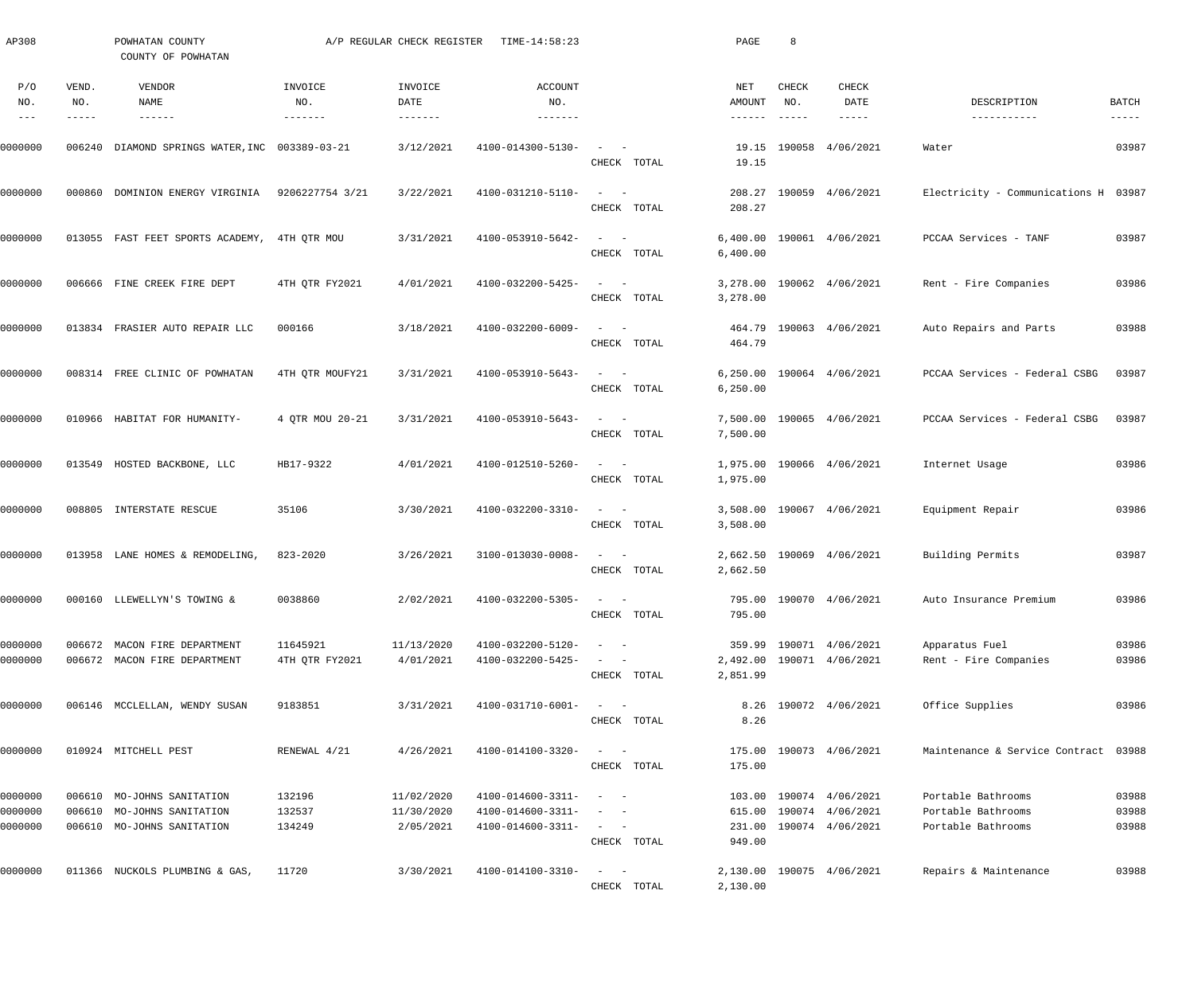AP308 POWHATAN COUNTY A/P REGULAR CHECK REGISTER TIME-14:58:23

COUNTY OF POWHATAN

| P/O NO. | VEND. NO. | VENDOR NAME | INVOICE NO. | INVOICE DATE | ACCOUNT NO. | | NET AMOUNT | CHECK NO. | CHECK DATE | DESCRIPTION | BATCH |
|---|---|---|---|---|---|---|---|---|---|---|---|
| 0000000 | 006240 | DIAMOND SPRINGS WATER,INC | 003389-03-21 | 3/12/2021 | 4100-014300-5130- | - - | 19.15 | 190058 | 4/06/2021 | Water | 03987 |
| | | | | | | CHECK TOTAL | 19.15 | | | | |
| 0000000 | 000860 | DOMINION ENERGY VIRGINIA | 9206227754 3/21 | 3/22/2021 | 4100-031210-5110- | - - | 208.27 | 190059 | 4/06/2021 | Electricity - Communications H | 03987 |
| | | | | | | CHECK TOTAL | 208.27 | | | | |
| 0000000 | 013055 | FAST FEET SPORTS ACADEMY, | 4TH QTR MOU | 3/31/2021 | 4100-053910-5642- | - - | 6,400.00 | 190061 | 4/06/2021 | PCCAA Services - TANF | 03987 |
| | | | | | | CHECK TOTAL | 6,400.00 | | | | |
| 0000000 | 006666 | FINE CREEK FIRE DEPT | 4TH QTR FY2021 | 4/01/2021 | 4100-032200-5425- | - - | 3,278.00 | 190062 | 4/06/2021 | Rent - Fire Companies | 03986 |
| | | | | | | CHECK TOTAL | 3,278.00 | | | | |
| 0000000 | 013834 | FRASIER AUTO REPAIR LLC | 000166 | 3/18/2021 | 4100-032200-6009- | - - | 464.79 | 190063 | 4/06/2021 | Auto Repairs and Parts | 03988 |
| | | | | | | CHECK TOTAL | 464.79 | | | | |
| 0000000 | 008314 | FREE CLINIC OF POWHATAN | 4TH QTR MOUFY21 | 3/31/2021 | 4100-053910-5643- | - - | 6,250.00 | 190064 | 4/06/2021 | PCCAA Services - Federal CSBG | 03987 |
| | | | | | | CHECK TOTAL | 6,250.00 | | | | |
| 0000000 | 010966 | HABITAT FOR HUMANITY- | 4 QTR MOU 20-21 | 3/31/2021 | 4100-053910-5643- | - - | 7,500.00 | 190065 | 4/06/2021 | PCCAA Services - Federal CSBG | 03987 |
| | | | | | | CHECK TOTAL | 7,500.00 | | | | |
| 0000000 | 013549 | HOSTED BACKBONE, LLC | HB17-9322 | 4/01/2021 | 4100-012510-5260- | - - | 1,975.00 | 190066 | 4/06/2021 | Internet Usage | 03986 |
| | | | | | | CHECK TOTAL | 1,975.00 | | | | |
| 0000000 | 008805 | INTERSTATE RESCUE | 35106 | 3/30/2021 | 4100-032200-3310- | - - | 3,508.00 | 190067 | 4/06/2021 | Equipment Repair | 03986 |
| | | | | | | CHECK TOTAL | 3,508.00 | | | | |
| 0000000 | 013958 | LANE HOMES & REMODELING, | 823-2020 | 3/26/2021 | 3100-013030-0008- | - - | 2,662.50 | 190069 | 4/06/2021 | Building Permits | 03987 |
| | | | | | | CHECK TOTAL | 2,662.50 | | | | |
| 0000000 | 000160 | LLEWELLYN'S TOWING & | 0038860 | 2/02/2021 | 4100-032200-5305- | - - | 795.00 | 190070 | 4/06/2021 | Auto Insurance Premium | 03986 |
| | | | | | | CHECK TOTAL | 795.00 | | | | |
| 0000000 | 006672 | MACON FIRE DEPARTMENT | 11645921 | 11/13/2020 | 4100-032200-5120- | - - | 359.99 | 190071 | 4/06/2021 | Apparatus Fuel | 03986 |
| 0000000 | 006672 | MACON FIRE DEPARTMENT | 4TH QTR FY2021 | 4/01/2021 | 4100-032200-5425- | - - | 2,492.00 | 190071 | 4/06/2021 | Rent - Fire Companies | 03986 |
| | | | | | | CHECK TOTAL | 2,851.99 | | | | |
| 0000000 | 006146 | MCCLELLAN, WENDY SUSAN | 9183851 | 3/31/2021 | 4100-031710-6001- | - - | 8.26 | 190072 | 4/06/2021 | Office Supplies | 03986 |
| | | | | | | CHECK TOTAL | 8.26 | | | | |
| 0000000 | 010924 | MITCHELL PEST | RENEWAL 4/21 | 4/26/2021 | 4100-014100-3320- | - - | 175.00 | 190073 | 4/06/2021 | Maintenance & Service Contract | 03988 |
| | | | | | | CHECK TOTAL | 175.00 | | | | |
| 0000000 | 006610 | MO-JOHNS SANITATION | 132196 | 11/02/2020 | 4100-014600-3311- | - - | 103.00 | 190074 | 4/06/2021 | Portable Bathrooms | 03988 |
| 0000000 | 006610 | MO-JOHNS SANITATION | 132537 | 11/30/2020 | 4100-014600-3311- | - - | 615.00 | 190074 | 4/06/2021 | Portable Bathrooms | 03988 |
| 0000000 | 006610 | MO-JOHNS SANITATION | 134249 | 2/05/2021 | 4100-014600-3311- | - - | 231.00 | 190074 | 4/06/2021 | Portable Bathrooms | 03988 |
| | | | | | | CHECK TOTAL | 949.00 | | | | |
| 0000000 | 011366 | NUCKOLS PLUMBING & GAS, | 11720 | 3/30/2021 | 4100-014100-3310- | - - | 2,130.00 | 190075 | 4/06/2021 | Repairs & Maintenance | 03988 |
| | | | | | | CHECK TOTAL | 2,130.00 | | | | |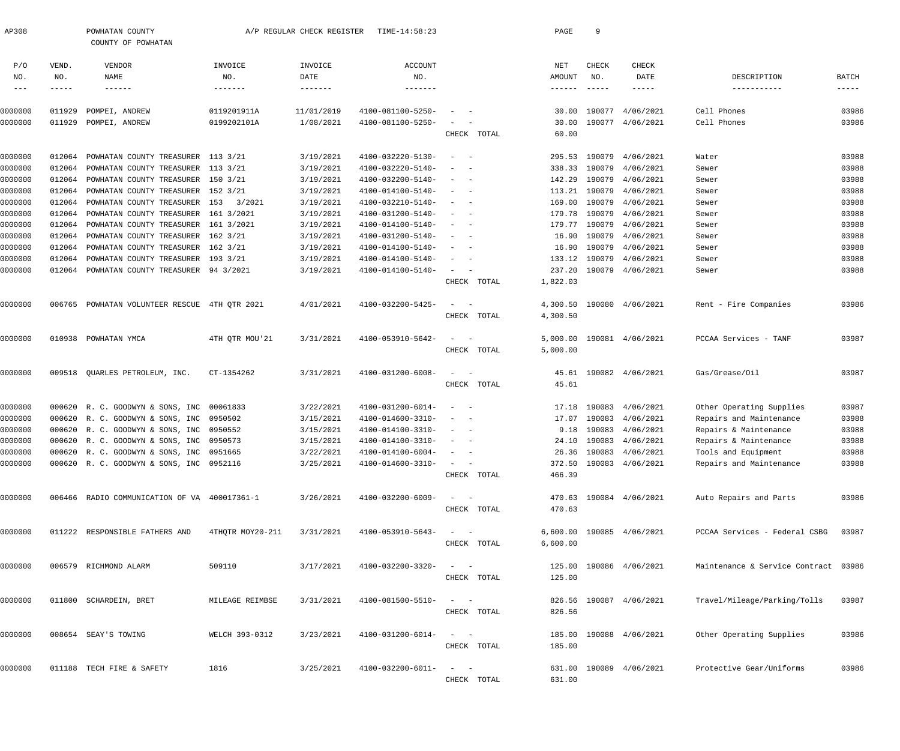AP308 POWHATAN COUNTY A/P REGULAR CHECK REGISTER TIME-14:58:23

COUNTY OF POWHATAN

| P/O NO. | VEND. NO. | VENDOR NAME | INVOICE NO. | INVOICE DATE | ACCOUNT NO. | | NET AMOUNT | CHECK NO. | CHECK DATE | DESCRIPTION | BATCH |
|---|---|---|---|---|---|---|---|---|---|---|---|
| 0000000 | 011929 | POMPEI, ANDREW | 0119201911A | 11/01/2019 | 4100-081100-5250- | - - | 30.00 | 190077 | 4/06/2021 | Cell Phones | 03986 |
| 0000000 | 011929 | POMPEI, ANDREW | 0199202101A | 1/08/2021 | 4100-081100-5250- | - - | 30.00 | 190077 | 4/06/2021 | Cell Phones | 03986 |
| | | | | | | CHECK TOTAL | 60.00 | | | | |
| 0000000 | 012064 | POWHATAN COUNTY TREASURER | 113 3/21 | 3/19/2021 | 4100-032220-5130- | - - | 295.53 | 190079 | 4/06/2021 | Water | 03988 |
| 0000000 | 012064 | POWHATAN COUNTY TREASURER | 113 3/21 | 3/19/2021 | 4100-032220-5140- | - - | 338.33 | 190079 | 4/06/2021 | Sewer | 03988 |
| 0000000 | 012064 | POWHATAN COUNTY TREASURER | 150 3/21 | 3/19/2021 | 4100-032200-5140- | - - | 142.29 | 190079 | 4/06/2021 | Sewer | 03988 |
| 0000000 | 012064 | POWHATAN COUNTY TREASURER | 152 3/21 | 3/19/2021 | 4100-014100-5140- | - - | 113.21 | 190079 | 4/06/2021 | Sewer | 03988 |
| 0000000 | 012064 | POWHATAN COUNTY TREASURER | 153 3/2021 | 3/19/2021 | 4100-032210-5140- | - - | 169.00 | 190079 | 4/06/2021 | Sewer | 03988 |
| 0000000 | 012064 | POWHATAN COUNTY TREASURER | 161 3/2021 | 3/19/2021 | 4100-031200-5140- | - - | 179.78 | 190079 | 4/06/2021 | Sewer | 03988 |
| 0000000 | 012064 | POWHATAN COUNTY TREASURER | 161 3/2021 | 3/19/2021 | 4100-014100-5140- | - - | 179.77 | 190079 | 4/06/2021 | Sewer | 03988 |
| 0000000 | 012064 | POWHATAN COUNTY TREASURER | 162 3/21 | 3/19/2021 | 4100-031200-5140- | - - | 16.90 | 190079 | 4/06/2021 | Sewer | 03988 |
| 0000000 | 012064 | POWHATAN COUNTY TREASURER | 162 3/21 | 3/19/2021 | 4100-014100-5140- | - - | 16.90 | 190079 | 4/06/2021 | Sewer | 03988 |
| 0000000 | 012064 | POWHATAN COUNTY TREASURER | 193 3/21 | 3/19/2021 | 4100-014100-5140- | - - | 133.12 | 190079 | 4/06/2021 | Sewer | 03988 |
| 0000000 | 012064 | POWHATAN COUNTY TREASURER | 94 3/2021 | 3/19/2021 | 4100-014100-5140- | - - | 237.20 | 190079 | 4/06/2021 | Sewer | 03988 |
| | | | | | | CHECK TOTAL | 1,822.03 | | | | |
| 0000000 | 006765 | POWHATAN VOLUNTEER RESCUE | 4TH QTR 2021 | 4/01/2021 | 4100-032200-5425- | - - | 4,300.50 | 190080 | 4/06/2021 | Rent - Fire Companies | 03986 |
| | | | | | | CHECK TOTAL | 4,300.50 | | | | |
| 0000000 | 010938 | POWHATAN YMCA | 4TH QTR MOU'21 | 3/31/2021 | 4100-053910-5642- | - - | 5,000.00 | 190081 | 4/06/2021 | PCCAA Services - TANF | 03987 |
| | | | | | | CHECK TOTAL | 5,000.00 | | | | |
| 0000000 | 009518 | QUARLES PETROLEUM, INC. | CT-1354262 | 3/31/2021 | 4100-031200-6008- | - - | 45.61 | 190082 | 4/06/2021 | Gas/Grease/Oil | 03987 |
| | | | | | | CHECK TOTAL | 45.61 | | | | |
| 0000000 | 000620 | R. C. GOODWYN & SONS, INC | 00061833 | 3/22/2021 | 4100-031200-6014- | - - | 17.18 | 190083 | 4/06/2021 | Other Operating Supplies | 03987 |
| 0000000 | 000620 | R. C. GOODWYN & SONS, INC | 0950502 | 3/15/2021 | 4100-014600-3310- | - - | 17.07 | 190083 | 4/06/2021 | Repairs and Maintenance | 03988 |
| 0000000 | 000620 | R. C. GOODWYN & SONS, INC | 0950552 | 3/15/2021 | 4100-014100-3310- | - - | 9.18 | 190083 | 4/06/2021 | Repairs & Maintenance | 03988 |
| 0000000 | 000620 | R. C. GOODWYN & SONS, INC | 0950573 | 3/15/2021 | 4100-014100-3310- | - - | 24.10 | 190083 | 4/06/2021 | Repairs & Maintenance | 03988 |
| 0000000 | 000620 | R. C. GOODWYN & SONS, INC | 0951665 | 3/22/2021 | 4100-014100-6004- | - - | 26.36 | 190083 | 4/06/2021 | Tools and Equipment | 03988 |
| 0000000 | 000620 | R. C. GOODWYN & SONS, INC | 0952116 | 3/25/2021 | 4100-014600-3310- | - - | 372.50 | 190083 | 4/06/2021 | Repairs and Maintenance | 03988 |
| | | | | | | CHECK TOTAL | 466.39 | | | | |
| 0000000 | 006466 | RADIO COMMUNICATION OF VA | 400017361-1 | 3/26/2021 | 4100-032200-6009- | - - | 470.63 | 190084 | 4/06/2021 | Auto Repairs and Parts | 03986 |
| | | | | | | CHECK TOTAL | 470.63 | | | | |
| 0000000 | 011222 | RESPONSIBLE FATHERS AND | 4THQTR MOY20-211 | 3/31/2021 | 4100-053910-5643- | - - | 6,600.00 | 190085 | 4/06/2021 | PCCAA Services - Federal CSBG | 03987 |
| | | | | | | CHECK TOTAL | 6,600.00 | | | | |
| 0000000 | 006579 | RICHMOND ALARM | 509110 | 3/17/2021 | 4100-032200-3320- | - - | 125.00 | 190086 | 4/06/2021 | Maintenance & Service Contract | 03986 |
| | | | | | | CHECK TOTAL | 125.00 | | | | |
| 0000000 | 011800 | SCHARDEIN, BRET | MILEAGE REIMBSE | 3/31/2021 | 4100-081500-5510- | - - | 826.56 | 190087 | 4/06/2021 | Travel/Mileage/Parking/Tolls | 03987 |
| | | | | | | CHECK TOTAL | 826.56 | | | | |
| 0000000 | 008654 | SEAY'S TOWING | WELCH 393-0312 | 3/23/2021 | 4100-031200-6014- | - - | 185.00 | 190088 | 4/06/2021 | Other Operating Supplies | 03986 |
| | | | | | | CHECK TOTAL | 185.00 | | | | |
| 0000000 | 011188 | TECH FIRE & SAFETY | 1816 | 3/25/2021 | 4100-032200-6011- | - - | 631.00 | 190089 | 4/06/2021 | Protective Gear/Uniforms | 03986 |
| | | | | | | CHECK TOTAL | 631.00 | | | | |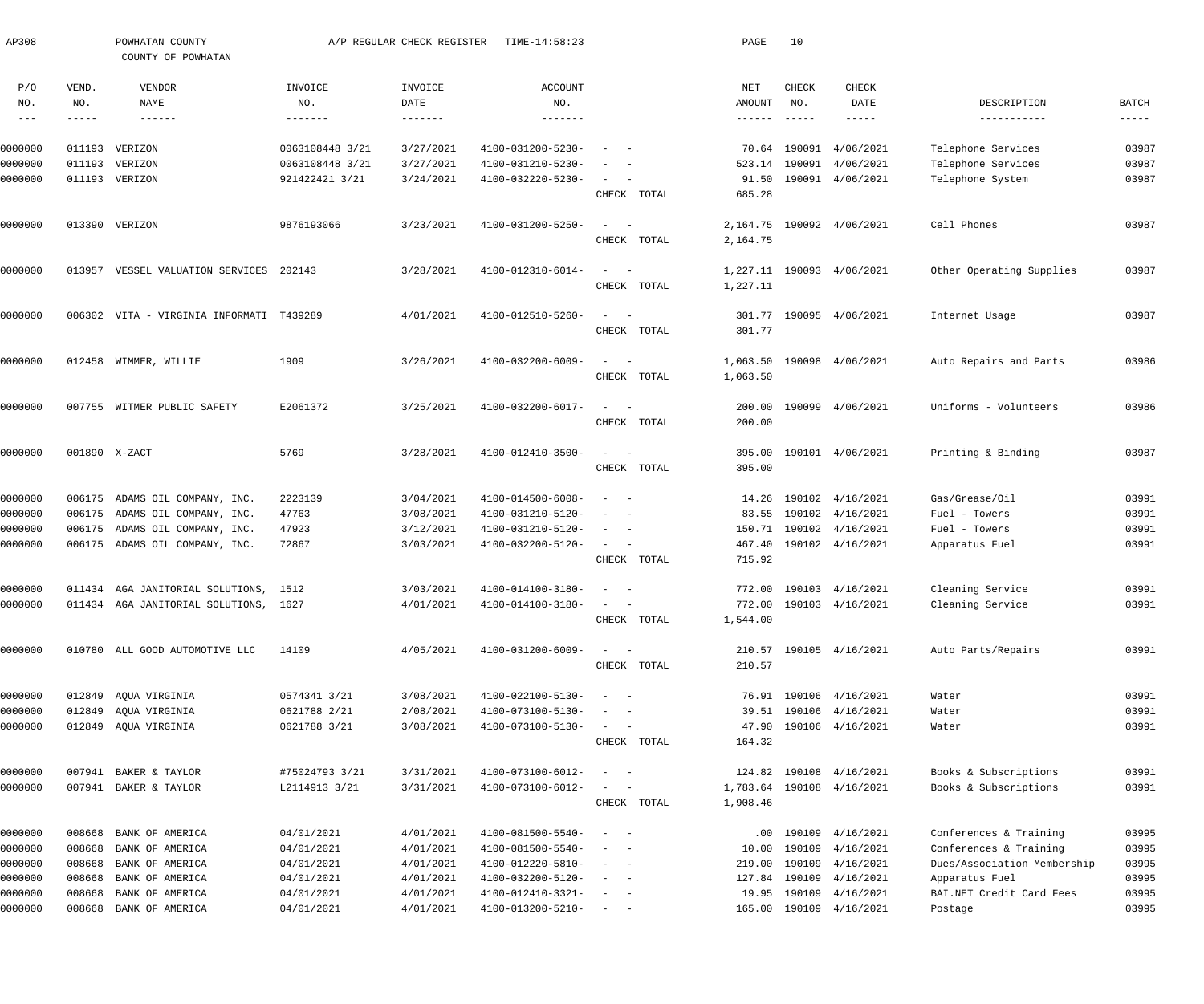AP308 POWHATAN COUNTY A/P REGULAR CHECK REGISTER TIME-14:58:23

COUNTY OF POWHATAN

| P/O NO. | VEND. NO. | VENDOR NAME | INVOICE NO. | INVOICE DATE | ACCOUNT NO. | | NET AMOUNT | CHECK NO. | CHECK DATE | DESCRIPTION | BATCH |
|---|---|---|---|---|---|---|---|---|---|---|---|
| 0000000 | 011193 | VERIZON | 0063108448 3/21 | 3/27/2021 | 4100-031200-5230- | - - | 70.64 | 190091 | 4/06/2021 | Telephone Services | 03987 |
| 0000000 | 011193 | VERIZON | 0063108448 3/21 | 3/27/2021 | 4100-031210-5230- | - - | 523.14 | 190091 | 4/06/2021 | Telephone Services | 03987 |
| 0000000 | 011193 | VERIZON | 921422421 3/21 | 3/24/2021 | 4100-032220-5230- | - - | 91.50 | 190091 | 4/06/2021 | Telephone System | 03987 |
| | | | | | | CHECK TOTAL | 685.28 | | | | |
| 0000000 | 013390 | VERIZON | 9876193066 | 3/23/2021 | 4100-031200-5250- | - - | 2,164.75 | 190092 | 4/06/2021 | Cell Phones | 03987 |
| | | | | | | CHECK TOTAL | 2,164.75 | | | | |
| 0000000 | 013957 | VESSEL VALUATION SERVICES | 202143 | 3/28/2021 | 4100-012310-6014- | - - | 1,227.11 | 190093 | 4/06/2021 | Other Operating Supplies | 03987 |
| | | | | | | CHECK TOTAL | 1,227.11 | | | | |
| 0000000 | 006302 | VITA - VIRGINIA INFORMATI | T439289 | 4/01/2021 | 4100-012510-5260- | - - | 301.77 | 190095 | 4/06/2021 | Internet Usage | 03987 |
| | | | | | | CHECK TOTAL | 301.77 | | | | |
| 0000000 | 012458 | WIMMER, WILLIE | 1909 | 3/26/2021 | 4100-032200-6009- | - - | 1,063.50 | 190098 | 4/06/2021 | Auto Repairs and Parts | 03986 |
| | | | | | | CHECK TOTAL | 1,063.50 | | | | |
| 0000000 | 007755 | WITMER PUBLIC SAFETY | E2061372 | 3/25/2021 | 4100-032200-6017- | - - | 200.00 | 190099 | 4/06/2021 | Uniforms - Volunteers | 03986 |
| | | | | | | CHECK TOTAL | 200.00 | | | | |
| 0000000 | 001890 | X-ZACT | 5769 | 3/28/2021 | 4100-012410-3500- | - - | 395.00 | 190101 | 4/06/2021 | Printing & Binding | 03987 |
| | | | | | | CHECK TOTAL | 395.00 | | | | |
| 0000000 | 006175 | ADAMS OIL COMPANY, INC. | 2223139 | 3/04/2021 | 4100-014500-6008- | - - | 14.26 | 190102 | 4/16/2021 | Gas/Grease/Oil | 03991 |
| 0000000 | 006175 | ADAMS OIL COMPANY, INC. | 47763 | 3/08/2021 | 4100-031210-5120- | - - | 83.55 | 190102 | 4/16/2021 | Fuel - Towers | 03991 |
| 0000000 | 006175 | ADAMS OIL COMPANY, INC. | 47923 | 3/12/2021 | 4100-031210-5120- | - - | 150.71 | 190102 | 4/16/2021 | Fuel - Towers | 03991 |
| 0000000 | 006175 | ADAMS OIL COMPANY, INC. | 72867 | 3/03/2021 | 4100-032200-5120- | - - | 467.40 | 190102 | 4/16/2021 | Apparatus Fuel | 03991 |
| | | | | | | CHECK TOTAL | 715.92 | | | | |
| 0000000 | 011434 | AGA JANITORIAL SOLUTIONS, | 1512 | 3/03/2021 | 4100-014100-3180- | - - | 772.00 | 190103 | 4/16/2021 | Cleaning Service | 03991 |
| 0000000 | 011434 | AGA JANITORIAL SOLUTIONS, | 1627 | 4/01/2021 | 4100-014100-3180- | - - | 772.00 | 190103 | 4/16/2021 | Cleaning Service | 03991 |
| | | | | | | CHECK TOTAL | 1,544.00 | | | | |
| 0000000 | 010780 | ALL GOOD AUTOMOTIVE LLC | 14109 | 4/05/2021 | 4100-031200-6009- | - - | 210.57 | 190105 | 4/16/2021 | Auto Parts/Repairs | 03991 |
| | | | | | | CHECK TOTAL | 210.57 | | | | |
| 0000000 | 012849 | AQUA VIRGINIA | 0574341 3/21 | 3/08/2021 | 4100-022100-5130- | - - | 76.91 | 190106 | 4/16/2021 | Water | 03991 |
| 0000000 | 012849 | AQUA VIRGINIA | 0621788 2/21 | 2/08/2021 | 4100-073100-5130- | - - | 39.51 | 190106 | 4/16/2021 | Water | 03991 |
| 0000000 | 012849 | AQUA VIRGINIA | 0621788 3/21 | 3/08/2021 | 4100-073100-5130- | - - | 47.90 | 190106 | 4/16/2021 | Water | 03991 |
| | | | | | | CHECK TOTAL | 164.32 | | | | |
| 0000000 | 007941 | BAKER & TAYLOR | #75024793 3/21 | 3/31/2021 | 4100-073100-6012- | - - | 124.82 | 190108 | 4/16/2021 | Books & Subscriptions | 03991 |
| 0000000 | 007941 | BAKER & TAYLOR | L2114913 3/21 | 3/31/2021 | 4100-073100-6012- | - - | 1,783.64 | 190108 | 4/16/2021 | Books & Subscriptions | 03991 |
| | | | | | | CHECK TOTAL | 1,908.46 | | | | |
| 0000000 | 008668 | BANK OF AMERICA | 04/01/2021 | 4/01/2021 | 4100-081500-5540- | - - | .00 | 190109 | 4/16/2021 | Conferences & Training | 03995 |
| 0000000 | 008668 | BANK OF AMERICA | 04/01/2021 | 4/01/2021 | 4100-081500-5540- | - - | 10.00 | 190109 | 4/16/2021 | Conferences & Training | 03995 |
| 0000000 | 008668 | BANK OF AMERICA | 04/01/2021 | 4/01/2021 | 4100-012220-5810- | - - | 219.00 | 190109 | 4/16/2021 | Dues/Association Membership | 03995 |
| 0000000 | 008668 | BANK OF AMERICA | 04/01/2021 | 4/01/2021 | 4100-032200-5120- | - - | 127.84 | 190109 | 4/16/2021 | Apparatus Fuel | 03995 |
| 0000000 | 008668 | BANK OF AMERICA | 04/01/2021 | 4/01/2021 | 4100-012410-3321- | - - | 19.95 | 190109 | 4/16/2021 | BAI.NET Credit Card Fees | 03995 |
| 0000000 | 008668 | BANK OF AMERICA | 04/01/2021 | 4/01/2021 | 4100-013200-5210- | - - | 165.00 | 190109 | 4/16/2021 | Postage | 03995 |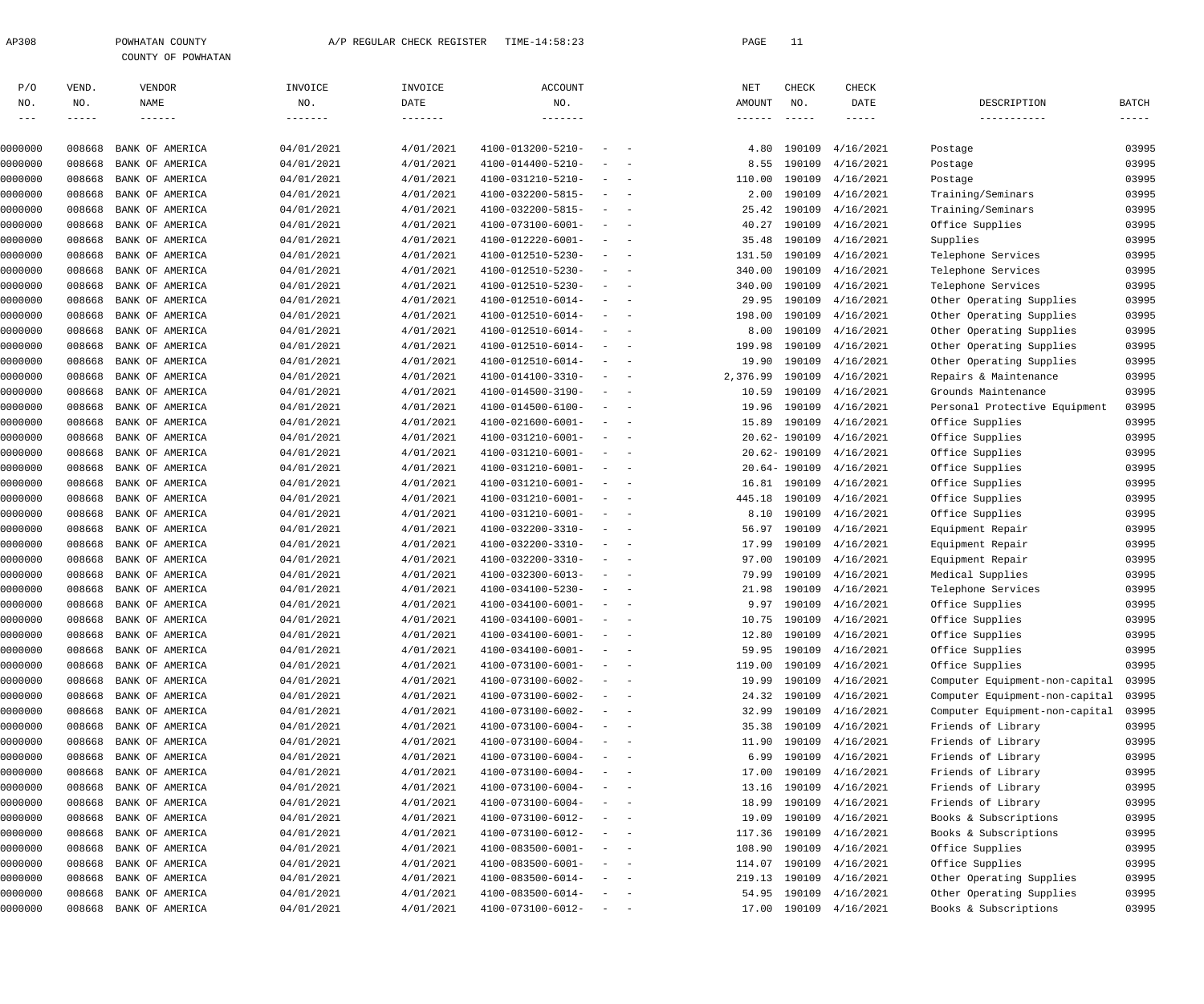AP308 POWHATAN COUNTY A/P REGULAR CHECK REGISTER TIME-14:58:23

COUNTY OF POWHATAN

| P/O NO. | VEND. NO. | VENDOR NAME | INVOICE NO. | INVOICE DATE | ACCOUNT NO. | NET AMOUNT | CHECK NO. | CHECK DATE | DESCRIPTION | BATCH |
|---|---|---|---|---|---|---|---|---|---|---|
| 0000000 | 008668 | BANK OF AMERICA | 04/01/2021 | 4/01/2021 | 4100-013200-5210- - - | 4.80 | 190109 | 4/16/2021 | Postage | 03995 |
| 0000000 | 008668 | BANK OF AMERICA | 04/01/2021 | 4/01/2021 | 4100-014400-5210- - - | 8.55 | 190109 | 4/16/2021 | Postage | 03995 |
| 0000000 | 008668 | BANK OF AMERICA | 04/01/2021 | 4/01/2021 | 4100-031210-5210- - - | 110.00 | 190109 | 4/16/2021 | Postage | 03995 |
| 0000000 | 008668 | BANK OF AMERICA | 04/01/2021 | 4/01/2021 | 4100-032200-5815- - - | 2.00 | 190109 | 4/16/2021 | Training/Seminars | 03995 |
| 0000000 | 008668 | BANK OF AMERICA | 04/01/2021 | 4/01/2021 | 4100-032200-5815- - - | 25.42 | 190109 | 4/16/2021 | Training/Seminars | 03995 |
| 0000000 | 008668 | BANK OF AMERICA | 04/01/2021 | 4/01/2021 | 4100-073100-6001- - - | 40.27 | 190109 | 4/16/2021 | Office Supplies | 03995 |
| 0000000 | 008668 | BANK OF AMERICA | 04/01/2021 | 4/01/2021 | 4100-012220-6001- - - | 35.48 | 190109 | 4/16/2021 | Supplies | 03995 |
| 0000000 | 008668 | BANK OF AMERICA | 04/01/2021 | 4/01/2021 | 4100-012510-5230- - - | 131.50 | 190109 | 4/16/2021 | Telephone Services | 03995 |
| 0000000 | 008668 | BANK OF AMERICA | 04/01/2021 | 4/01/2021 | 4100-012510-5230- - - | 340.00 | 190109 | 4/16/2021 | Telephone Services | 03995 |
| 0000000 | 008668 | BANK OF AMERICA | 04/01/2021 | 4/01/2021 | 4100-012510-5230- - - | 340.00 | 190109 | 4/16/2021 | Telephone Services | 03995 |
| 0000000 | 008668 | BANK OF AMERICA | 04/01/2021 | 4/01/2021 | 4100-012510-6014- - - | 29.95 | 190109 | 4/16/2021 | Other Operating Supplies | 03995 |
| 0000000 | 008668 | BANK OF AMERICA | 04/01/2021 | 4/01/2021 | 4100-012510-6014- - - | 198.00 | 190109 | 4/16/2021 | Other Operating Supplies | 03995 |
| 0000000 | 008668 | BANK OF AMERICA | 04/01/2021 | 4/01/2021 | 4100-012510-6014- - - | 8.00 | 190109 | 4/16/2021 | Other Operating Supplies | 03995 |
| 0000000 | 008668 | BANK OF AMERICA | 04/01/2021 | 4/01/2021 | 4100-012510-6014- - - | 199.98 | 190109 | 4/16/2021 | Other Operating Supplies | 03995 |
| 0000000 | 008668 | BANK OF AMERICA | 04/01/2021 | 4/01/2021 | 4100-012510-6014- - - | 19.90 | 190109 | 4/16/2021 | Other Operating Supplies | 03995 |
| 0000000 | 008668 | BANK OF AMERICA | 04/01/2021 | 4/01/2021 | 4100-014100-3310- - - | 2,376.99 | 190109 | 4/16/2021 | Repairs & Maintenance | 03995 |
| 0000000 | 008668 | BANK OF AMERICA | 04/01/2021 | 4/01/2021 | 4100-014500-3190- - - | 10.59 | 190109 | 4/16/2021 | Grounds Maintenance | 03995 |
| 0000000 | 008668 | BANK OF AMERICA | 04/01/2021 | 4/01/2021 | 4100-014500-6100- - - | 19.96 | 190109 | 4/16/2021 | Personal Protective Equipment | 03995 |
| 0000000 | 008668 | BANK OF AMERICA | 04/01/2021 | 4/01/2021 | 4100-021600-6001- - - | 15.89 | 190109 | 4/16/2021 | Office Supplies | 03995 |
| 0000000 | 008668 | BANK OF AMERICA | 04/01/2021 | 4/01/2021 | 4100-031210-6001- - - | 20.62- | 190109 | 4/16/2021 | Office Supplies | 03995 |
| 0000000 | 008668 | BANK OF AMERICA | 04/01/2021 | 4/01/2021 | 4100-031210-6001- - - | 20.62- | 190109 | 4/16/2021 | Office Supplies | 03995 |
| 0000000 | 008668 | BANK OF AMERICA | 04/01/2021 | 4/01/2021 | 4100-031210-6001- - - | 20.64- | 190109 | 4/16/2021 | Office Supplies | 03995 |
| 0000000 | 008668 | BANK OF AMERICA | 04/01/2021 | 4/01/2021 | 4100-031210-6001- - - | 16.81 | 190109 | 4/16/2021 | Office Supplies | 03995 |
| 0000000 | 008668 | BANK OF AMERICA | 04/01/2021 | 4/01/2021 | 4100-031210-6001- - - | 445.18 | 190109 | 4/16/2021 | Office Supplies | 03995 |
| 0000000 | 008668 | BANK OF AMERICA | 04/01/2021 | 4/01/2021 | 4100-031210-6001- - - | 8.10 | 190109 | 4/16/2021 | Office Supplies | 03995 |
| 0000000 | 008668 | BANK OF AMERICA | 04/01/2021 | 4/01/2021 | 4100-032200-3310- - - | 56.97 | 190109 | 4/16/2021 | Equipment Repair | 03995 |
| 0000000 | 008668 | BANK OF AMERICA | 04/01/2021 | 4/01/2021 | 4100-032200-3310- - - | 17.99 | 190109 | 4/16/2021 | Equipment Repair | 03995 |
| 0000000 | 008668 | BANK OF AMERICA | 04/01/2021 | 4/01/2021 | 4100-032200-3310- - - | 97.00 | 190109 | 4/16/2021 | Equipment Repair | 03995 |
| 0000000 | 008668 | BANK OF AMERICA | 04/01/2021 | 4/01/2021 | 4100-032300-6013- - - | 79.99 | 190109 | 4/16/2021 | Medical Supplies | 03995 |
| 0000000 | 008668 | BANK OF AMERICA | 04/01/2021 | 4/01/2021 | 4100-034100-5230- - - | 21.98 | 190109 | 4/16/2021 | Telephone Services | 03995 |
| 0000000 | 008668 | BANK OF AMERICA | 04/01/2021 | 4/01/2021 | 4100-034100-6001- - - | 9.97 | 190109 | 4/16/2021 | Office Supplies | 03995 |
| 0000000 | 008668 | BANK OF AMERICA | 04/01/2021 | 4/01/2021 | 4100-034100-6001- - - | 10.75 | 190109 | 4/16/2021 | Office Supplies | 03995 |
| 0000000 | 008668 | BANK OF AMERICA | 04/01/2021 | 4/01/2021 | 4100-034100-6001- - - | 12.80 | 190109 | 4/16/2021 | Office Supplies | 03995 |
| 0000000 | 008668 | BANK OF AMERICA | 04/01/2021 | 4/01/2021 | 4100-034100-6001- - - | 59.95 | 190109 | 4/16/2021 | Office Supplies | 03995 |
| 0000000 | 008668 | BANK OF AMERICA | 04/01/2021 | 4/01/2021 | 4100-073100-6001- - - | 119.00 | 190109 | 4/16/2021 | Office Supplies | 03995 |
| 0000000 | 008668 | BANK OF AMERICA | 04/01/2021 | 4/01/2021 | 4100-073100-6002- - - | 19.99 | 190109 | 4/16/2021 | Computer Equipment-non-capital | 03995 |
| 0000000 | 008668 | BANK OF AMERICA | 04/01/2021 | 4/01/2021 | 4100-073100-6002- - - | 24.32 | 190109 | 4/16/2021 | Computer Equipment-non-capital | 03995 |
| 0000000 | 008668 | BANK OF AMERICA | 04/01/2021 | 4/01/2021 | 4100-073100-6002- - - | 32.99 | 190109 | 4/16/2021 | Computer Equipment-non-capital | 03995 |
| 0000000 | 008668 | BANK OF AMERICA | 04/01/2021 | 4/01/2021 | 4100-073100-6004- - - | 35.38 | 190109 | 4/16/2021 | Friends of Library | 03995 |
| 0000000 | 008668 | BANK OF AMERICA | 04/01/2021 | 4/01/2021 | 4100-073100-6004- - - | 11.90 | 190109 | 4/16/2021 | Friends of Library | 03995 |
| 0000000 | 008668 | BANK OF AMERICA | 04/01/2021 | 4/01/2021 | 4100-073100-6004- - - | 6.99 | 190109 | 4/16/2021 | Friends of Library | 03995 |
| 0000000 | 008668 | BANK OF AMERICA | 04/01/2021 | 4/01/2021 | 4100-073100-6004- - - | 17.00 | 190109 | 4/16/2021 | Friends of Library | 03995 |
| 0000000 | 008668 | BANK OF AMERICA | 04/01/2021 | 4/01/2021 | 4100-073100-6004- - - | 13.16 | 190109 | 4/16/2021 | Friends of Library | 03995 |
| 0000000 | 008668 | BANK OF AMERICA | 04/01/2021 | 4/01/2021 | 4100-073100-6004- - - | 18.99 | 190109 | 4/16/2021 | Friends of Library | 03995 |
| 0000000 | 008668 | BANK OF AMERICA | 04/01/2021 | 4/01/2021 | 4100-073100-6012- - - | 19.09 | 190109 | 4/16/2021 | Books & Subscriptions | 03995 |
| 0000000 | 008668 | BANK OF AMERICA | 04/01/2021 | 4/01/2021 | 4100-073100-6012- - - | 117.36 | 190109 | 4/16/2021 | Books & Subscriptions | 03995 |
| 0000000 | 008668 | BANK OF AMERICA | 04/01/2021 | 4/01/2021 | 4100-083500-6001- - - | 108.90 | 190109 | 4/16/2021 | Office Supplies | 03995 |
| 0000000 | 008668 | BANK OF AMERICA | 04/01/2021 | 4/01/2021 | 4100-083500-6001- - - | 114.07 | 190109 | 4/16/2021 | Office Supplies | 03995 |
| 0000000 | 008668 | BANK OF AMERICA | 04/01/2021 | 4/01/2021 | 4100-083500-6014- - - | 219.13 | 190109 | 4/16/2021 | Other Operating Supplies | 03995 |
| 0000000 | 008668 | BANK OF AMERICA | 04/01/2021 | 4/01/2021 | 4100-083500-6014- - - | 54.95 | 190109 | 4/16/2021 | Other Operating Supplies | 03995 |
| 0000000 | 008668 | BANK OF AMERICA | 04/01/2021 | 4/01/2021 | 4100-073100-6012- - - | 17.00 | 190109 | 4/16/2021 | Books & Subscriptions | 03995 |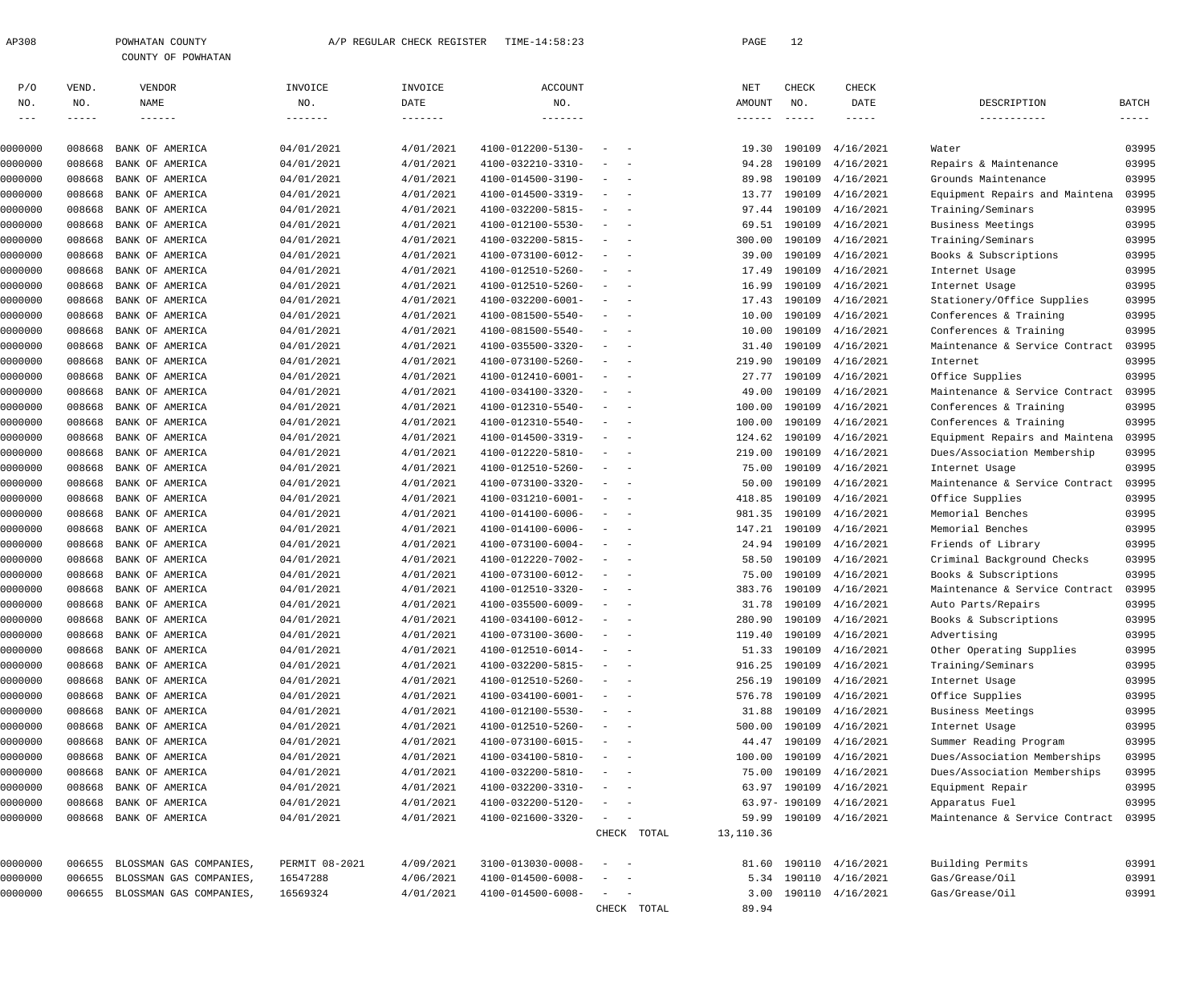AP308 POWHATAN COUNTY A/P REGULAR CHECK REGISTER TIME-14:58:23

COUNTY OF POWHATAN

| P/O NO. | VEND. NO. | VENDOR NAME | INVOICE NO. | INVOICE DATE | ACCOUNT NO. | | NET AMOUNT | CHECK NO. | CHECK DATE | DESCRIPTION | BATCH |
|---|---|---|---|---|---|---|---|---|---|---|---|
| 0000000 | 008668 | BANK OF AMERICA | 04/01/2021 | 4/01/2021 | 4100-012200-5130- | - - | 19.30 | 190109 | 4/16/2021 | Water | 03995 |
| 0000000 | 008668 | BANK OF AMERICA | 04/01/2021 | 4/01/2021 | 4100-032210-3310- | - - | 94.28 | 190109 | 4/16/2021 | Repairs & Maintenance | 03995 |
| 0000000 | 008668 | BANK OF AMERICA | 04/01/2021 | 4/01/2021 | 4100-014500-3190- | - - | 89.98 | 190109 | 4/16/2021 | Grounds Maintenance | 03995 |
| 0000000 | 008668 | BANK OF AMERICA | 04/01/2021 | 4/01/2021 | 4100-014500-3319- | - - | 13.77 | 190109 | 4/16/2021 | Equipment Repairs and Maintena | 03995 |
| 0000000 | 008668 | BANK OF AMERICA | 04/01/2021 | 4/01/2021 | 4100-032200-5815- | - - | 97.44 | 190109 | 4/16/2021 | Training/Seminars | 03995 |
| 0000000 | 008668 | BANK OF AMERICA | 04/01/2021 | 4/01/2021 | 4100-012100-5530- | - - | 69.51 | 190109 | 4/16/2021 | Business Meetings | 03995 |
| 0000000 | 008668 | BANK OF AMERICA | 04/01/2021 | 4/01/2021 | 4100-032200-5815- | - - | 300.00 | 190109 | 4/16/2021 | Training/Seminars | 03995 |
| 0000000 | 008668 | BANK OF AMERICA | 04/01/2021 | 4/01/2021 | 4100-073100-6012- | - - | 39.00 | 190109 | 4/16/2021 | Books & Subscriptions | 03995 |
| 0000000 | 008668 | BANK OF AMERICA | 04/01/2021 | 4/01/2021 | 4100-012510-5260- | - - | 17.49 | 190109 | 4/16/2021 | Internet Usage | 03995 |
| 0000000 | 008668 | BANK OF AMERICA | 04/01/2021 | 4/01/2021 | 4100-012510-5260- | - - | 16.99 | 190109 | 4/16/2021 | Internet Usage | 03995 |
| 0000000 | 008668 | BANK OF AMERICA | 04/01/2021 | 4/01/2021 | 4100-032200-6001- | - - | 17.43 | 190109 | 4/16/2021 | Stationery/Office Supplies | 03995 |
| 0000000 | 008668 | BANK OF AMERICA | 04/01/2021 | 4/01/2021 | 4100-081500-5540- | - - | 10.00 | 190109 | 4/16/2021 | Conferences & Training | 03995 |
| 0000000 | 008668 | BANK OF AMERICA | 04/01/2021 | 4/01/2021 | 4100-081500-5540- | - - | 10.00 | 190109 | 4/16/2021 | Conferences & Training | 03995 |
| 0000000 | 008668 | BANK OF AMERICA | 04/01/2021 | 4/01/2021 | 4100-035500-3320- | - - | 31.40 | 190109 | 4/16/2021 | Maintenance & Service Contract | 03995 |
| 0000000 | 008668 | BANK OF AMERICA | 04/01/2021 | 4/01/2021 | 4100-073100-5260- | - - | 219.90 | 190109 | 4/16/2021 | Internet | 03995 |
| 0000000 | 008668 | BANK OF AMERICA | 04/01/2021 | 4/01/2021 | 4100-012410-6001- | - - | 27.77 | 190109 | 4/16/2021 | Office Supplies | 03995 |
| 0000000 | 008668 | BANK OF AMERICA | 04/01/2021 | 4/01/2021 | 4100-034100-3320- | - - | 49.00 | 190109 | 4/16/2021 | Maintenance & Service Contract | 03995 |
| 0000000 | 008668 | BANK OF AMERICA | 04/01/2021 | 4/01/2021 | 4100-012310-5540- | - - | 100.00 | 190109 | 4/16/2021 | Conferences & Training | 03995 |
| 0000000 | 008668 | BANK OF AMERICA | 04/01/2021 | 4/01/2021 | 4100-012310-5540- | - - | 100.00 | 190109 | 4/16/2021 | Conferences & Training | 03995 |
| 0000000 | 008668 | BANK OF AMERICA | 04/01/2021 | 4/01/2021 | 4100-014500-3319- | - - | 124.62 | 190109 | 4/16/2021 | Equipment Repairs and Maintena | 03995 |
| 0000000 | 008668 | BANK OF AMERICA | 04/01/2021 | 4/01/2021 | 4100-012220-5810- | - - | 219.00 | 190109 | 4/16/2021 | Dues/Association Membership | 03995 |
| 0000000 | 008668 | BANK OF AMERICA | 04/01/2021 | 4/01/2021 | 4100-012510-5260- | - - | 75.00 | 190109 | 4/16/2021 | Internet Usage | 03995 |
| 0000000 | 008668 | BANK OF AMERICA | 04/01/2021 | 4/01/2021 | 4100-073100-3320- | - - | 50.00 | 190109 | 4/16/2021 | Maintenance & Service Contract | 03995 |
| 0000000 | 008668 | BANK OF AMERICA | 04/01/2021 | 4/01/2021 | 4100-031210-6001- | - - | 418.85 | 190109 | 4/16/2021 | Office Supplies | 03995 |
| 0000000 | 008668 | BANK OF AMERICA | 04/01/2021 | 4/01/2021 | 4100-014100-6006- | - - | 981.35 | 190109 | 4/16/2021 | Memorial Benches | 03995 |
| 0000000 | 008668 | BANK OF AMERICA | 04/01/2021 | 4/01/2021 | 4100-014100-6006- | - - | 147.21 | 190109 | 4/16/2021 | Memorial Benches | 03995 |
| 0000000 | 008668 | BANK OF AMERICA | 04/01/2021 | 4/01/2021 | 4100-073100-6004- | - - | 24.94 | 190109 | 4/16/2021 | Friends of Library | 03995 |
| 0000000 | 008668 | BANK OF AMERICA | 04/01/2021 | 4/01/2021 | 4100-012220-7002- | - - | 58.50 | 190109 | 4/16/2021 | Criminal Background Checks | 03995 |
| 0000000 | 008668 | BANK OF AMERICA | 04/01/2021 | 4/01/2021 | 4100-073100-6012- | - - | 75.00 | 190109 | 4/16/2021 | Books & Subscriptions | 03995 |
| 0000000 | 008668 | BANK OF AMERICA | 04/01/2021 | 4/01/2021 | 4100-012510-3320- | - - | 383.76 | 190109 | 4/16/2021 | Maintenance & Service Contract | 03995 |
| 0000000 | 008668 | BANK OF AMERICA | 04/01/2021 | 4/01/2021 | 4100-035500-6009- | - - | 31.78 | 190109 | 4/16/2021 | Auto Parts/Repairs | 03995 |
| 0000000 | 008668 | BANK OF AMERICA | 04/01/2021 | 4/01/2021 | 4100-034100-6012- | - - | 280.90 | 190109 | 4/16/2021 | Books & Subscriptions | 03995 |
| 0000000 | 008668 | BANK OF AMERICA | 04/01/2021 | 4/01/2021 | 4100-073100-3600- | - - | 119.40 | 190109 | 4/16/2021 | Advertising | 03995 |
| 0000000 | 008668 | BANK OF AMERICA | 04/01/2021 | 4/01/2021 | 4100-012510-6014- | - - | 51.33 | 190109 | 4/16/2021 | Other Operating Supplies | 03995 |
| 0000000 | 008668 | BANK OF AMERICA | 04/01/2021 | 4/01/2021 | 4100-032200-5815- | - - | 916.25 | 190109 | 4/16/2021 | Training/Seminars | 03995 |
| 0000000 | 008668 | BANK OF AMERICA | 04/01/2021 | 4/01/2021 | 4100-012510-5260- | - - | 256.19 | 190109 | 4/16/2021 | Internet Usage | 03995 |
| 0000000 | 008668 | BANK OF AMERICA | 04/01/2021 | 4/01/2021 | 4100-034100-6001- | - - | 576.78 | 190109 | 4/16/2021 | Office Supplies | 03995 |
| 0000000 | 008668 | BANK OF AMERICA | 04/01/2021 | 4/01/2021 | 4100-012100-5530- | - - | 31.88 | 190109 | 4/16/2021 | Business Meetings | 03995 |
| 0000000 | 008668 | BANK OF AMERICA | 04/01/2021 | 4/01/2021 | 4100-012510-5260- | - - | 500.00 | 190109 | 4/16/2021 | Internet Usage | 03995 |
| 0000000 | 008668 | BANK OF AMERICA | 04/01/2021 | 4/01/2021 | 4100-073100-6015- | - - | 44.47 | 190109 | 4/16/2021 | Summer Reading Program | 03995 |
| 0000000 | 008668 | BANK OF AMERICA | 04/01/2021 | 4/01/2021 | 4100-034100-5810- | - - | 100.00 | 190109 | 4/16/2021 | Dues/Association Memberships | 03995 |
| 0000000 | 008668 | BANK OF AMERICA | 04/01/2021 | 4/01/2021 | 4100-032200-5810- | - - | 75.00 | 190109 | 4/16/2021 | Dues/Association Memberships | 03995 |
| 0000000 | 008668 | BANK OF AMERICA | 04/01/2021 | 4/01/2021 | 4100-032200-3310- | - - | 63.97 | 190109 | 4/16/2021 | Equipment Repair | 03995 |
| 0000000 | 008668 | BANK OF AMERICA | 04/01/2021 | 4/01/2021 | 4100-032200-5120- | - - | 63.97- | 190109 | 4/16/2021 | Apparatus Fuel | 03995 |
| 0000000 | 008668 | BANK OF AMERICA | 04/01/2021 | 4/01/2021 | 4100-021600-3320- | - - | 59.99 | 190109 | 4/16/2021 | Maintenance & Service Contract | 03995 |
| | | | | | | CHECK TOTAL | 13,110.36 | | | | |
| 0000000 | 006655 | BLOSSMAN GAS COMPANIES, | PERMIT 08-2021 | 4/09/2021 | 3100-013030-0008- | - - | 81.60 | 190110 | 4/16/2021 | Building Permits | 03991 |
| 0000000 | 006655 | BLOSSMAN GAS COMPANIES, | 16547288 | 4/06/2021 | 4100-014500-6008- | - - | 5.34 | 190110 | 4/16/2021 | Gas/Grease/Oil | 03991 |
| 0000000 | 006655 | BLOSSMAN GAS COMPANIES, | 16569324 | 4/01/2021 | 4100-014500-6008- | - - | 3.00 | 190110 | 4/16/2021 | Gas/Grease/Oil | 03991 |
| | | | | | | CHECK TOTAL | 89.94 | | | | |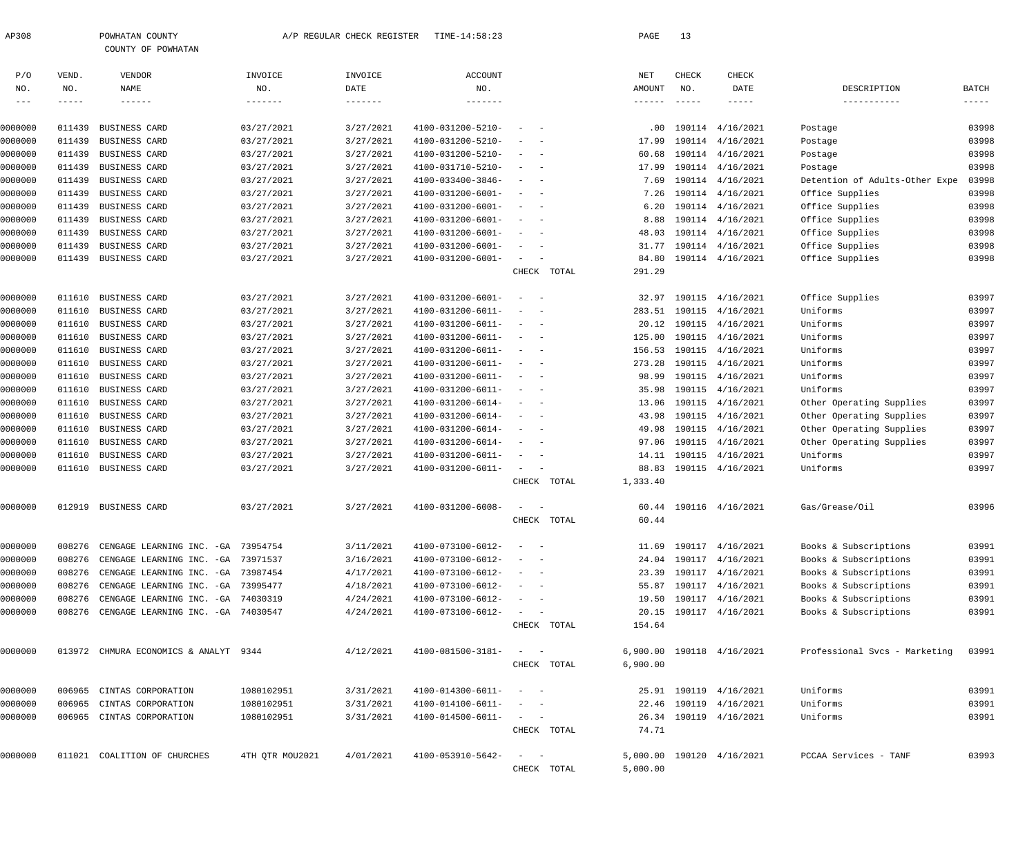AP308 POWHATAN COUNTY A/P REGULAR CHECK REGISTER TIME-14:58:23 PAGE 13

COUNTY OF POWHATAN

| P/O NO. | VEND. NO. | VENDOR NAME | INVOICE NO. | INVOICE DATE | ACCOUNT NO. | | NET AMOUNT | CHECK NO. | CHECK DATE | DESCRIPTION | BATCH |
|---|---|---|---|---|---|---|---|---|---|---|---|
| 0000000 | 011439 | BUSINESS CARD | 03/27/2021 | 3/27/2021 | 4100-031200-5210- | - - | .00 | 190114 | 4/16/2021 | Postage | 03998 |
| 0000000 | 011439 | BUSINESS CARD | 03/27/2021 | 3/27/2021 | 4100-031200-5210- | - - | 17.99 | 190114 | 4/16/2021 | Postage | 03998 |
| 0000000 | 011439 | BUSINESS CARD | 03/27/2021 | 3/27/2021 | 4100-031200-5210- | - - | 60.68 | 190114 | 4/16/2021 | Postage | 03998 |
| 0000000 | 011439 | BUSINESS CARD | 03/27/2021 | 3/27/2021 | 4100-031710-5210- | - - | 17.99 | 190114 | 4/16/2021 | Postage | 03998 |
| 0000000 | 011439 | BUSINESS CARD | 03/27/2021 | 3/27/2021 | 4100-033400-3846- | - - | 7.69 | 190114 | 4/16/2021 | Detention of Adults-Other Expe | 03998 |
| 0000000 | 011439 | BUSINESS CARD | 03/27/2021 | 3/27/2021 | 4100-031200-6001- | - - | 7.26 | 190114 | 4/16/2021 | Office Supplies | 03998 |
| 0000000 | 011439 | BUSINESS CARD | 03/27/2021 | 3/27/2021 | 4100-031200-6001- | - - | 6.20 | 190114 | 4/16/2021 | Office Supplies | 03998 |
| 0000000 | 011439 | BUSINESS CARD | 03/27/2021 | 3/27/2021 | 4100-031200-6001- | - - | 8.88 | 190114 | 4/16/2021 | Office Supplies | 03998 |
| 0000000 | 011439 | BUSINESS CARD | 03/27/2021 | 3/27/2021 | 4100-031200-6001- | - - | 48.03 | 190114 | 4/16/2021 | Office Supplies | 03998 |
| 0000000 | 011439 | BUSINESS CARD | 03/27/2021 | 3/27/2021 | 4100-031200-6001- | - - | 31.77 | 190114 | 4/16/2021 | Office Supplies | 03998 |
| 0000000 | 011439 | BUSINESS CARD | 03/27/2021 | 3/27/2021 | 4100-031200-6001- | - - | 84.80 | 190114 | 4/16/2021 | Office Supplies | 03998 |
| | | | | | | CHECK TOTAL | 291.29 | | | | |
| 0000000 | 011610 | BUSINESS CARD | 03/27/2021 | 3/27/2021 | 4100-031200-6001- | - - | 32.97 | 190115 | 4/16/2021 | Office Supplies | 03997 |
| 0000000 | 011610 | BUSINESS CARD | 03/27/2021 | 3/27/2021 | 4100-031200-6011- | - - | 283.51 | 190115 | 4/16/2021 | Uniforms | 03997 |
| 0000000 | 011610 | BUSINESS CARD | 03/27/2021 | 3/27/2021 | 4100-031200-6011- | - - | 20.12 | 190115 | 4/16/2021 | Uniforms | 03997 |
| 0000000 | 011610 | BUSINESS CARD | 03/27/2021 | 3/27/2021 | 4100-031200-6011- | - - | 125.00 | 190115 | 4/16/2021 | Uniforms | 03997 |
| 0000000 | 011610 | BUSINESS CARD | 03/27/2021 | 3/27/2021 | 4100-031200-6011- | - - | 156.53 | 190115 | 4/16/2021 | Uniforms | 03997 |
| 0000000 | 011610 | BUSINESS CARD | 03/27/2021 | 3/27/2021 | 4100-031200-6011- | - - | 273.28 | 190115 | 4/16/2021 | Uniforms | 03997 |
| 0000000 | 011610 | BUSINESS CARD | 03/27/2021 | 3/27/2021 | 4100-031200-6011- | - - | 98.99 | 190115 | 4/16/2021 | Uniforms | 03997 |
| 0000000 | 011610 | BUSINESS CARD | 03/27/2021 | 3/27/2021 | 4100-031200-6011- | - - | 35.98 | 190115 | 4/16/2021 | Uniforms | 03997 |
| 0000000 | 011610 | BUSINESS CARD | 03/27/2021 | 3/27/2021 | 4100-031200-6014- | - - | 13.06 | 190115 | 4/16/2021 | Other Operating Supplies | 03997 |
| 0000000 | 011610 | BUSINESS CARD | 03/27/2021 | 3/27/2021 | 4100-031200-6014- | - - | 43.98 | 190115 | 4/16/2021 | Other Operating Supplies | 03997 |
| 0000000 | 011610 | BUSINESS CARD | 03/27/2021 | 3/27/2021 | 4100-031200-6014- | - - | 49.98 | 190115 | 4/16/2021 | Other Operating Supplies | 03997 |
| 0000000 | 011610 | BUSINESS CARD | 03/27/2021 | 3/27/2021 | 4100-031200-6014- | - - | 97.06 | 190115 | 4/16/2021 | Other Operating Supplies | 03997 |
| 0000000 | 011610 | BUSINESS CARD | 03/27/2021 | 3/27/2021 | 4100-031200-6011- | - - | 14.11 | 190115 | 4/16/2021 | Uniforms | 03997 |
| 0000000 | 011610 | BUSINESS CARD | 03/27/2021 | 3/27/2021 | 4100-031200-6011- | - - | 88.83 | 190115 | 4/16/2021 | Uniforms | 03997 |
| | | | | | | CHECK TOTAL | 1,333.40 | | | | |
| 0000000 | 012919 | BUSINESS CARD | 03/27/2021 | 3/27/2021 | 4100-031200-6008- | - - | 60.44 | 190116 | 4/16/2021 | Gas/Grease/Oil | 03996 |
| | | | | | | CHECK TOTAL | 60.44 | | | | |
| 0000000 | 008276 | CENGAGE LEARNING INC. -GA | 73954754 | 3/11/2021 | 4100-073100-6012- | - - | 11.69 | 190117 | 4/16/2021 | Books & Subscriptions | 03991 |
| 0000000 | 008276 | CENGAGE LEARNING INC. -GA | 73971537 | 3/16/2021 | 4100-073100-6012- | - - | 24.04 | 190117 | 4/16/2021 | Books & Subscriptions | 03991 |
| 0000000 | 008276 | CENGAGE LEARNING INC. -GA | 73987454 | 4/17/2021 | 4100-073100-6012- | - - | 23.39 | 190117 | 4/16/2021 | Books & Subscriptions | 03991 |
| 0000000 | 008276 | CENGAGE LEARNING INC. -GA | 73995477 | 4/18/2021 | 4100-073100-6012- | - - | 55.87 | 190117 | 4/16/2021 | Books & Subscriptions | 03991 |
| 0000000 | 008276 | CENGAGE LEARNING INC. -GA | 74030319 | 4/24/2021 | 4100-073100-6012- | - - | 19.50 | 190117 | 4/16/2021 | Books & Subscriptions | 03991 |
| 0000000 | 008276 | CENGAGE LEARNING INC. -GA | 74030547 | 4/24/2021 | 4100-073100-6012- | - - | 20.15 | 190117 | 4/16/2021 | Books & Subscriptions | 03991 |
| | | | | | | CHECK TOTAL | 154.64 | | | | |
| 0000000 | 013972 | CHMURA ECONOMICS & ANALYT | 9344 | 4/12/2021 | 4100-081500-3181- | - - | 6,900.00 | 190118 | 4/16/2021 | Professional Svcs - Marketing | 03991 |
| | | | | | | CHECK TOTAL | 6,900.00 | | | | |
| 0000000 | 006965 | CINTAS CORPORATION | 1080102951 | 3/31/2021 | 4100-014300-6011- | - - | 25.91 | 190119 | 4/16/2021 | Uniforms | 03991 |
| 0000000 | 006965 | CINTAS CORPORATION | 1080102951 | 3/31/2021 | 4100-014100-6011- | - - | 22.46 | 190119 | 4/16/2021 | Uniforms | 03991 |
| 0000000 | 006965 | CINTAS CORPORATION | 1080102951 | 3/31/2021 | 4100-014500-6011- | - - | 26.34 | 190119 | 4/16/2021 | Uniforms | 03991 |
| | | | | | | CHECK TOTAL | 74.71 | | | | |
| 0000000 | 011021 | COALITION OF CHURCHES | 4TH QTR MOU2021 | 4/01/2021 | 4100-053910-5642- | - - | 5,000.00 | 190120 | 4/16/2021 | PCCAA Services - TANF | 03993 |
| | | | | | | CHECK TOTAL | 5,000.00 | | | | |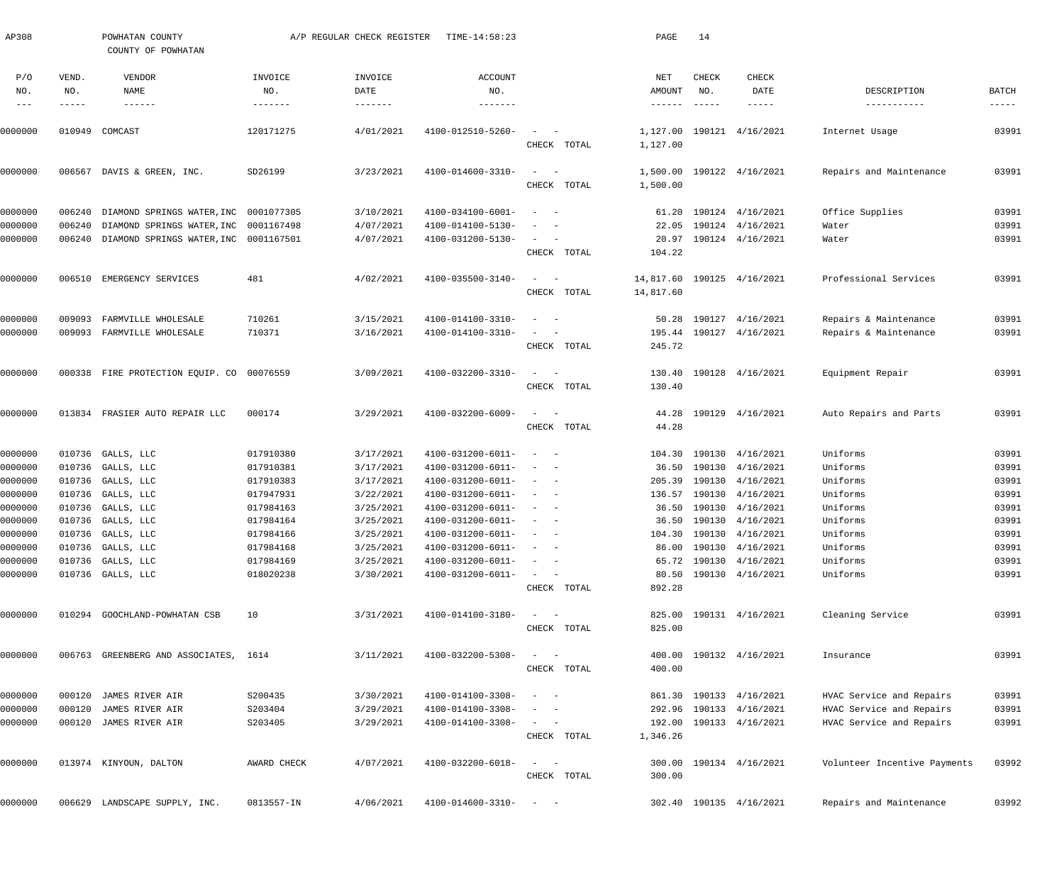AP308 POWHATAN COUNTY A/P REGULAR CHECK REGISTER TIME-14:58:23

COUNTY OF POWHATAN

| P/O NO. | VEND. NO. | VENDOR NAME | INVOICE NO. | INVOICE DATE | ACCOUNT NO. | | NET AMOUNT | CHECK NO. | CHECK DATE | DESCRIPTION | BATCH |
|---|---|---|---|---|---|---|---|---|---|---|---|
| 0000000 | 010949 | COMCAST | 120171275 | 4/01/2021 | 4100-012510-5260- | - - | 1,127.00 | 190121 | 4/16/2021 | Internet Usage | 03991 |
| | | | | | | CHECK TOTAL | 1,127.00 | | | | |
| 0000000 | 006567 | DAVIS & GREEN, INC. | SD26199 | 3/23/2021 | 4100-014600-3310- | - - | 1,500.00 | 190122 | 4/16/2021 | Repairs and Maintenance | 03991 |
| | | | | | | CHECK TOTAL | 1,500.00 | | | | |
| 0000000 | 006240 | DIAMOND SPRINGS WATER,INC | 0001077305 | 3/10/2021 | 4100-034100-6001- | - - | 61.20 | 190124 | 4/16/2021 | Office Supplies | 03991 |
| 0000000 | 006240 | DIAMOND SPRINGS WATER,INC | 0001167498 | 4/07/2021 | 4100-014100-5130- | - - | 22.05 | 190124 | 4/16/2021 | Water | 03991 |
| 0000000 | 006240 | DIAMOND SPRINGS WATER,INC | 0001167501 | 4/07/2021 | 4100-031200-5130- | - - | 20.97 | 190124 | 4/16/2021 | Water | 03991 |
| | | | | | | CHECK TOTAL | 104.22 | | | | |
| 0000000 | 006510 | EMERGENCY SERVICES | 481 | 4/02/2021 | 4100-035500-3140- | - - | 14,817.60 | 190125 | 4/16/2021 | Professional Services | 03991 |
| | | | | | | CHECK TOTAL | 14,817.60 | | | | |
| 0000000 | 009093 | FARMVILLE WHOLESALE | 710261 | 3/15/2021 | 4100-014100-3310- | - - | 50.28 | 190127 | 4/16/2021 | Repairs & Maintenance | 03991 |
| 0000000 | 009093 | FARMVILLE WHOLESALE | 710371 | 3/16/2021 | 4100-014100-3310- | - - | 195.44 | 190127 | 4/16/2021 | Repairs & Maintenance | 03991 |
| | | | | | | CHECK TOTAL | 245.72 | | | | |
| 0000000 | 000338 | FIRE PROTECTION EQUIP. CO | 00076559 | 3/09/2021 | 4100-032200-3310- | - - | 130.40 | 190128 | 4/16/2021 | Equipment Repair | 03991 |
| | | | | | | CHECK TOTAL | 130.40 | | | | |
| 0000000 | 013834 | FRASIER AUTO REPAIR LLC | 000174 | 3/29/2021 | 4100-032200-6009- | - - | 44.28 | 190129 | 4/16/2021 | Auto Repairs and Parts | 03991 |
| | | | | | | CHECK TOTAL | 44.28 | | | | |
| 0000000 | 010736 | GALLS, LLC | 017910380 | 3/17/2021 | 4100-031200-6011- | - - | 104.30 | 190130 | 4/16/2021 | Uniforms | 03991 |
| 0000000 | 010736 | GALLS, LLC | 017910381 | 3/17/2021 | 4100-031200-6011- | - - | 36.50 | 190130 | 4/16/2021 | Uniforms | 03991 |
| 0000000 | 010736 | GALLS, LLC | 017910383 | 3/17/2021 | 4100-031200-6011- | - - | 205.39 | 190130 | 4/16/2021 | Uniforms | 03991 |
| 0000000 | 010736 | GALLS, LLC | 017947931 | 3/22/2021 | 4100-031200-6011- | - - | 136.57 | 190130 | 4/16/2021 | Uniforms | 03991 |
| 0000000 | 010736 | GALLS, LLC | 017984163 | 3/25/2021 | 4100-031200-6011- | - - | 36.50 | 190130 | 4/16/2021 | Uniforms | 03991 |
| 0000000 | 010736 | GALLS, LLC | 017984164 | 3/25/2021 | 4100-031200-6011- | - - | 36.50 | 190130 | 4/16/2021 | Uniforms | 03991 |
| 0000000 | 010736 | GALLS, LLC | 017984166 | 3/25/2021 | 4100-031200-6011- | - - | 104.30 | 190130 | 4/16/2021 | Uniforms | 03991 |
| 0000000 | 010736 | GALLS, LLC | 017984168 | 3/25/2021 | 4100-031200-6011- | - - | 86.00 | 190130 | 4/16/2021 | Uniforms | 03991 |
| 0000000 | 010736 | GALLS, LLC | 017984169 | 3/25/2021 | 4100-031200-6011- | - - | 65.72 | 190130 | 4/16/2021 | Uniforms | 03991 |
| 0000000 | 010736 | GALLS, LLC | 018020238 | 3/30/2021 | 4100-031200-6011- | - - | 80.50 | 190130 | 4/16/2021 | Uniforms | 03991 |
| | | | | | | CHECK TOTAL | 892.28 | | | | |
| 0000000 | 010294 | GOOCHLAND-POWHATAN CSB | 10 | 3/31/2021 | 4100-014100-3180- | - - | 825.00 | 190131 | 4/16/2021 | Cleaning Service | 03991 |
| | | | | | | CHECK TOTAL | 825.00 | | | | |
| 0000000 | 006763 | GREENBERG AND ASSOCIATES, | 1614 | 3/11/2021 | 4100-032200-5308- | - - | 400.00 | 190132 | 4/16/2021 | Insurance | 03991 |
| | | | | | | CHECK TOTAL | 400.00 | | | | |
| 0000000 | 000120 | JAMES RIVER AIR | S200435 | 3/30/2021 | 4100-014100-3308- | - - | 861.30 | 190133 | 4/16/2021 | HVAC Service and Repairs | 03991 |
| 0000000 | 000120 | JAMES RIVER AIR | S203404 | 3/29/2021 | 4100-014100-3308- | - - | 292.96 | 190133 | 4/16/2021 | HVAC Service and Repairs | 03991 |
| 0000000 | 000120 | JAMES RIVER AIR | S203405 | 3/29/2021 | 4100-014100-3308- | - - | 192.00 | 190133 | 4/16/2021 | HVAC Service and Repairs | 03991 |
| | | | | | | CHECK TOTAL | 1,346.26 | | | | |
| 0000000 | 013974 | KINYOUN, DALTON | AWARD CHECK | 4/07/2021 | 4100-032200-6018- | - - | 300.00 | 190134 | 4/16/2021 | Volunteer Incentive Payments | 03992 |
| | | | | | | CHECK TOTAL | 300.00 | | | | |
| 0000000 | 006629 | LANDSCAPE SUPPLY, INC. | 0813557-IN | 4/06/2021 | 4100-014600-3310- | - - | 302.40 | 190135 | 4/16/2021 | Repairs and Maintenance | 03992 |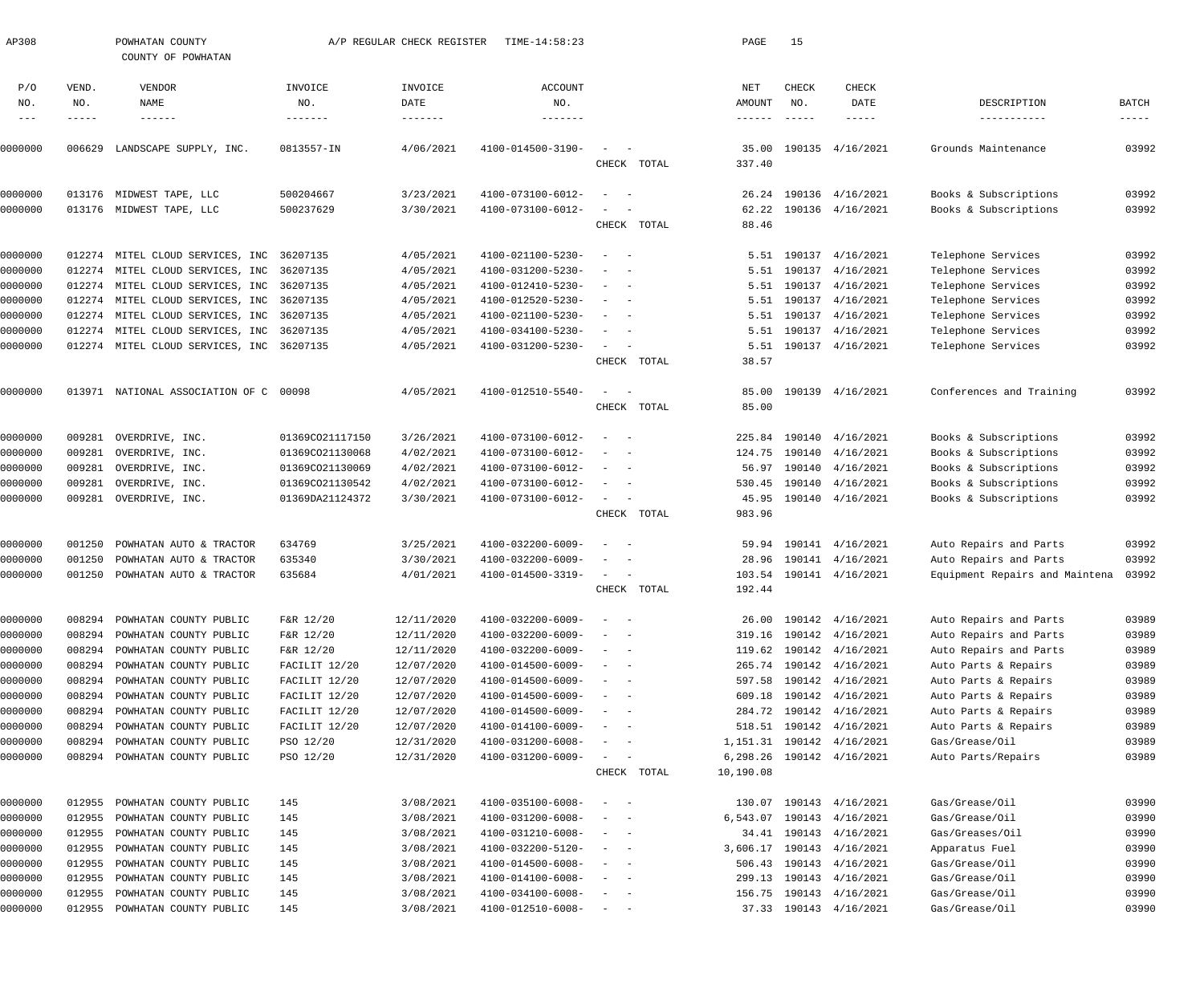AP308 POWHATAN COUNTY A/P REGULAR CHECK REGISTER TIME-14:58:23

COUNTY OF POWHATAN

| P/O NO. | VEND. NO. | VENDOR NAME | INVOICE NO. | INVOICE DATE | ACCOUNT NO. | | NET AMOUNT | CHECK NO. | CHECK DATE | DESCRIPTION | BATCH |
|---|---|---|---|---|---|---|---|---|---|---|---|
| 0000000 | 006629 | LANDSCAPE SUPPLY, INC. | 0813557-IN | 4/06/2021 | 4100-014500-3190- | - - | 35.00 | 190135 | 4/16/2021 | Grounds Maintenance | 03992 |
| | | | | | | CHECK TOTAL | 337.40 | | | | |
| 0000000 | 013176 | MIDWEST TAPE, LLC | 500204667 | 3/23/2021 | 4100-073100-6012- | - - | 26.24 | 190136 | 4/16/2021 | Books & Subscriptions | 03992 |
| 0000000 | 013176 | MIDWEST TAPE, LLC | 500237629 | 3/30/2021 | 4100-073100-6012- | - - | 62.22 | 190136 | 4/16/2021 | Books & Subscriptions | 03992 |
| | | | | | | CHECK TOTAL | 88.46 | | | | |
| 0000000 | 012274 | MITEL CLOUD SERVICES, INC | 36207135 | 4/05/2021 | 4100-021100-5230- | - - | 5.51 | 190137 | 4/16/2021 | Telephone Services | 03992 |
| 0000000 | 012274 | MITEL CLOUD SERVICES, INC | 36207135 | 4/05/2021 | 4100-031200-5230- | - - | 5.51 | 190137 | 4/16/2021 | Telephone Services | 03992 |
| 0000000 | 012274 | MITEL CLOUD SERVICES, INC | 36207135 | 4/05/2021 | 4100-012410-5230- | - - | 5.51 | 190137 | 4/16/2021 | Telephone Services | 03992 |
| 0000000 | 012274 | MITEL CLOUD SERVICES, INC | 36207135 | 4/05/2021 | 4100-012520-5230- | - - | 5.51 | 190137 | 4/16/2021 | Telephone Services | 03992 |
| 0000000 | 012274 | MITEL CLOUD SERVICES, INC | 36207135 | 4/05/2021 | 4100-021100-5230- | - - | 5.51 | 190137 | 4/16/2021 | Telephone Services | 03992 |
| 0000000 | 012274 | MITEL CLOUD SERVICES, INC | 36207135 | 4/05/2021 | 4100-034100-5230- | - - | 5.51 | 190137 | 4/16/2021 | Telephone Services | 03992 |
| 0000000 | 012274 | MITEL CLOUD SERVICES, INC | 36207135 | 4/05/2021 | 4100-031200-5230- | - - | 5.51 | 190137 | 4/16/2021 | Telephone Services | 03992 |
| | | | | | | CHECK TOTAL | 38.57 | | | | |
| 0000000 | 013971 | NATIONAL ASSOCIATION OF C | 00098 | 4/05/2021 | 4100-012510-5540- | - - | 85.00 | 190139 | 4/16/2021 | Conferences and Training | 03992 |
| | | | | | | CHECK TOTAL | 85.00 | | | | |
| 0000000 | 009281 | OVERDRIVE, INC. | 01369CO21117150 | 3/26/2021 | 4100-073100-6012- | - - | 225.84 | 190140 | 4/16/2021 | Books & Subscriptions | 03992 |
| 0000000 | 009281 | OVERDRIVE, INC. | 01369CO21130068 | 4/02/2021 | 4100-073100-6012- | - - | 124.75 | 190140 | 4/16/2021 | Books & Subscriptions | 03992 |
| 0000000 | 009281 | OVERDRIVE, INC. | 01369CO21130069 | 4/02/2021 | 4100-073100-6012- | - - | 56.97 | 190140 | 4/16/2021 | Books & Subscriptions | 03992 |
| 0000000 | 009281 | OVERDRIVE, INC. | 01369CO21130542 | 4/02/2021 | 4100-073100-6012- | - - | 530.45 | 190140 | 4/16/2021 | Books & Subscriptions | 03992 |
| 0000000 | 009281 | OVERDRIVE, INC. | 01369DA21124372 | 3/30/2021 | 4100-073100-6012- | - - | 45.95 | 190140 | 4/16/2021 | Books & Subscriptions | 03992 |
| | | | | | | CHECK TOTAL | 983.96 | | | | |
| 0000000 | 001250 | POWHATAN AUTO & TRACTOR | 634769 | 3/25/2021 | 4100-032200-6009- | - - | 59.94 | 190141 | 4/16/2021 | Auto Repairs and Parts | 03992 |
| 0000000 | 001250 | POWHATAN AUTO & TRACTOR | 635340 | 3/30/2021 | 4100-032200-6009- | - - | 28.96 | 190141 | 4/16/2021 | Auto Repairs and Parts | 03992 |
| 0000000 | 001250 | POWHATAN AUTO & TRACTOR | 635684 | 4/01/2021 | 4100-014500-3319- | - - | 103.54 | 190141 | 4/16/2021 | Equipment Repairs and Maintena | 03992 |
| | | | | | | CHECK TOTAL | 192.44 | | | | |
| 0000000 | 008294 | POWHATAN COUNTY PUBLIC | F&R 12/20 | 12/11/2020 | 4100-032200-6009- | - - | 26.00 | 190142 | 4/16/2021 | Auto Repairs and Parts | 03989 |
| 0000000 | 008294 | POWHATAN COUNTY PUBLIC | F&R 12/20 | 12/11/2020 | 4100-032200-6009- | - - | 319.16 | 190142 | 4/16/2021 | Auto Repairs and Parts | 03989 |
| 0000000 | 008294 | POWHATAN COUNTY PUBLIC | F&R 12/20 | 12/11/2020 | 4100-032200-6009- | - - | 119.62 | 190142 | 4/16/2021 | Auto Repairs and Parts | 03989 |
| 0000000 | 008294 | POWHATAN COUNTY PUBLIC | FACILIT 12/20 | 12/07/2020 | 4100-014500-6009- | - - | 265.74 | 190142 | 4/16/2021 | Auto Parts & Repairs | 03989 |
| 0000000 | 008294 | POWHATAN COUNTY PUBLIC | FACILIT 12/20 | 12/07/2020 | 4100-014500-6009- | - - | 597.58 | 190142 | 4/16/2021 | Auto Parts & Repairs | 03989 |
| 0000000 | 008294 | POWHATAN COUNTY PUBLIC | FACILIT 12/20 | 12/07/2020 | 4100-014500-6009- | - - | 609.18 | 190142 | 4/16/2021 | Auto Parts & Repairs | 03989 |
| 0000000 | 008294 | POWHATAN COUNTY PUBLIC | FACILIT 12/20 | 12/07/2020 | 4100-014500-6009- | - - | 284.72 | 190142 | 4/16/2021 | Auto Parts & Repairs | 03989 |
| 0000000 | 008294 | POWHATAN COUNTY PUBLIC | FACILIT 12/20 | 12/07/2020 | 4100-014100-6009- | - - | 518.51 | 190142 | 4/16/2021 | Auto Parts & Repairs | 03989 |
| 0000000 | 008294 | POWHATAN COUNTY PUBLIC | PSO 12/20 | 12/31/2020 | 4100-031200-6008- | - - | 1,151.31 | 190142 | 4/16/2021 | Gas/Grease/Oil | 03989 |
| 0000000 | 008294 | POWHATAN COUNTY PUBLIC | PSO 12/20 | 12/31/2020 | 4100-031200-6009- | - - | 6,298.26 | 190142 | 4/16/2021 | Auto Parts/Repairs | 03989 |
| | | | | | | CHECK TOTAL | 10,190.08 | | | | |
| 0000000 | 012955 | POWHATAN COUNTY PUBLIC | 145 | 3/08/2021 | 4100-035100-6008- | - - | 130.07 | 190143 | 4/16/2021 | Gas/Grease/Oil | 03990 |
| 0000000 | 012955 | POWHATAN COUNTY PUBLIC | 145 | 3/08/2021 | 4100-031200-6008- | - - | 6,543.07 | 190143 | 4/16/2021 | Gas/Grease/Oil | 03990 |
| 0000000 | 012955 | POWHATAN COUNTY PUBLIC | 145 | 3/08/2021 | 4100-031210-6008- | - - | 34.41 | 190143 | 4/16/2021 | Gas/Greases/Oil | 03990 |
| 0000000 | 012955 | POWHATAN COUNTY PUBLIC | 145 | 3/08/2021 | 4100-032200-5120- | - - | 3,606.17 | 190143 | 4/16/2021 | Apparatus Fuel | 03990 |
| 0000000 | 012955 | POWHATAN COUNTY PUBLIC | 145 | 3/08/2021 | 4100-014500-6008- | - - | 506.43 | 190143 | 4/16/2021 | Gas/Grease/Oil | 03990 |
| 0000000 | 012955 | POWHATAN COUNTY PUBLIC | 145 | 3/08/2021 | 4100-014100-6008- | - - | 299.13 | 190143 | 4/16/2021 | Gas/Grease/Oil | 03990 |
| 0000000 | 012955 | POWHATAN COUNTY PUBLIC | 145 | 3/08/2021 | 4100-034100-6008- | - - | 156.75 | 190143 | 4/16/2021 | Gas/Grease/Oil | 03990 |
| 0000000 | 012955 | POWHATAN COUNTY PUBLIC | 145 | 3/08/2021 | 4100-012510-6008- | - - | 37.33 | 190143 | 4/16/2021 | Gas/Grease/Oil | 03990 |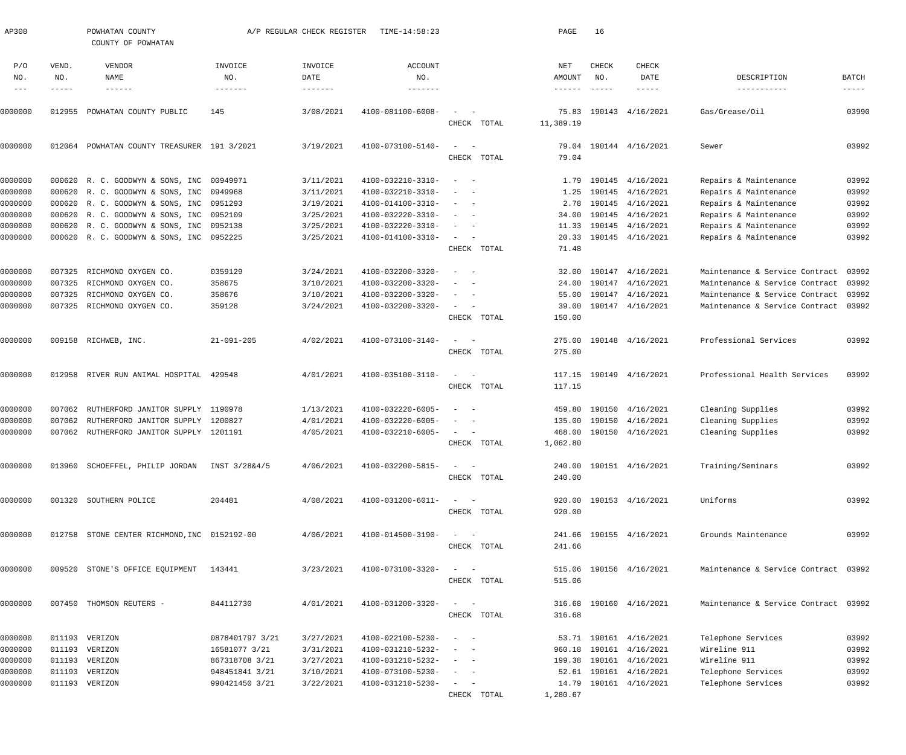AP308 POWHATAN COUNTY A/P REGULAR CHECK REGISTER TIME-14:58:23

COUNTY OF POWHATAN

| P/O NO. | VEND. NO. | VENDOR NAME | INVOICE NO. | INVOICE DATE | ACCOUNT NO. | | NET AMOUNT | CHECK NO. | CHECK DATE | DESCRIPTION | BATCH |
|---|---|---|---|---|---|---|---|---|---|---|---|
| 0000000 | 012955 | POWHATAN COUNTY PUBLIC | 145 | 3/08/2021 | 4100-081100-6008- | - - | 75.83 | 190143 | 4/16/2021 | Gas/Grease/Oil | 03990 |
| | | | | | | CHECK TOTAL | 11,389.19 | | | | |
| 0000000 | 012064 | POWHATAN COUNTY TREASURER | 191 3/2021 | 3/19/2021 | 4100-073100-5140- | - - | 79.04 | 190144 | 4/16/2021 | Sewer | 03992 |
| | | | | | | CHECK TOTAL | 79.04 | | | | |
| 0000000 | 000620 | R. C. GOODWYN & SONS, INC | 00949971 | 3/11/2021 | 4100-032210-3310- | - - | 1.79 | 190145 | 4/16/2021 | Repairs & Maintenance | 03992 |
| 0000000 | 000620 | R. C. GOODWYN & SONS, INC | 0949968 | 3/11/2021 | 4100-032210-3310- | - - | 1.25 | 190145 | 4/16/2021 | Repairs & Maintenance | 03992 |
| 0000000 | 000620 | R. C. GOODWYN & SONS, INC | 0951293 | 3/19/2021 | 4100-014100-3310- | - - | 2.78 | 190145 | 4/16/2021 | Repairs & Maintenance | 03992 |
| 0000000 | 000620 | R. C. GOODWYN & SONS, INC | 0952109 | 3/25/2021 | 4100-032220-3310- | - - | 34.00 | 190145 | 4/16/2021 | Repairs & Maintenance | 03992 |
| 0000000 | 000620 | R. C. GOODWYN & SONS, INC | 0952138 | 3/25/2021 | 4100-032220-3310- | - - | 11.33 | 190145 | 4/16/2021 | Repairs & Maintenance | 03992 |
| 0000000 | 000620 | R. C. GOODWYN & SONS, INC | 0952225 | 3/25/2021 | 4100-014100-3310- | - - | 20.33 | 190145 | 4/16/2021 | Repairs & Maintenance | 03992 |
| | | | | | | CHECK TOTAL | 71.48 | | | | |
| 0000000 | 007325 | RICHMOND OXYGEN CO. | 0359129 | 3/24/2021 | 4100-032200-3320- | - - | 32.00 | 190147 | 4/16/2021 | Maintenance & Service Contract | 03992 |
| 0000000 | 007325 | RICHMOND OXYGEN CO. | 358675 | 3/10/2021 | 4100-032200-3320- | - - | 24.00 | 190147 | 4/16/2021 | Maintenance & Service Contract | 03992 |
| 0000000 | 007325 | RICHMOND OXYGEN CO. | 358676 | 3/10/2021 | 4100-032200-3320- | - - | 55.00 | 190147 | 4/16/2021 | Maintenance & Service Contract | 03992 |
| 0000000 | 007325 | RICHMOND OXYGEN CO. | 359128 | 3/24/2021 | 4100-032200-3320- | - - | 39.00 | 190147 | 4/16/2021 | Maintenance & Service Contract | 03992 |
| | | | | | | CHECK TOTAL | 150.00 | | | | |
| 0000000 | 009158 | RICHWEB, INC. | 21-091-205 | 4/02/2021 | 4100-073100-3140- | - - | 275.00 | 190148 | 4/16/2021 | Professional Services | 03992 |
| | | | | | | CHECK TOTAL | 275.00 | | | | |
| 0000000 | 012958 | RIVER RUN ANIMAL HOSPITAL | 429548 | 4/01/2021 | 4100-035100-3110- | - - | 117.15 | 190149 | 4/16/2021 | Professional Health Services | 03992 |
| | | | | | | CHECK TOTAL | 117.15 | | | | |
| 0000000 | 007062 | RUTHERFORD JANITOR SUPPLY | 1190978 | 1/13/2021 | 4100-032220-6005- | - - | 459.80 | 190150 | 4/16/2021 | Cleaning Supplies | 03992 |
| 0000000 | 007062 | RUTHERFORD JANITOR SUPPLY | 1200827 | 4/01/2021 | 4100-032220-6005- | - - | 135.00 | 190150 | 4/16/2021 | Cleaning Supplies | 03992 |
| 0000000 | 007062 | RUTHERFORD JANITOR SUPPLY | 1201191 | 4/05/2021 | 4100-032210-6005- | - - | 468.00 | 190150 | 4/16/2021 | Cleaning Supplies | 03992 |
| | | | | | | CHECK TOTAL | 1,062.80 | | | | |
| 0000000 | 013960 | SCHOEFFEL, PHILIP JORDAN | INST 3/28&4/5 | 4/06/2021 | 4100-032200-5815- | - - | 240.00 | 190151 | 4/16/2021 | Training/Seminars | 03992 |
| | | | | | | CHECK TOTAL | 240.00 | | | | |
| 0000000 | 001320 | SOUTHERN POLICE | 204481 | 4/08/2021 | 4100-031200-6011- | - - | 920.00 | 190153 | 4/16/2021 | Uniforms | 03992 |
| | | | | | | CHECK TOTAL | 920.00 | | | | |
| 0000000 | 012758 | STONE CENTER RICHMOND,INC | 0152192-00 | 4/06/2021 | 4100-014500-3190- | - - | 241.66 | 190155 | 4/16/2021 | Grounds Maintenance | 03992 |
| | | | | | | CHECK TOTAL | 241.66 | | | | |
| 0000000 | 009520 | STONE'S OFFICE EQUIPMENT | 143441 | 3/23/2021 | 4100-073100-3320- | - - | 515.06 | 190156 | 4/16/2021 | Maintenance & Service Contract | 03992 |
| | | | | | | CHECK TOTAL | 515.06 | | | | |
| 0000000 | 007450 | THOMSON REUTERS - | 844112730 | 4/01/2021 | 4100-031200-3320- | - - | 316.68 | 190160 | 4/16/2021 | Maintenance & Service Contract | 03992 |
| | | | | | | CHECK TOTAL | 316.68 | | | | |
| 0000000 | 011193 | VERIZON | 0878401797 3/21 | 3/27/2021 | 4100-022100-5230- | - - | 53.71 | 190161 | 4/16/2021 | Telephone Services | 03992 |
| 0000000 | 011193 | VERIZON | 16581077 3/21 | 3/31/2021 | 4100-031210-5232- | - - | 960.18 | 190161 | 4/16/2021 | Wireline 911 | 03992 |
| 0000000 | 011193 | VERIZON | 867318708 3/21 | 3/27/2021 | 4100-031210-5232- | - - | 199.38 | 190161 | 4/16/2021 | Wireline 911 | 03992 |
| 0000000 | 011193 | VERIZON | 948451841 3/21 | 3/10/2021 | 4100-073100-5230- | - - | 52.61 | 190161 | 4/16/2021 | Telephone Services | 03992 |
| 0000000 | 011193 | VERIZON | 990421450 3/21 | 3/22/2021 | 4100-031210-5230- | - - | 14.79 | 190161 | 4/16/2021 | Telephone Services | 03992 |
| | | | | | | CHECK TOTAL | 1,280.67 | | | | |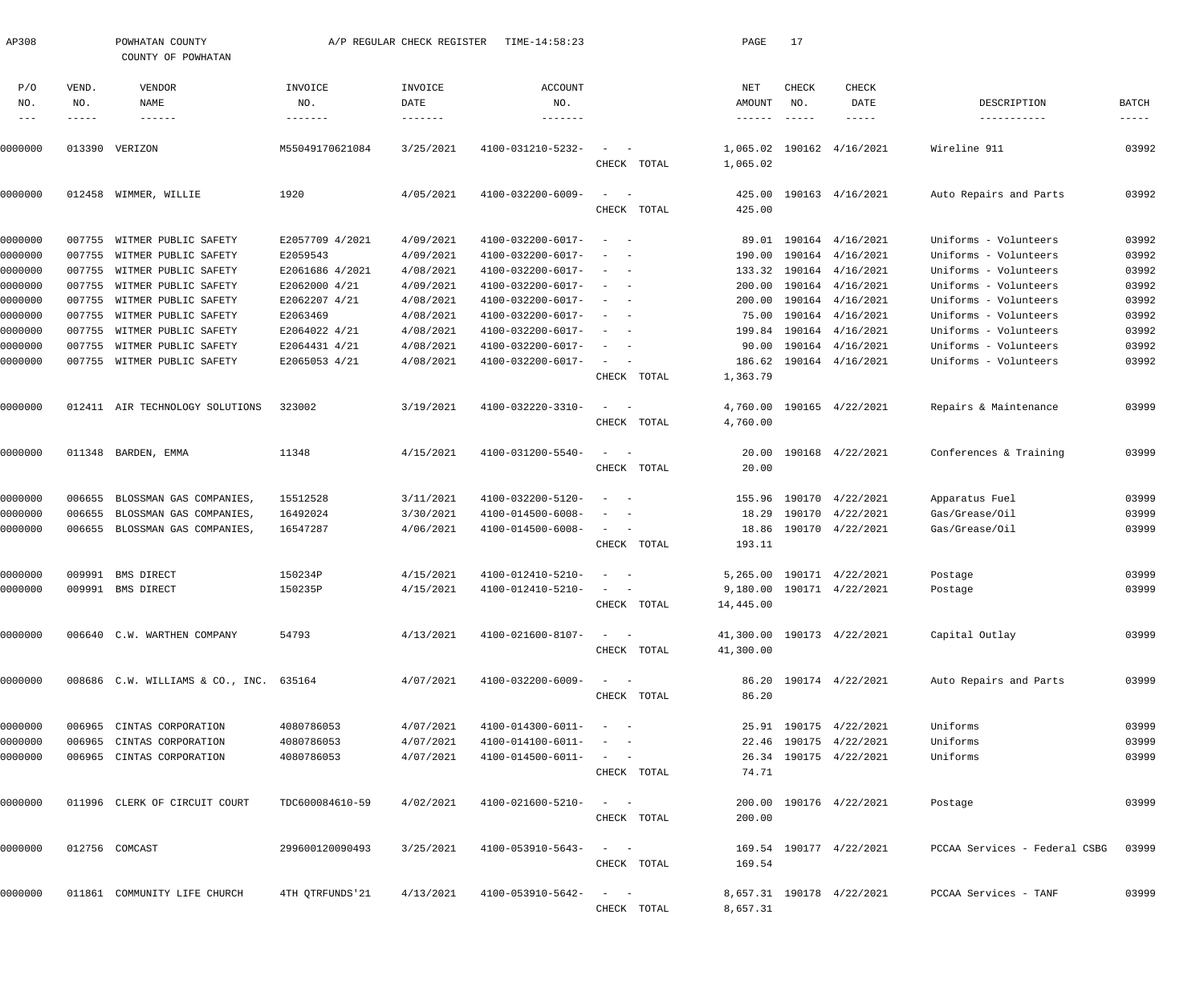AP308 POWHATAN COUNTY A/P REGULAR CHECK REGISTER TIME-14:58:23

COUNTY OF POWHATAN

| P/O NO. | VEND. NO. | VENDOR NAME | INVOICE NO. | INVOICE DATE | ACCOUNT NO. | | NET AMOUNT | CHECK NO. | CHECK DATE | DESCRIPTION | BATCH |
|---|---|---|---|---|---|---|---|---|---|---|---|
| 0000000 | 013390 | VERIZON | M55049170621084 | 3/25/2021 | 4100-031210-5232- | - - | 1,065.02 | 190162 | 4/16/2021 | Wireline 911 | 03992 |
| | | | | | | CHECK TOTAL | 1,065.02 | | | | |
| 0000000 | 012458 | WIMMER, WILLIE | 1920 | 4/05/2021 | 4100-032200-6009- | - - | 425.00 | 190163 | 4/16/2021 | Auto Repairs and Parts | 03992 |
| | | | | | | CHECK TOTAL | 425.00 | | | | |
| 0000000 | 007755 | WITMER PUBLIC SAFETY | E2057709 4/2021 | 4/09/2021 | 4100-032200-6017- | - - | 89.01 | 190164 | 4/16/2021 | Uniforms - Volunteers | 03992 |
| 0000000 | 007755 | WITMER PUBLIC SAFETY | E2059543 | 4/09/2021 | 4100-032200-6017- | - - | 190.00 | 190164 | 4/16/2021 | Uniforms - Volunteers | 03992 |
| 0000000 | 007755 | WITMER PUBLIC SAFETY | E2061686 4/2021 | 4/08/2021 | 4100-032200-6017- | - - | 133.32 | 190164 | 4/16/2021 | Uniforms - Volunteers | 03992 |
| 0000000 | 007755 | WITMER PUBLIC SAFETY | E2062000 4/21 | 4/09/2021 | 4100-032200-6017- | - - | 200.00 | 190164 | 4/16/2021 | Uniforms - Volunteers | 03992 |
| 0000000 | 007755 | WITMER PUBLIC SAFETY | E2062207 4/21 | 4/08/2021 | 4100-032200-6017- | - - | 200.00 | 190164 | 4/16/2021 | Uniforms - Volunteers | 03992 |
| 0000000 | 007755 | WITMER PUBLIC SAFETY | E2063469 | 4/08/2021 | 4100-032200-6017- | - - | 75.00 | 190164 | 4/16/2021 | Uniforms - Volunteers | 03992 |
| 0000000 | 007755 | WITMER PUBLIC SAFETY | E2064022 4/21 | 4/08/2021 | 4100-032200-6017- | - - | 199.84 | 190164 | 4/16/2021 | Uniforms - Volunteers | 03992 |
| 0000000 | 007755 | WITMER PUBLIC SAFETY | E2064431 4/21 | 4/08/2021 | 4100-032200-6017- | - - | 90.00 | 190164 | 4/16/2021 | Uniforms - Volunteers | 03992 |
| 0000000 | 007755 | WITMER PUBLIC SAFETY | E2065053 4/21 | 4/08/2021 | 4100-032200-6017- | - - | 186.62 | 190164 | 4/16/2021 | Uniforms - Volunteers | 03992 |
| | | | | | | CHECK TOTAL | 1,363.79 | | | | |
| 0000000 | 012411 | AIR TECHNOLOGY SOLUTIONS | 323002 | 3/19/2021 | 4100-032220-3310- | - - | 4,760.00 | 190165 | 4/22/2021 | Repairs & Maintenance | 03999 |
| | | | | | | CHECK TOTAL | 4,760.00 | | | | |
| 0000000 | 011348 | BARDEN, EMMA | 11348 | 4/15/2021 | 4100-031200-5540- | - - | 20.00 | 190168 | 4/22/2021 | Conferences & Training | 03999 |
| | | | | | | CHECK TOTAL | 20.00 | | | | |
| 0000000 | 006655 | BLOSSMAN GAS COMPANIES, | 15512528 | 3/11/2021 | 4100-032200-5120- | - - | 155.96 | 190170 | 4/22/2021 | Apparatus Fuel | 03999 |
| 0000000 | 006655 | BLOSSMAN GAS COMPANIES, | 16492024 | 3/30/2021 | 4100-014500-6008- | - - | 18.29 | 190170 | 4/22/2021 | Gas/Grease/Oil | 03999 |
| 0000000 | 006655 | BLOSSMAN GAS COMPANIES, | 16547287 | 4/06/2021 | 4100-014500-6008- | - - | 18.86 | 190170 | 4/22/2021 | Gas/Grease/Oil | 03999 |
| | | | | | | CHECK TOTAL | 193.11 | | | | |
| 0000000 | 009991 | BMS DIRECT | 150234P | 4/15/2021 | 4100-012410-5210- | - - | 5,265.00 | 190171 | 4/22/2021 | Postage | 03999 |
| 0000000 | 009991 | BMS DIRECT | 150235P | 4/15/2021 | 4100-012410-5210- | - - | 9,180.00 | 190171 | 4/22/2021 | Postage | 03999 |
| | | | | | | CHECK TOTAL | 14,445.00 | | | | |
| 0000000 | 006640 | C.W. WARTHEN COMPANY | 54793 | 4/13/2021 | 4100-021600-8107- | - - | 41,300.00 | 190173 | 4/22/2021 | Capital Outlay | 03999 |
| | | | | | | CHECK TOTAL | 41,300.00 | | | | |
| 0000000 | 008686 | C.W. WILLIAMS & CO., INC. | 635164 | 4/07/2021 | 4100-032200-6009- | - - | 86.20 | 190174 | 4/22/2021 | Auto Repairs and Parts | 03999 |
| | | | | | | CHECK TOTAL | 86.20 | | | | |
| 0000000 | 006965 | CINTAS CORPORATION | 4080786053 | 4/07/2021 | 4100-014300-6011- | - - | 25.91 | 190175 | 4/22/2021 | Uniforms | 03999 |
| 0000000 | 006965 | CINTAS CORPORATION | 4080786053 | 4/07/2021 | 4100-014100-6011- | - - | 22.46 | 190175 | 4/22/2021 | Uniforms | 03999 |
| 0000000 | 006965 | CINTAS CORPORATION | 4080786053 | 4/07/2021 | 4100-014500-6011- | - - | 26.34 | 190175 | 4/22/2021 | Uniforms | 03999 |
| | | | | | | CHECK TOTAL | 74.71 | | | | |
| 0000000 | 011996 | CLERK OF CIRCUIT COURT | TDC600084610-59 | 4/02/2021 | 4100-021600-5210- | - - | 200.00 | 190176 | 4/22/2021 | Postage | 03999 |
| | | | | | | CHECK TOTAL | 200.00 | | | | |
| 0000000 | 012756 | COMCAST | 299600120090493 | 3/25/2021 | 4100-053910-5643- | - - | 169.54 | 190177 | 4/22/2021 | PCCAA Services - Federal CSBG | 03999 |
| | | | | | | CHECK TOTAL | 169.54 | | | | |
| 0000000 | 011861 | COMMUNITY LIFE CHURCH | 4TH QTRFUNDS'21 | 4/13/2021 | 4100-053910-5642- | - - | 8,657.31 | 190178 | 4/22/2021 | PCCAA Services - TANF | 03999 |
| | | | | | | CHECK TOTAL | 8,657.31 | | | | |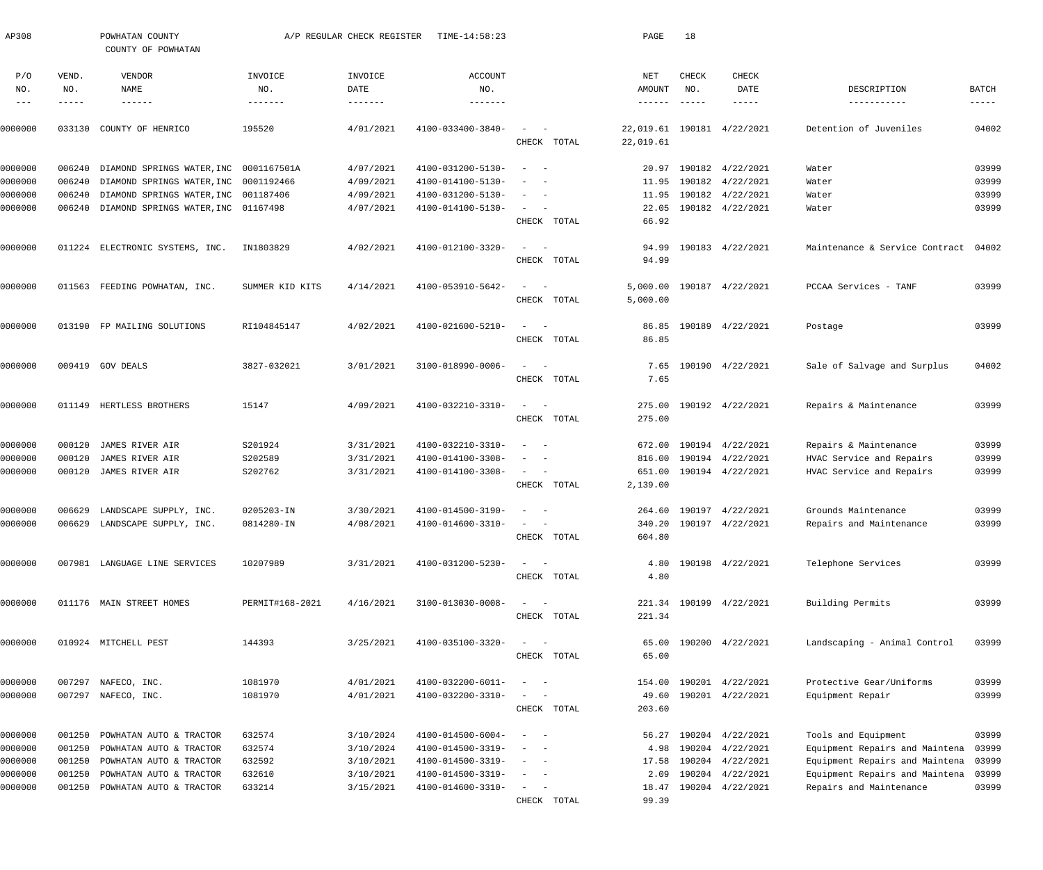AP308 POWHATAN COUNTY A/P REGULAR CHECK REGISTER TIME-14:58:23

COUNTY OF POWHATAN

| P/O NO. | VEND. NO. | VENDOR NAME | INVOICE NO. | INVOICE DATE | ACCOUNT NO. | | NET AMOUNT | CHECK NO. | CHECK DATE | DESCRIPTION | BATCH |
|---|---|---|---|---|---|---|---|---|---|---|---|
| 0000000 | 033130 | COUNTY OF HENRICO | 195520 | 4/01/2021 | 4100-033400-3840- | - - | 22,019.61 | 190181 | 4/22/2021 | Detention of Juveniles | 04002 |
| | | | | | | CHECK TOTAL | 22,019.61 | | | | |
| 0000000 | 006240 | DIAMOND SPRINGS WATER,INC | 0001167501A | 4/07/2021 | 4100-031200-5130- | - - | 20.97 | 190182 | 4/22/2021 | Water | 03999 |
| 0000000 | 006240 | DIAMOND SPRINGS WATER,INC | 0001192466 | 4/09/2021 | 4100-014100-5130- | - - | 11.95 | 190182 | 4/22/2021 | Water | 03999 |
| 0000000 | 006240 | DIAMOND SPRINGS WATER,INC | 001187406 | 4/09/2021 | 4100-031200-5130- | - - | 11.95 | 190182 | 4/22/2021 | Water | 03999 |
| 0000000 | 006240 | DIAMOND SPRINGS WATER,INC | 01167498 | 4/07/2021 | 4100-014100-5130- | - - | 22.05 | 190182 | 4/22/2021 | Water | 03999 |
| | | | | | | CHECK TOTAL | 66.92 | | | | |
| 0000000 | 011224 | ELECTRONIC SYSTEMS, INC. | IN1803829 | 4/02/2021 | 4100-012100-3320- | - - | 94.99 | 190183 | 4/22/2021 | Maintenance & Service Contract | 04002 |
| | | | | | | CHECK TOTAL | 94.99 | | | | |
| 0000000 | 011563 | FEEDING POWHATAN, INC. | SUMMER KID KITS | 4/14/2021 | 4100-053910-5642- | - - | 5,000.00 | 190187 | 4/22/2021 | PCCAA Services - TANF | 03999 |
| | | | | | | CHECK TOTAL | 5,000.00 | | | | |
| 0000000 | 013190 | FP MAILING SOLUTIONS | RI104845147 | 4/02/2021 | 4100-021600-5210- | - - | 86.85 | 190189 | 4/22/2021 | Postage | 03999 |
| | | | | | | CHECK TOTAL | 86.85 | | | | |
| 0000000 | 009419 | GOV DEALS | 3827-032021 | 3/01/2021 | 3100-018990-0006- | - - | 7.65 | 190190 | 4/22/2021 | Sale of Salvage and Surplus | 04002 |
| | | | | | | CHECK TOTAL | 7.65 | | | | |
| 0000000 | 011149 | HERTLESS BROTHERS | 15147 | 4/09/2021 | 4100-032210-3310- | - - | 275.00 | 190192 | 4/22/2021 | Repairs & Maintenance | 03999 |
| | | | | | | CHECK TOTAL | 275.00 | | | | |
| 0000000 | 000120 | JAMES RIVER AIR | S201924 | 3/31/2021 | 4100-032210-3310- | - - | 672.00 | 190194 | 4/22/2021 | Repairs & Maintenance | 03999 |
| 0000000 | 000120 | JAMES RIVER AIR | S202589 | 3/31/2021 | 4100-014100-3308- | - - | 816.00 | 190194 | 4/22/2021 | HVAC Service and Repairs | 03999 |
| 0000000 | 000120 | JAMES RIVER AIR | S202762 | 3/31/2021 | 4100-014100-3308- | - - | 651.00 | 190194 | 4/22/2021 | HVAC Service and Repairs | 03999 |
| | | | | | | CHECK TOTAL | 2,139.00 | | | | |
| 0000000 | 006629 | LANDSCAPE SUPPLY, INC. | 0205203-IN | 3/30/2021 | 4100-014500-3190- | - - | 264.60 | 190197 | 4/22/2021 | Grounds Maintenance | 03999 |
| 0000000 | 006629 | LANDSCAPE SUPPLY, INC. | 0814280-IN | 4/08/2021 | 4100-014600-3310- | - - | 340.20 | 190197 | 4/22/2021 | Repairs and Maintenance | 03999 |
| | | | | | | CHECK TOTAL | 604.80 | | | | |
| 0000000 | 007981 | LANGUAGE LINE SERVICES | 10207989 | 3/31/2021 | 4100-031200-5230- | - - | 4.80 | 190198 | 4/22/2021 | Telephone Services | 03999 |
| | | | | | | CHECK TOTAL | 4.80 | | | | |
| 0000000 | 011176 | MAIN STREET HOMES | PERMIT#168-2021 | 4/16/2021 | 3100-013030-0008- | - - | 221.34 | 190199 | 4/22/2021 | Building Permits | 03999 |
| | | | | | | CHECK TOTAL | 221.34 | | | | |
| 0000000 | 010924 | MITCHELL PEST | 144393 | 3/25/2021 | 4100-035100-3320- | - - | 65.00 | 190200 | 4/22/2021 | Landscaping - Animal Control | 03999 |
| | | | | | | CHECK TOTAL | 65.00 | | | | |
| 0000000 | 007297 | NAFECO, INC. | 1081970 | 4/01/2021 | 4100-032200-6011- | - - | 154.00 | 190201 | 4/22/2021 | Protective Gear/Uniforms | 03999 |
| 0000000 | 007297 | NAFECO, INC. | 1081970 | 4/01/2021 | 4100-032200-3310- | - - | 49.60 | 190201 | 4/22/2021 | Equipment Repair | 03999 |
| | | | | | | CHECK TOTAL | 203.60 | | | | |
| 0000000 | 001250 | POWHATAN AUTO & TRACTOR | 632574 | 3/10/2024 | 4100-014500-6004- | - - | 56.27 | 190204 | 4/22/2021 | Tools and Equipment | 03999 |
| 0000000 | 001250 | POWHATAN AUTO & TRACTOR | 632574 | 3/10/2024 | 4100-014500-3319- | - - | 4.98 | 190204 | 4/22/2021 | Equipment Repairs and Maintena | 03999 |
| 0000000 | 001250 | POWHATAN AUTO & TRACTOR | 632592 | 3/10/2021 | 4100-014500-3319- | - - | 17.58 | 190204 | 4/22/2021 | Equipment Repairs and Maintena | 03999 |
| 0000000 | 001250 | POWHATAN AUTO & TRACTOR | 632610 | 3/10/2021 | 4100-014500-3319- | - - | 2.09 | 190204 | 4/22/2021 | Equipment Repairs and Maintena | 03999 |
| 0000000 | 001250 | POWHATAN AUTO & TRACTOR | 633214 | 3/15/2021 | 4100-014600-3310- | - - | 18.47 | 190204 | 4/22/2021 | Repairs and Maintenance | 03999 |
| | | | | | | CHECK TOTAL | 99.39 | | | | |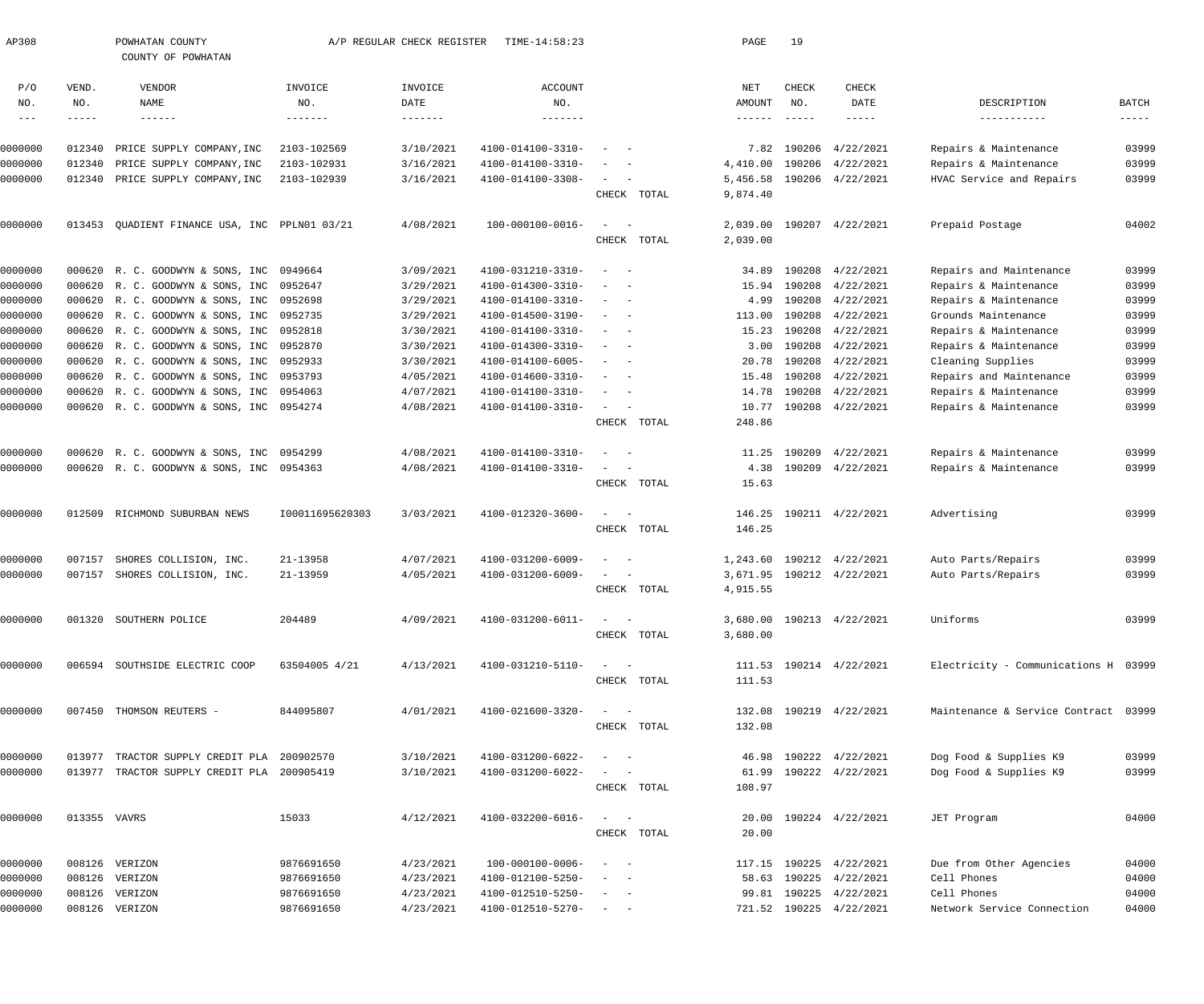AP308 POWHATAN COUNTY A/P REGULAR CHECK REGISTER TIME-14:58:23

COUNTY OF POWHATAN

| P/O NO. | VEND. NO. | VENDOR NAME | INVOICE NO. | INVOICE DATE | ACCOUNT NO. | | NET AMOUNT | CHECK NO. | CHECK DATE | DESCRIPTION | BATCH |
|---|---|---|---|---|---|---|---|---|---|---|---|
| 0000000 | 012340 | PRICE SUPPLY COMPANY,INC | 2103-102569 | 3/10/2021 | 4100-014100-3310- | - - | 7.82 | 190206 | 4/22/2021 | Repairs & Maintenance | 03999 |
| 0000000 | 012340 | PRICE SUPPLY COMPANY,INC | 2103-102931 | 3/16/2021 | 4100-014100-3310- | - - | 4,410.00 | 190206 | 4/22/2021 | Repairs & Maintenance | 03999 |
| 0000000 | 012340 | PRICE SUPPLY COMPANY,INC | 2103-102939 | 3/16/2021 | 4100-014100-3308- | - - | 5,456.58 | 190206 | 4/22/2021 | HVAC Service and Repairs | 03999 |
| | | | | | | CHECK TOTAL | 9,874.40 | | | | |
| 0000000 | 013453 | QUADIENT FINANCE USA, INC | PPLN01 03/21 | 4/08/2021 | 100-000100-0016- | - - | 2,039.00 | 190207 | 4/22/2021 | Prepaid Postage | 04002 |
| | | | | | | CHECK TOTAL | 2,039.00 | | | | |
| 0000000 | 000620 | R. C. GOODWYN & SONS, INC | 0949664 | 3/09/2021 | 4100-031210-3310- | - - | 34.89 | 190208 | 4/22/2021 | Repairs and Maintenance | 03999 |
| 0000000 | 000620 | R. C. GOODWYN & SONS, INC | 0952647 | 3/29/2021 | 4100-014300-3310- | - - | 15.94 | 190208 | 4/22/2021 | Repairs & Maintenance | 03999 |
| 0000000 | 000620 | R. C. GOODWYN & SONS, INC | 0952698 | 3/29/2021 | 4100-014100-3310- | - - | 4.99 | 190208 | 4/22/2021 | Repairs & Maintenance | 03999 |
| 0000000 | 000620 | R. C. GOODWYN & SONS, INC | 0952735 | 3/29/2021 | 4100-014500-3190- | - - | 113.00 | 190208 | 4/22/2021 | Grounds Maintenance | 03999 |
| 0000000 | 000620 | R. C. GOODWYN & SONS, INC | 0952818 | 3/30/2021 | 4100-014100-3310- | - - | 15.23 | 190208 | 4/22/2021 | Repairs & Maintenance | 03999 |
| 0000000 | 000620 | R. C. GOODWYN & SONS, INC | 0952870 | 3/30/2021 | 4100-014300-3310- | - - | 3.00 | 190208 | 4/22/2021 | Repairs & Maintenance | 03999 |
| 0000000 | 000620 | R. C. GOODWYN & SONS, INC | 0952933 | 3/30/2021 | 4100-014100-6005- | - - | 20.78 | 190208 | 4/22/2021 | Cleaning Supplies | 03999 |
| 0000000 | 000620 | R. C. GOODWYN & SONS, INC | 0953793 | 4/05/2021 | 4100-014600-3310- | - - | 15.48 | 190208 | 4/22/2021 | Repairs and Maintenance | 03999 |
| 0000000 | 000620 | R. C. GOODWYN & SONS, INC | 0954063 | 4/07/2021 | 4100-014100-3310- | - - | 14.78 | 190208 | 4/22/2021 | Repairs & Maintenance | 03999 |
| 0000000 | 000620 | R. C. GOODWYN & SONS, INC | 0954274 | 4/08/2021 | 4100-014100-3310- | - - | 10.77 | 190208 | 4/22/2021 | Repairs & Maintenance | 03999 |
| | | | | | | CHECK TOTAL | 248.86 | | | | |
| 0000000 | 000620 | R. C. GOODWYN & SONS, INC | 0954299 | 4/08/2021 | 4100-014100-3310- | - - | 11.25 | 190209 | 4/22/2021 | Repairs & Maintenance | 03999 |
| 0000000 | 000620 | R. C. GOODWYN & SONS, INC | 0954363 | 4/08/2021 | 4100-014100-3310- | - - | 4.38 | 190209 | 4/22/2021 | Repairs & Maintenance | 03999 |
| | | | | | | CHECK TOTAL | 15.63 | | | | |
| 0000000 | 012509 | RICHMOND SUBURBAN NEWS | I00011695620303 | 3/03/2021 | 4100-012320-3600- | - - | 146.25 | 190211 | 4/22/2021 | Advertising | 03999 |
| | | | | | | CHECK TOTAL | 146.25 | | | | |
| 0000000 | 007157 | SHORES COLLISION, INC. | 21-13958 | 4/07/2021 | 4100-031200-6009- | - - | 1,243.60 | 190212 | 4/22/2021 | Auto Parts/Repairs | 03999 |
| 0000000 | 007157 | SHORES COLLISION, INC. | 21-13959 | 4/05/2021 | 4100-031200-6009- | - - | 3,671.95 | 190212 | 4/22/2021 | Auto Parts/Repairs | 03999 |
| | | | | | | CHECK TOTAL | 4,915.55 | | | | |
| 0000000 | 001320 | SOUTHERN POLICE | 204489 | 4/09/2021 | 4100-031200-6011- | - - | 3,680.00 | 190213 | 4/22/2021 | Uniforms | 03999 |
| | | | | | | CHECK TOTAL | 3,680.00 | | | | |
| 0000000 | 006594 | SOUTHSIDE ELECTRIC COOP | 63504005 4/21 | 4/13/2021 | 4100-031210-5110- | - - | 111.53 | 190214 | 4/22/2021 | Electricity - Communications H | 03999 |
| | | | | | | CHECK TOTAL | 111.53 | | | | |
| 0000000 | 007450 | THOMSON REUTERS - | 844095807 | 4/01/2021 | 4100-021600-3320- | - - | 132.08 | 190219 | 4/22/2021 | Maintenance & Service Contract | 03999 |
| | | | | | | CHECK TOTAL | 132.08 | | | | |
| 0000000 | 013977 | TRACTOR SUPPLY CREDIT PLA | 200902570 | 3/10/2021 | 4100-031200-6022- | - - | 46.98 | 190222 | 4/22/2021 | Dog Food & Supplies K9 | 03999 |
| 0000000 | 013977 | TRACTOR SUPPLY CREDIT PLA | 200905419 | 3/10/2021 | 4100-031200-6022- | - - | 61.99 | 190222 | 4/22/2021 | Dog Food & Supplies K9 | 03999 |
| | | | | | | CHECK TOTAL | 108.97 | | | | |
| 0000000 | 013355 | VAVRS | 15033 | 4/12/2021 | 4100-032200-6016- | - - | 20.00 | 190224 | 4/22/2021 | JET Program | 04000 |
| | | | | | | CHECK TOTAL | 20.00 | | | | |
| 0000000 | 008126 | VERIZON | 9876691650 | 4/23/2021 | 100-000100-0006- | - - | 117.15 | 190225 | 4/22/2021 | Due from Other Agencies | 04000 |
| 0000000 | 008126 | VERIZON | 9876691650 | 4/23/2021 | 4100-012100-5250- | - - | 58.63 | 190225 | 4/22/2021 | Cell Phones | 04000 |
| 0000000 | 008126 | VERIZON | 9876691650 | 4/23/2021 | 4100-012510-5250- | - - | 99.81 | 190225 | 4/22/2021 | Cell Phones | 04000 |
| 0000000 | 008126 | VERIZON | 9876691650 | 4/23/2021 | 4100-012510-5270- | - - | 721.52 | 190225 | 4/22/2021 | Network Service Connection | 04000 |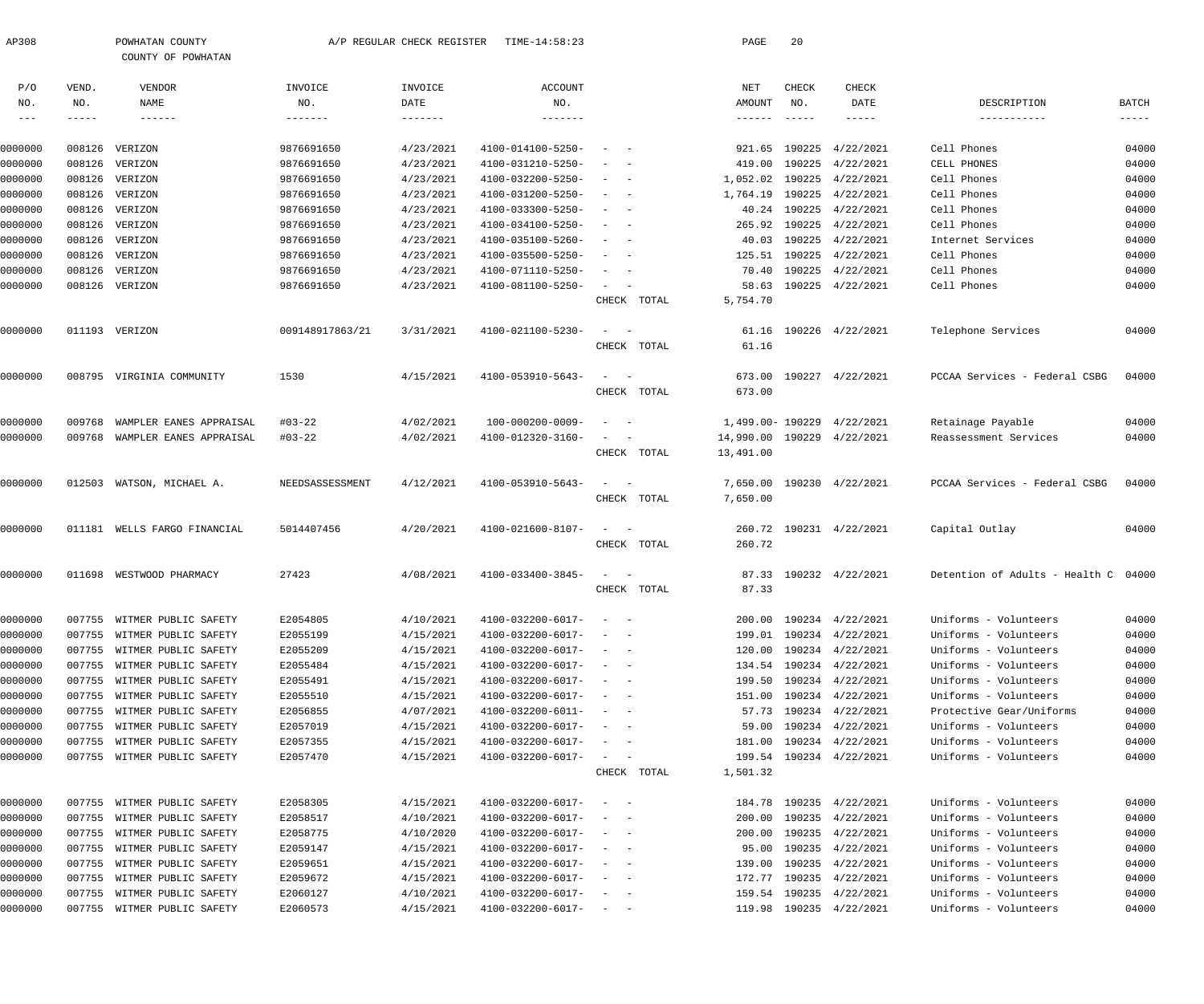AP308 POWHATAN COUNTY A/P REGULAR CHECK REGISTER TIME-14:58:23

COUNTY OF POWHATAN

| P/O NO. | VEND. NO. | VENDOR NAME | INVOICE NO. | INVOICE DATE | ACCOUNT NO. | | NET AMOUNT | CHECK NO. | CHECK DATE | DESCRIPTION | BATCH |
|---|---|---|---|---|---|---|---|---|---|---|---|
| 0000000 | 008126 | VERIZON | 9876691650 | 4/23/2021 | 4100-014100-5250- | - - | 921.65 | 190225 | 4/22/2021 | Cell Phones | 04000 |
| 0000000 | 008126 | VERIZON | 9876691650 | 4/23/2021 | 4100-031210-5250- | - - | 419.00 | 190225 | 4/22/2021 | CELL PHONES | 04000 |
| 0000000 | 008126 | VERIZON | 9876691650 | 4/23/2021 | 4100-032200-5250- | - - | 1,052.02 | 190225 | 4/22/2021 | Cell Phones | 04000 |
| 0000000 | 008126 | VERIZON | 9876691650 | 4/23/2021 | 4100-031200-5250- | - - | 1,764.19 | 190225 | 4/22/2021 | Cell Phones | 04000 |
| 0000000 | 008126 | VERIZON | 9876691650 | 4/23/2021 | 4100-033300-5250- | - - | 40.24 | 190225 | 4/22/2021 | Cell Phones | 04000 |
| 0000000 | 008126 | VERIZON | 9876691650 | 4/23/2021 | 4100-034100-5250- | - - | 265.92 | 190225 | 4/22/2021 | Cell Phones | 04000 |
| 0000000 | 008126 | VERIZON | 9876691650 | 4/23/2021 | 4100-035100-5260- | - - | 40.03 | 190225 | 4/22/2021 | Internet Services | 04000 |
| 0000000 | 008126 | VERIZON | 9876691650 | 4/23/2021 | 4100-035500-5250- | - - | 125.51 | 190225 | 4/22/2021 | Cell Phones | 04000 |
| 0000000 | 008126 | VERIZON | 9876691650 | 4/23/2021 | 4100-071110-5250- | - - | 70.40 | 190225 | 4/22/2021 | Cell Phones | 04000 |
| 0000000 | 008126 | VERIZON | 9876691650 | 4/23/2021 | 4100-081100-5250- | - - | 58.63 | 190225 | 4/22/2021 | Cell Phones | 04000 |
| | | | | | | CHECK TOTAL | 5,754.70 | | | | |
| 0000000 | 011193 | VERIZON | 009148917863/21 | 3/31/2021 | 4100-021100-5230- | - - | 61.16 | 190226 | 4/22/2021 | Telephone Services | 04000 |
| | | | | | | CHECK TOTAL | 61.16 | | | | |
| 0000000 | 008795 | VIRGINIA COMMUNITY | 1530 | 4/15/2021 | 4100-053910-5643- | - - | 673.00 | 190227 | 4/22/2021 | PCCAA Services - Federal CSBG | 04000 |
| | | | | | | CHECK TOTAL | 673.00 | | | | |
| 0000000 | 009768 | WAMPLER EANES APPRAISAL | #03-22 | 4/02/2021 | 100-000200-0009- | - - | 1,499.00- | 190229 | 4/22/2021 | Retainage Payable | 04000 |
| 0000000 | 009768 | WAMPLER EANES APPRAISAL | #03-22 | 4/02/2021 | 4100-012320-3160- | - - | 14,990.00 | 190229 | 4/22/2021 | Reassessment Services | 04000 |
| | | | | | | CHECK TOTAL | 13,491.00 | | | | |
| 0000000 | 012503 | WATSON, MICHAEL A. | NEEDSASSESSMENT | 4/12/2021 | 4100-053910-5643- | - - | 7,650.00 | 190230 | 4/22/2021 | PCCAA Services - Federal CSBG | 04000 |
| | | | | | | CHECK TOTAL | 7,650.00 | | | | |
| 0000000 | 011181 | WELLS FARGO FINANCIAL | 5014407456 | 4/20/2021 | 4100-021600-8107- | - - | 260.72 | 190231 | 4/22/2021 | Capital Outlay | 04000 |
| | | | | | | CHECK TOTAL | 260.72 | | | | |
| 0000000 | 011698 | WESTWOOD PHARMACY | 27423 | 4/08/2021 | 4100-033400-3845- | - - | 87.33 | 190232 | 4/22/2021 | Detention of Adults - Health C | 04000 |
| | | | | | | CHECK TOTAL | 87.33 | | | | |
| 0000000 | 007755 | WITMER PUBLIC SAFETY | E2054805 | 4/10/2021 | 4100-032200-6017- | - - | 200.00 | 190234 | 4/22/2021 | Uniforms - Volunteers | 04000 |
| 0000000 | 007755 | WITMER PUBLIC SAFETY | E2055199 | 4/15/2021 | 4100-032200-6017- | - - | 199.01 | 190234 | 4/22/2021 | Uniforms - Volunteers | 04000 |
| 0000000 | 007755 | WITMER PUBLIC SAFETY | E2055209 | 4/15/2021 | 4100-032200-6017- | - - | 120.00 | 190234 | 4/22/2021 | Uniforms - Volunteers | 04000 |
| 0000000 | 007755 | WITMER PUBLIC SAFETY | E2055484 | 4/15/2021 | 4100-032200-6017- | - - | 134.54 | 190234 | 4/22/2021 | Uniforms - Volunteers | 04000 |
| 0000000 | 007755 | WITMER PUBLIC SAFETY | E2055491 | 4/15/2021 | 4100-032200-6017- | - - | 199.50 | 190234 | 4/22/2021 | Uniforms - Volunteers | 04000 |
| 0000000 | 007755 | WITMER PUBLIC SAFETY | E2055510 | 4/15/2021 | 4100-032200-6017- | - - | 151.00 | 190234 | 4/22/2021 | Uniforms - Volunteers | 04000 |
| 0000000 | 007755 | WITMER PUBLIC SAFETY | E2056855 | 4/07/2021 | 4100-032200-6011- | - - | 57.73 | 190234 | 4/22/2021 | Protective Gear/Uniforms | 04000 |
| 0000000 | 007755 | WITMER PUBLIC SAFETY | E2057019 | 4/15/2021 | 4100-032200-6017- | - - | 59.00 | 190234 | 4/22/2021 | Uniforms - Volunteers | 04000 |
| 0000000 | 007755 | WITMER PUBLIC SAFETY | E2057355 | 4/15/2021 | 4100-032200-6017- | - - | 181.00 | 190234 | 4/22/2021 | Uniforms - Volunteers | 04000 |
| 0000000 | 007755 | WITMER PUBLIC SAFETY | E2057470 | 4/15/2021 | 4100-032200-6017- | - - | 199.54 | 190234 | 4/22/2021 | Uniforms - Volunteers | 04000 |
| | | | | | | CHECK TOTAL | 1,501.32 | | | | |
| 0000000 | 007755 | WITMER PUBLIC SAFETY | E2058305 | 4/15/2021 | 4100-032200-6017- | - - | 184.78 | 190235 | 4/22/2021 | Uniforms - Volunteers | 04000 |
| 0000000 | 007755 | WITMER PUBLIC SAFETY | E2058517 | 4/10/2021 | 4100-032200-6017- | - - | 200.00 | 190235 | 4/22/2021 | Uniforms - Volunteers | 04000 |
| 0000000 | 007755 | WITMER PUBLIC SAFETY | E2058775 | 4/10/2020 | 4100-032200-6017- | - - | 200.00 | 190235 | 4/22/2021 | Uniforms - Volunteers | 04000 |
| 0000000 | 007755 | WITMER PUBLIC SAFETY | E2059147 | 4/15/2021 | 4100-032200-6017- | - - | 95.00 | 190235 | 4/22/2021 | Uniforms - Volunteers | 04000 |
| 0000000 | 007755 | WITMER PUBLIC SAFETY | E2059651 | 4/15/2021 | 4100-032200-6017- | - - | 139.00 | 190235 | 4/22/2021 | Uniforms - Volunteers | 04000 |
| 0000000 | 007755 | WITMER PUBLIC SAFETY | E2059672 | 4/15/2021 | 4100-032200-6017- | - - | 172.77 | 190235 | 4/22/2021 | Uniforms - Volunteers | 04000 |
| 0000000 | 007755 | WITMER PUBLIC SAFETY | E2060127 | 4/10/2021 | 4100-032200-6017- | - - | 159.54 | 190235 | 4/22/2021 | Uniforms - Volunteers | 04000 |
| 0000000 | 007755 | WITMER PUBLIC SAFETY | E2060573 | 4/15/2021 | 4100-032200-6017- | - - | 119.98 | 190235 | 4/22/2021 | Uniforms - Volunteers | 04000 |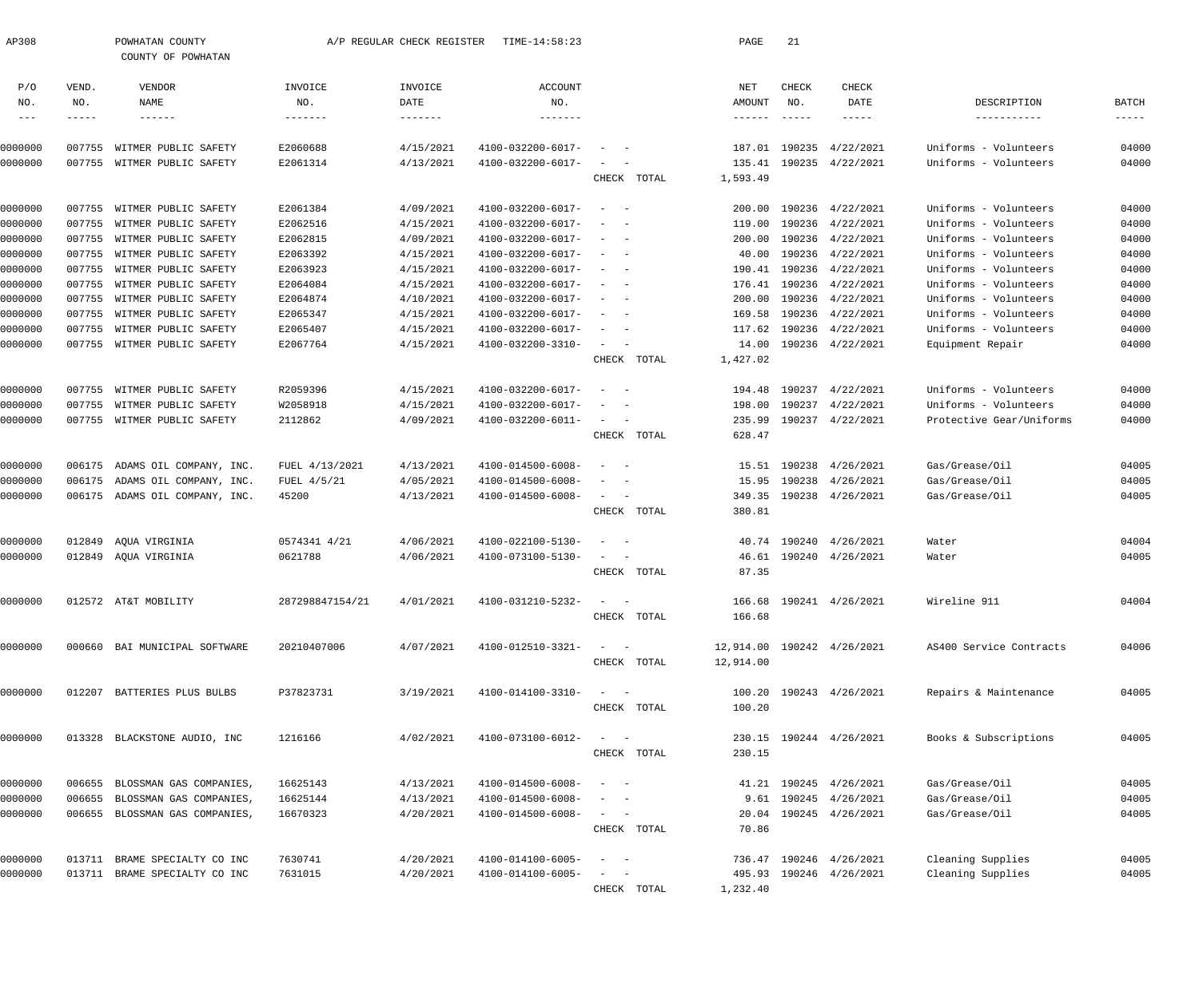AP308 POWHATAN COUNTY A/P REGULAR CHECK REGISTER TIME-14:58:23

COUNTY OF POWHATAN

| P/O NO. | VEND. NO. | VENDOR NAME | INVOICE NO. | INVOICE DATE | ACCOUNT NO. | | NET AMOUNT | CHECK NO. | CHECK DATE | DESCRIPTION | BATCH |
|---|---|---|---|---|---|---|---|---|---|---|---|
| 0000000 | 007755 | WITMER PUBLIC SAFETY | E2060688 | 4/15/2021 | 4100-032200-6017- | - - | 187.01 | 190235 | 4/22/2021 | Uniforms - Volunteers | 04000 |
| 0000000 | 007755 | WITMER PUBLIC SAFETY | E2061314 | 4/13/2021 | 4100-032200-6017- | - - | 135.41 | 190235 | 4/22/2021 | Uniforms - Volunteers | 04000 |
| | | | | | | CHECK TOTAL | 1,593.49 | | | | |
| 0000000 | 007755 | WITMER PUBLIC SAFETY | E2061384 | 4/09/2021 | 4100-032200-6017- | - - | 200.00 | 190236 | 4/22/2021 | Uniforms - Volunteers | 04000 |
| 0000000 | 007755 | WITMER PUBLIC SAFETY | E2062516 | 4/15/2021 | 4100-032200-6017- | - - | 119.00 | 190236 | 4/22/2021 | Uniforms - Volunteers | 04000 |
| 0000000 | 007755 | WITMER PUBLIC SAFETY | E2062815 | 4/09/2021 | 4100-032200-6017- | - - | 200.00 | 190236 | 4/22/2021 | Uniforms - Volunteers | 04000 |
| 0000000 | 007755 | WITMER PUBLIC SAFETY | E2063392 | 4/15/2021 | 4100-032200-6017- | - - | 40.00 | 190236 | 4/22/2021 | Uniforms - Volunteers | 04000 |
| 0000000 | 007755 | WITMER PUBLIC SAFETY | E2063923 | 4/15/2021 | 4100-032200-6017- | - - | 190.41 | 190236 | 4/22/2021 | Uniforms - Volunteers | 04000 |
| 0000000 | 007755 | WITMER PUBLIC SAFETY | E2064084 | 4/15/2021 | 4100-032200-6017- | - - | 176.41 | 190236 | 4/22/2021 | Uniforms - Volunteers | 04000 |
| 0000000 | 007755 | WITMER PUBLIC SAFETY | E2064874 | 4/10/2021 | 4100-032200-6017- | - - | 200.00 | 190236 | 4/22/2021 | Uniforms - Volunteers | 04000 |
| 0000000 | 007755 | WITMER PUBLIC SAFETY | E2065347 | 4/15/2021 | 4100-032200-6017- | - - | 169.58 | 190236 | 4/22/2021 | Uniforms - Volunteers | 04000 |
| 0000000 | 007755 | WITMER PUBLIC SAFETY | E2065407 | 4/15/2021 | 4100-032200-6017- | - - | 117.62 | 190236 | 4/22/2021 | Uniforms - Volunteers | 04000 |
| 0000000 | 007755 | WITMER PUBLIC SAFETY | E2067764 | 4/15/2021 | 4100-032200-3310- | - - | 14.00 | 190236 | 4/22/2021 | Equipment Repair | 04000 |
| | | | | | | CHECK TOTAL | 1,427.02 | | | | |
| 0000000 | 007755 | WITMER PUBLIC SAFETY | R2059396 | 4/15/2021 | 4100-032200-6017- | - - | 194.48 | 190237 | 4/22/2021 | Uniforms - Volunteers | 04000 |
| 0000000 | 007755 | WITMER PUBLIC SAFETY | W2058918 | 4/15/2021 | 4100-032200-6017- | - - | 198.00 | 190237 | 4/22/2021 | Uniforms - Volunteers | 04000 |
| 0000000 | 007755 | WITMER PUBLIC SAFETY | 2112862 | 4/09/2021 | 4100-032200-6011- | - - | 235.99 | 190237 | 4/22/2021 | Protective Gear/Uniforms | 04000 |
| | | | | | | CHECK TOTAL | 628.47 | | | | |
| 0000000 | 006175 | ADAMS OIL COMPANY, INC. | FUEL 4/13/2021 | 4/13/2021 | 4100-014500-6008- | - - | 15.51 | 190238 | 4/26/2021 | Gas/Grease/Oil | 04005 |
| 0000000 | 006175 | ADAMS OIL COMPANY, INC. | FUEL 4/5/21 | 4/05/2021 | 4100-014500-6008- | - - | 15.95 | 190238 | 4/26/2021 | Gas/Grease/Oil | 04005 |
| 0000000 | 006175 | ADAMS OIL COMPANY, INC. | 45200 | 4/13/2021 | 4100-014500-6008- | - - | 349.35 | 190238 | 4/26/2021 | Gas/Grease/Oil | 04005 |
| | | | | | | CHECK TOTAL | 380.81 | | | | |
| 0000000 | 012849 | AQUA VIRGINIA | 0574341 4/21 | 4/06/2021 | 4100-022100-5130- | - - | 40.74 | 190240 | 4/26/2021 | Water | 04004 |
| 0000000 | 012849 | AQUA VIRGINIA | 0621788 | 4/06/2021 | 4100-073100-5130- | - - | 46.61 | 190240 | 4/26/2021 | Water | 04005 |
| | | | | | | CHECK TOTAL | 87.35 | | | | |
| 0000000 | 012572 | AT&T MOBILITY | 287298847154/21 | 4/01/2021 | 4100-031210-5232- | - - | 166.68 | 190241 | 4/26/2021 | Wireline 911 | 04004 |
| | | | | | | CHECK TOTAL | 166.68 | | | | |
| 0000000 | 000660 | BAI MUNICIPAL SOFTWARE | 20210407006 | 4/07/2021 | 4100-012510-3321- | - - | 12,914.00 | 190242 | 4/26/2021 | AS400 Service Contracts | 04006 |
| | | | | | | CHECK TOTAL | 12,914.00 | | | | |
| 0000000 | 012207 | BATTERIES PLUS BULBS | P37823731 | 3/19/2021 | 4100-014100-3310- | - - | 100.20 | 190243 | 4/26/2021 | Repairs & Maintenance | 04005 |
| | | | | | | CHECK TOTAL | 100.20 | | | | |
| 0000000 | 013328 | BLACKSTONE AUDIO, INC | 1216166 | 4/02/2021 | 4100-073100-6012- | - - | 230.15 | 190244 | 4/26/2021 | Books & Subscriptions | 04005 |
| | | | | | | CHECK TOTAL | 230.15 | | | | |
| 0000000 | 006655 | BLOSSMAN GAS COMPANIES, | 16625143 | 4/13/2021 | 4100-014500-6008- | - - | 41.21 | 190245 | 4/26/2021 | Gas/Grease/Oil | 04005 |
| 0000000 | 006655 | BLOSSMAN GAS COMPANIES, | 16625144 | 4/13/2021 | 4100-014500-6008- | - - | 9.61 | 190245 | 4/26/2021 | Gas/Grease/Oil | 04005 |
| 0000000 | 006655 | BLOSSMAN GAS COMPANIES, | 16670323 | 4/20/2021 | 4100-014500-6008- | - - | 20.04 | 190245 | 4/26/2021 | Gas/Grease/Oil | 04005 |
| | | | | | | CHECK TOTAL | 70.86 | | | | |
| 0000000 | 013711 | BRAME SPECIALTY CO INC | 7630741 | 4/20/2021 | 4100-014100-6005- | - - | 736.47 | 190246 | 4/26/2021 | Cleaning Supplies | 04005 |
| 0000000 | 013711 | BRAME SPECIALTY CO INC | 7631015 | 4/20/2021 | 4100-014100-6005- | - - | 495.93 | 190246 | 4/26/2021 | Cleaning Supplies | 04005 |
| | | | | | | CHECK TOTAL | 1,232.40 | | | | |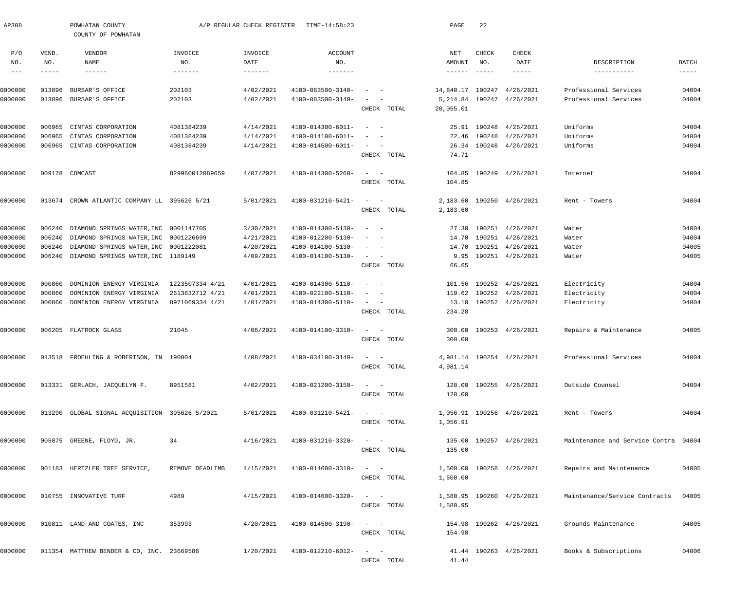AP308 POWHATAN COUNTY A/P REGULAR CHECK REGISTER TIME-14:58:23 PAGE 22

COUNTY OF POWHATAN

| P/O NO. | VEND. NO. | VENDOR NAME | INVOICE NO. | INVOICE DATE | ACCOUNT NO. | | NET AMOUNT | CHECK NO. | CHECK DATE | DESCRIPTION | BATCH |
|---|---|---|---|---|---|---|---|---|---|---|---|
| 0000000 | 013896 | BURSAR'S OFFICE | 202103 | 4/02/2021 | 4100-083500-3140- | - - | 14,840.17 | 190247 | 4/26/2021 | Professional Services | 04004 |
| 0000000 | 013896 | BURSAR'S OFFICE | 202103 | 4/02/2021 | 4100-083500-3140- | - - | 5,214.84 | 190247 | 4/26/2021 | Professional Services | 04004 |
| | | | | | | CHECK TOTAL | 20,055.01 | | | | |
| 0000000 | 006965 | CINTAS CORPORATION | 4081384239 | 4/14/2021 | 4100-014300-6011- | - - | 25.91 | 190248 | 4/26/2021 | Uniforms | 04004 |
| 0000000 | 006965 | CINTAS CORPORATION | 4081384239 | 4/14/2021 | 4100-014100-6011- | - - | 22.46 | 190248 | 4/26/2021 | Uniforms | 04004 |
| 0000000 | 006965 | CINTAS CORPORATION | 4081384239 | 4/14/2021 | 4100-014500-6011- | - - | 26.34 | 190248 | 4/26/2021 | Uniforms | 04004 |
| | | | | | | CHECK TOTAL | 74.71 | | | | |
| 0000000 | 009178 | COMCAST | 829960012089659 | 4/07/2021 | 4100-014300-5260- | - - | 104.85 | 190249 | 4/26/2021 | Internet | 04004 |
| | | | | | | CHECK TOTAL | 104.85 | | | | |
| 0000000 | 013674 | CROWN ATLANTIC COMPANY LL | 395626 5/21 | 5/01/2021 | 4100-031210-5421- | - - | 2,183.60 | 190250 | 4/26/2021 | Rent - Towers | 04004 |
| | | | | | | CHECK TOTAL | 2,183.60 | | | | |
| 0000000 | 006240 | DIAMOND SPRINGS WATER,INC | 0001147705 | 3/30/2021 | 4100-014300-5130- | - - | 27.30 | 190251 | 4/26/2021 | Water | 04004 |
| 0000000 | 006240 | DIAMOND SPRINGS WATER,INC | 0001226699 | 4/21/2021 | 4100-012200-5130- | - - | 14.70 | 190251 | 4/26/2021 | Water | 04004 |
| 0000000 | 006240 | DIAMOND SPRINGS WATER,INC | 0001222081 | 4/20/2021 | 4100-014100-5130- | - - | 14.70 | 190251 | 4/26/2021 | Water | 04005 |
| 0000000 | 006240 | DIAMOND SPRINGS WATER,INC | 1189149 | 4/09/2021 | 4100-014100-5130- | - - | 9.95 | 190251 | 4/26/2021 | Water | 04005 |
| | | | | | | CHECK TOTAL | 66.65 | | | | |
| 0000000 | 000860 | DOMINION ENERGY VIRGINIA | 1223507334 4/21 | 4/01/2021 | 4100-014300-5110- | - - | 101.56 | 190252 | 4/26/2021 | Electricity | 04004 |
| 0000000 | 000860 | DOMINION ENERGY VIRGINIA | 2613832712 4/21 | 4/01/2021 | 4100-022100-5110- | - - | 119.62 | 190252 | 4/26/2021 | Electricity | 04004 |
| 0000000 | 000860 | DOMINION ENERGY VIRGINIA | 8971069334 4/21 | 4/01/2021 | 4100-014300-5110- | - - | 13.10 | 190252 | 4/26/2021 | Electricity | 04004 |
| | | | | | | CHECK TOTAL | 234.28 | | | | |
| 0000000 | 006205 | FLATROCK GLASS | 21045 | 4/06/2021 | 4100-014100-3310- | - - | 300.00 | 190253 | 4/26/2021 | Repairs & Maintenance | 04005 |
| | | | | | | CHECK TOTAL | 300.00 | | | | |
| 0000000 | 013518 | FROEHLING & ROBERTSON, IN | 190004 | 4/08/2021 | 4100-034100-3140- | - - | 4,981.14 | 190254 | 4/26/2021 | Professional Services | 04004 |
| | | | | | | CHECK TOTAL | 4,981.14 | | | | |
| 0000000 | 013331 | GERLACH, JACQUELYN F. | 8951581 | 4/02/2021 | 4100-021200-3150- | - - | 120.00 | 190255 | 4/26/2021 | Outside Counsel | 04004 |
| | | | | | | CHECK TOTAL | 120.00 | | | | |
| 0000000 | 013290 | GLOBAL SIGNAL ACQUISITION | 395626 5/2021 | 5/01/2021 | 4100-031210-5421- | - - | 1,056.91 | 190256 | 4/26/2021 | Rent - Towers | 04004 |
| | | | | | | CHECK TOTAL | 1,056.91 | | | | |
| 0000000 | 005075 | GREENE, FLOYD, JR. | 34 | 4/16/2021 | 4100-031210-3320- | - - | 135.00 | 190257 | 4/26/2021 | Maintenance and Service Contra | 04004 |
| | | | | | | CHECK TOTAL | 135.00 | | | | |
| 0000000 | 001183 | HERTZLER TREE SERVICE, | REMOVE DEADLIMB | 4/15/2021 | 4100-014600-3310- | - - | 1,500.00 | 190258 | 4/26/2021 | Repairs and Maintenance | 04005 |
| | | | | | | CHECK TOTAL | 1,500.00 | | | | |
| 0000000 | 010755 | INNOVATIVE TURF | 4989 | 4/15/2021 | 4100-014600-3320- | - - | 1,580.95 | 190260 | 4/26/2021 | Maintenance/Service Contracts | 04005 |
| | | | | | | CHECK TOTAL | 1,580.95 | | | | |
| 0000000 | 010811 | LAND AND COATES, INC | 353993 | 4/20/2021 | 4100-014500-3190- | - - | 154.98 | 190262 | 4/26/2021 | Grounds Maintenance | 04005 |
| | | | | | | CHECK TOTAL | 154.98 | | | | |
| 0000000 | 011354 | MATTHEW BENDER & CO, INC. | 23669586 | 1/20/2021 | 4100-012210-6012- | - - | 41.44 | 190263 | 4/26/2021 | Books & Subscriptions | 04006 |
| | | | | | | CHECK TOTAL | 41.44 | | | | |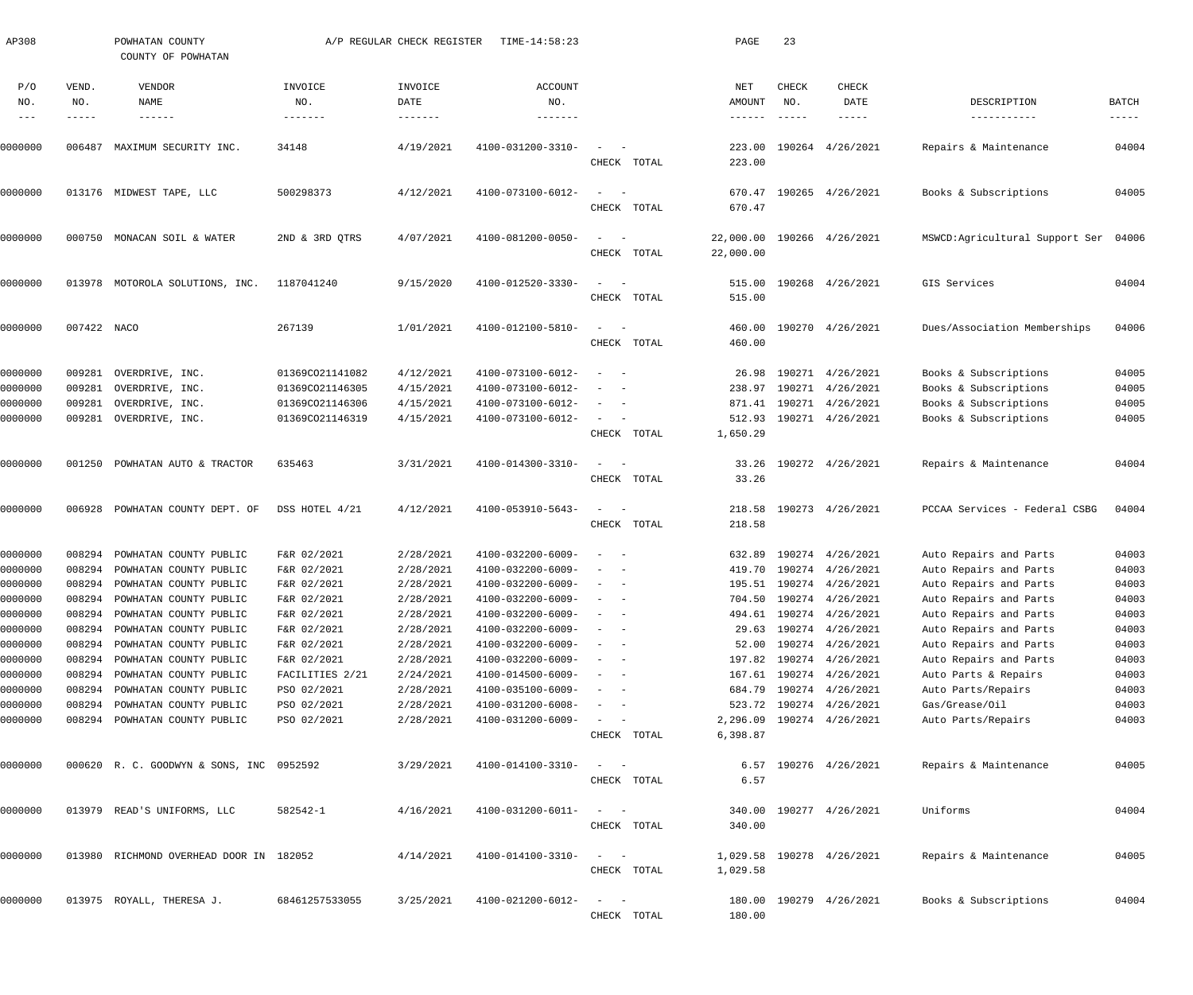AP308 POWHATAN COUNTY A/P REGULAR CHECK REGISTER TIME-14:58:23

COUNTY OF POWHATAN

| P/O NO. | VEND. NO. | VENDOR NAME | INVOICE NO. | INVOICE DATE | ACCOUNT NO. | | NET AMOUNT | CHECK NO. | CHECK DATE | DESCRIPTION | BATCH |
|---|---|---|---|---|---|---|---|---|---|---|---|
| 0000000 | 006487 | MAXIMUM SECURITY INC. | 34148 | 4/19/2021 | 4100-031200-3310- | - - | 223.00 | 190264 | 4/26/2021 | Repairs & Maintenance | 04004 |
| | | | | | | CHECK TOTAL | 223.00 | | | | |
| 0000000 | 013176 | MIDWEST TAPE, LLC | 500298373 | 4/12/2021 | 4100-073100-6012- | - - | 670.47 | 190265 | 4/26/2021 | Books & Subscriptions | 04005 |
| | | | | | | CHECK TOTAL | 670.47 | | | | |
| 0000000 | 000750 | MONACAN SOIL & WATER | 2ND & 3RD QTRS | 4/07/2021 | 4100-081200-0050- | - - | 22,000.00 | 190266 | 4/26/2021 | MSWCD:Agricultural Support Ser | 04006 |
| | | | | | | CHECK TOTAL | 22,000.00 | | | | |
| 0000000 | 013978 | MOTOROLA SOLUTIONS, INC. | 1187041240 | 9/15/2020 | 4100-012520-3330- | - - | 515.00 | 190268 | 4/26/2021 | GIS Services | 04004 |
| | | | | | | CHECK TOTAL | 515.00 | | | | |
| 0000000 | 007422 | NACO | 267139 | 1/01/2021 | 4100-012100-5810- | - - | 460.00 | 190270 | 4/26/2021 | Dues/Association Memberships | 04006 |
| | | | | | | CHECK TOTAL | 460.00 | | | | |
| 0000000 | 009281 | OVERDRIVE, INC. | 01369CO21141082 | 4/12/2021 | 4100-073100-6012- | - - | 26.98 | 190271 | 4/26/2021 | Books & Subscriptions | 04005 |
| 0000000 | 009281 | OVERDRIVE, INC. | 01369CO21146305 | 4/15/2021 | 4100-073100-6012- | - - | 238.97 | 190271 | 4/26/2021 | Books & Subscriptions | 04005 |
| 0000000 | 009281 | OVERDRIVE, INC. | 01369CO21146306 | 4/15/2021 | 4100-073100-6012- | - - | 871.41 | 190271 | 4/26/2021 | Books & Subscriptions | 04005 |
| 0000000 | 009281 | OVERDRIVE, INC. | 01369CO21146319 | 4/15/2021 | 4100-073100-6012- | - - | 512.93 | 190271 | 4/26/2021 | Books & Subscriptions | 04005 |
| | | | | | | CHECK TOTAL | 1,650.29 | | | | |
| 0000000 | 001250 | POWHATAN AUTO & TRACTOR | 635463 | 3/31/2021 | 4100-014300-3310- | - - | 33.26 | 190272 | 4/26/2021 | Repairs & Maintenance | 04004 |
| | | | | | | CHECK TOTAL | 33.26 | | | | |
| 0000000 | 006928 | POWHATAN COUNTY DEPT. OF | DSS HOTEL 4/21 | 4/12/2021 | 4100-053910-5643- | - - | 218.58 | 190273 | 4/26/2021 | PCCAA Services - Federal CSBG | 04004 |
| | | | | | | CHECK TOTAL | 218.58 | | | | |
| 0000000 | 008294 | POWHATAN COUNTY PUBLIC | F&R 02/2021 | 2/28/2021 | 4100-032200-6009- | - - | 632.89 | 190274 | 4/26/2021 | Auto Repairs and Parts | 04003 |
| 0000000 | 008294 | POWHATAN COUNTY PUBLIC | F&R 02/2021 | 2/28/2021 | 4100-032200-6009- | - - | 419.70 | 190274 | 4/26/2021 | Auto Repairs and Parts | 04003 |
| 0000000 | 008294 | POWHATAN COUNTY PUBLIC | F&R 02/2021 | 2/28/2021 | 4100-032200-6009- | - - | 195.51 | 190274 | 4/26/2021 | Auto Repairs and Parts | 04003 |
| 0000000 | 008294 | POWHATAN COUNTY PUBLIC | F&R 02/2021 | 2/28/2021 | 4100-032200-6009- | - - | 704.50 | 190274 | 4/26/2021 | Auto Repairs and Parts | 04003 |
| 0000000 | 008294 | POWHATAN COUNTY PUBLIC | F&R 02/2021 | 2/28/2021 | 4100-032200-6009- | - - | 494.61 | 190274 | 4/26/2021 | Auto Repairs and Parts | 04003 |
| 0000000 | 008294 | POWHATAN COUNTY PUBLIC | F&R 02/2021 | 2/28/2021 | 4100-032200-6009- | - - | 29.63 | 190274 | 4/26/2021 | Auto Repairs and Parts | 04003 |
| 0000000 | 008294 | POWHATAN COUNTY PUBLIC | F&R 02/2021 | 2/28/2021 | 4100-032200-6009- | - - | 52.00 | 190274 | 4/26/2021 | Auto Repairs and Parts | 04003 |
| 0000000 | 008294 | POWHATAN COUNTY PUBLIC | F&R 02/2021 | 2/28/2021 | 4100-032200-6009- | - - | 197.82 | 190274 | 4/26/2021 | Auto Repairs and Parts | 04003 |
| 0000000 | 008294 | POWHATAN COUNTY PUBLIC | FACILITIES 2/21 | 2/24/2021 | 4100-014500-6009- | - - | 167.61 | 190274 | 4/26/2021 | Auto Parts & Repairs | 04003 |
| 0000000 | 008294 | POWHATAN COUNTY PUBLIC | PSO 02/2021 | 2/28/2021 | 4100-035100-6009- | - - | 684.79 | 190274 | 4/26/2021 | Auto Parts/Repairs | 04003 |
| 0000000 | 008294 | POWHATAN COUNTY PUBLIC | PSO 02/2021 | 2/28/2021 | 4100-031200-6008- | - - | 523.72 | 190274 | 4/26/2021 | Gas/Grease/Oil | 04003 |
| 0000000 | 008294 | POWHATAN COUNTY PUBLIC | PSO 02/2021 | 2/28/2021 | 4100-031200-6009- | - - | 2,296.09 | 190274 | 4/26/2021 | Auto Parts/Repairs | 04003 |
| | | | | | | CHECK TOTAL | 6,398.87 | | | | |
| 0000000 | 000620 | R. C. GOODWYN & SONS, INC | 0952592 | 3/29/2021 | 4100-014100-3310- | - - | 6.57 | 190276 | 4/26/2021 | Repairs & Maintenance | 04005 |
| | | | | | | CHECK TOTAL | 6.57 | | | | |
| 0000000 | 013979 | READ'S UNIFORMS, LLC | 582542-1 | 4/16/2021 | 4100-031200-6011- | - - | 340.00 | 190277 | 4/26/2021 | Uniforms | 04004 |
| | | | | | | CHECK TOTAL | 340.00 | | | | |
| 0000000 | 013980 | RICHMOND OVERHEAD DOOR IN | 182052 | 4/14/2021 | 4100-014100-3310- | - - | 1,029.58 | 190278 | 4/26/2021 | Repairs & Maintenance | 04005 |
| | | | | | | CHECK TOTAL | 1,029.58 | | | | |
| 0000000 | 013975 | ROYALL, THERESA J. | 68461257533055 | 3/25/2021 | 4100-021200-6012- | - - | 180.00 | 190279 | 4/26/2021 | Books & Subscriptions | 04004 |
| | | | | | | CHECK TOTAL | 180.00 | | | | |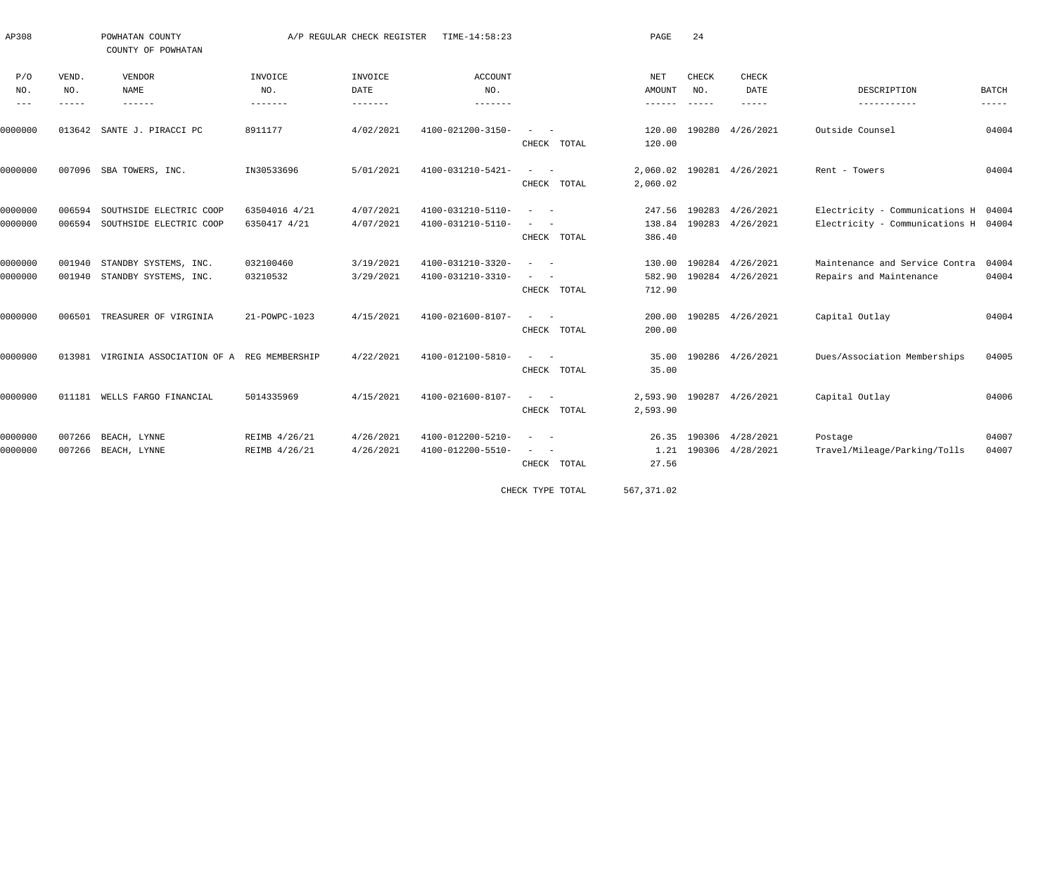AP308 POWHATAN COUNTY A/P REGULAR CHECK REGISTER TIME-14:58:23

COUNTY OF POWHATAN

| P/O NO. | VEND. NO. | VENDOR NAME | INVOICE NO. | INVOICE DATE | ACCOUNT NO. | | NET AMOUNT | CHECK NO. | CHECK DATE | DESCRIPTION | BATCH |
|---|---|---|---|---|---|---|---|---|---|---|---|
| 0000000 | 013642 | SANTE J. PIRACCI PC | 8911177 | 4/02/2021 | 4100-021200-3150- | - - | 120.00 | 190280 | 4/26/2021 | Outside Counsel | 04004 |
| | | | | | | CHECK TOTAL | 120.00 | | | | |
| 0000000 | 007096 | SBA TOWERS, INC. | IN30533696 | 5/01/2021 | 4100-031210-5421- | - - | 2,060.02 | 190281 | 4/26/2021 | Rent - Towers | 04004 |
| | | | | | | CHECK TOTAL | 2,060.02 | | | | |
| 0000000 | 006594 | SOUTHSIDE ELECTRIC COOP | 63504016 4/21 | 4/07/2021 | 4100-031210-5110- | - - | 247.56 | 190283 | 4/26/2021 | Electricity - Communications H | 04004 |
| 0000000 | 006594 | SOUTHSIDE ELECTRIC COOP | 6350417 4/21 | 4/07/2021 | 4100-031210-5110- | - - | 138.84 | 190283 | 4/26/2021 | Electricity - Communications H | 04004 |
| | | | | | | CHECK TOTAL | 386.40 | | | | |
| 0000000 | 001940 | STANDBY SYSTEMS, INC. | 032100460 | 3/19/2021 | 4100-031210-3320- | - - | 130.00 | 190284 | 4/26/2021 | Maintenance and Service Contra | 04004 |
| 0000000 | 001940 | STANDBY SYSTEMS, INC. | 03210532 | 3/29/2021 | 4100-031210-3310- | - - | 582.90 | 190284 | 4/26/2021 | Repairs and Maintenance | 04004 |
| | | | | | | CHECK TOTAL | 712.90 | | | | |
| 0000000 | 006501 | TREASURER OF VIRGINIA | 21-POWPC-1023 | 4/15/2021 | 4100-021600-8107- | - - | 200.00 | 190285 | 4/26/2021 | Capital Outlay | 04004 |
| | | | | | | CHECK TOTAL | 200.00 | | | | |
| 0000000 | 013981 | VIRGINIA ASSOCIATION OF A | REG MEMBERSHIP | 4/22/2021 | 4100-012100-5810- | - - | 35.00 | 190286 | 4/26/2021 | Dues/Association Memberships | 04005 |
| | | | | | | CHECK TOTAL | 35.00 | | | | |
| 0000000 | 011181 | WELLS FARGO FINANCIAL | 5014335969 | 4/15/2021 | 4100-021600-8107- | - - | 2,593.90 | 190287 | 4/26/2021 | Capital Outlay | 04006 |
| | | | | | | CHECK TOTAL | 2,593.90 | | | | |
| 0000000 | 007266 | BEACH, LYNNE | REIMB 4/26/21 | 4/26/2021 | 4100-012200-5210- | - - | 26.35 | 190306 | 4/28/2021 | Postage | 04007 |
| 0000000 | 007266 | BEACH, LYNNE | REIMB 4/26/21 | 4/26/2021 | 4100-012200-5510- | - - | 1.21 | 190306 | 4/28/2021 | Travel/Mileage/Parking/Tolls | 04007 |
| | | | | | | CHECK TOTAL | 27.56 | | | | |
| | | | | | | CHECK TYPE TOTAL | 567,371.02 | | | | |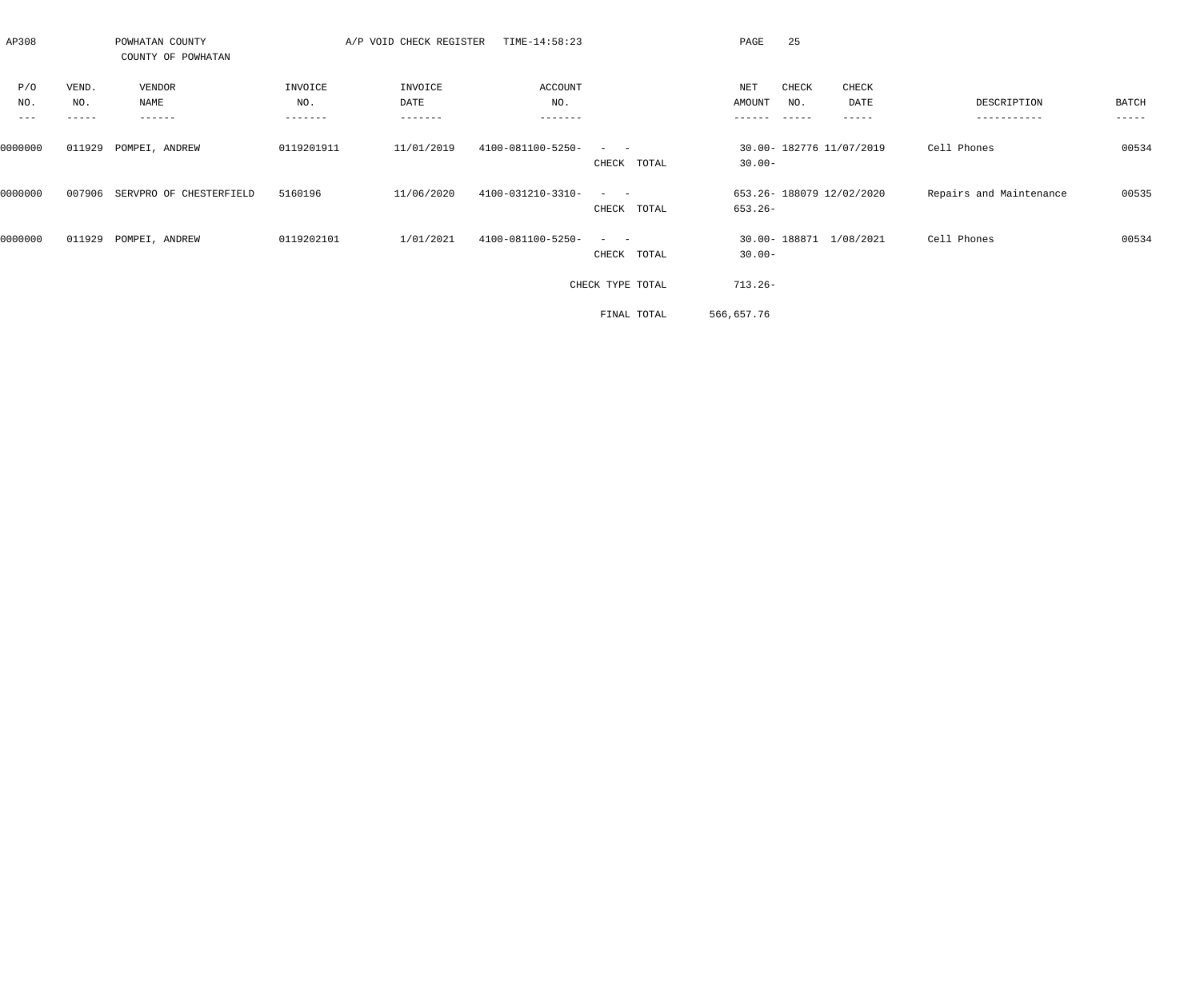AP308 POWHATAN COUNTY A/P VOID CHECK REGISTER TIME-14:58:23

COUNTY OF POWHATAN

| P/O NO. | VEND. NO. | VENDOR NAME | INVOICE NO. | INVOICE DATE | ACCOUNT NO. | | NET AMOUNT | CHECK NO. | CHECK DATE | DESCRIPTION | BATCH |
|---|---|---|---|---|---|---|---|---|---|---|---|
| 0000000 | 011929 | POMPEI, ANDREW | 0119201911 | 11/01/2019 | 4100-081100-5250- - - | | 30.00- | 182776 | 11/07/2019 | Cell Phones | 00534 |
| | | | | | | CHECK TOTAL | 30.00- | | | | |
| 0000000 | 007906 | SERVPRO OF CHESTERFIELD | 5160196 | 11/06/2020 | 4100-031210-3310- - - | | 653.26- | 188079 | 12/02/2020 | Repairs and Maintenance | 00535 |
| | | | | | | CHECK TOTAL | 653.26- | | | | |
| 0000000 | 011929 | POMPEI, ANDREW | 0119202101 | 1/01/2021 | 4100-081100-5250- - - | | 30.00- | 188871 | 1/08/2021 | Cell Phones | 00534 |
| | | | | | | CHECK TOTAL | 30.00- | | | | |
| | | | | | | CHECK TYPE TOTAL | 713.26- | | | | |
| | | | | | | FINAL TOTAL | 566,657.76 | | | | |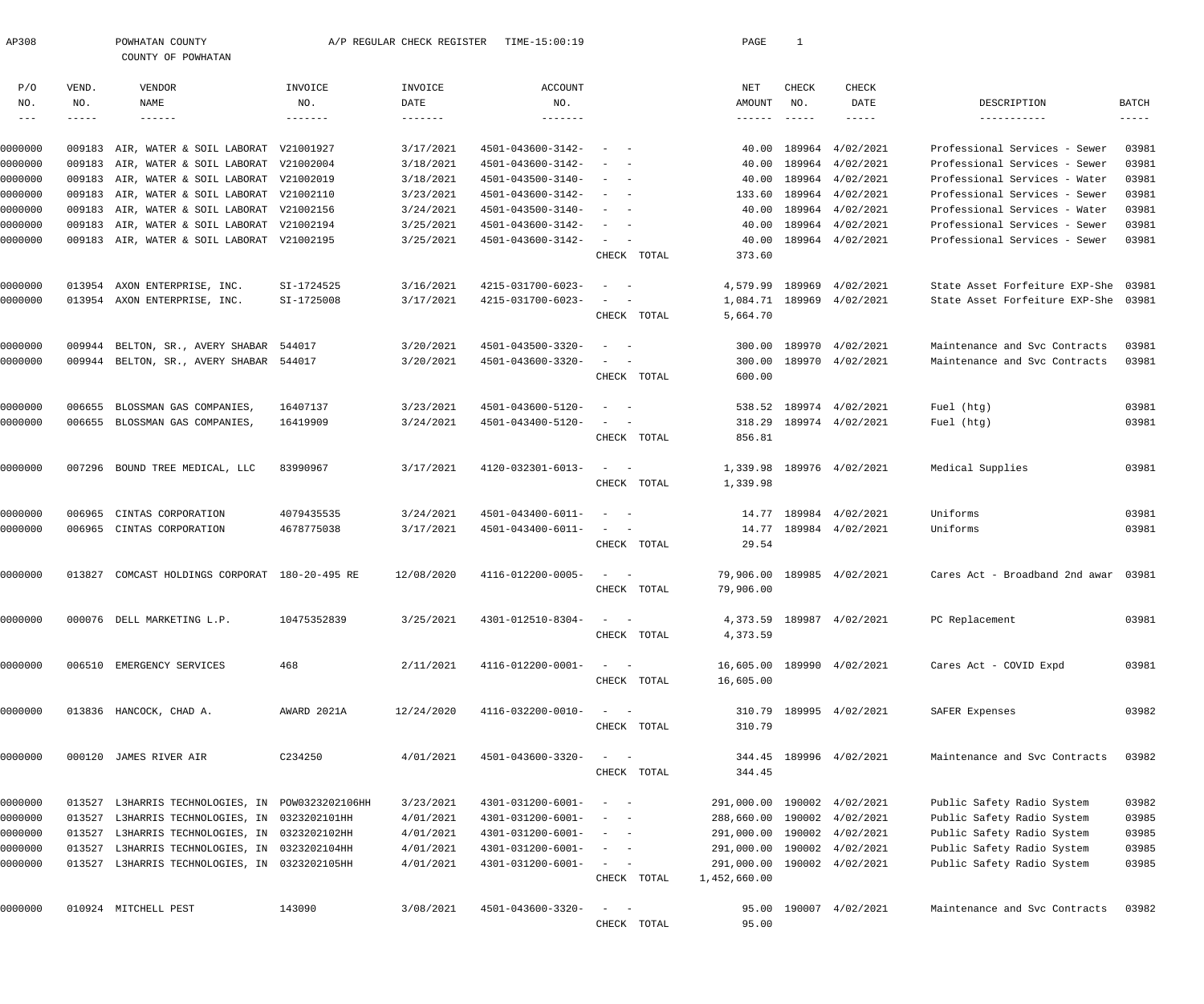AP308 POWHATAN COUNTY A/P REGULAR CHECK REGISTER TIME-15:00:19 PAGE 1

COUNTY OF POWHATAN

| P/O NO. | VEND. NO. | VENDOR NAME | INVOICE NO. | INVOICE DATE | ACCOUNT NO. | | NET AMOUNT | CHECK NO. | CHECK DATE | DESCRIPTION | BATCH |
|---|---|---|---|---|---|---|---|---|---|---|---|
| 0000000 | 009183 | AIR, WATER & SOIL LABORAT | V21001927 | 3/17/2021 | 4501-043600-3142- | - - | 40.00 | 189964 | 4/02/2021 | Professional Services - Sewer | 03981 |
| 0000000 | 009183 | AIR, WATER & SOIL LABORAT | V21002004 | 3/18/2021 | 4501-043600-3142- | - - | 40.00 | 189964 | 4/02/2021 | Professional Services - Sewer | 03981 |
| 0000000 | 009183 | AIR, WATER & SOIL LABORAT | V21002019 | 3/18/2021 | 4501-043500-3140- | - - | 40.00 | 189964 | 4/02/2021 | Professional Services - Water | 03981 |
| 0000000 | 009183 | AIR, WATER & SOIL LABORAT | V21002110 | 3/23/2021 | 4501-043600-3142- | - - | 133.60 | 189964 | 4/02/2021 | Professional Services - Sewer | 03981 |
| 0000000 | 009183 | AIR, WATER & SOIL LABORAT | V21002156 | 3/24/2021 | 4501-043500-3140- | - - | 40.00 | 189964 | 4/02/2021 | Professional Services - Water | 03981 |
| 0000000 | 009183 | AIR, WATER & SOIL LABORAT | V21002194 | 3/25/2021 | 4501-043600-3142- | - - | 40.00 | 189964 | 4/02/2021 | Professional Services - Sewer | 03981 |
| 0000000 | 009183 | AIR, WATER & SOIL LABORAT | V21002195 | 3/25/2021 | 4501-043600-3142- | - - | 40.00 | 189964 | 4/02/2021 | Professional Services - Sewer | 03981 |
| | | | | | | CHECK TOTAL | 373.60 | | | | |
| 0000000 | 013954 | AXON ENTERPRISE, INC. | SI-1724525 | 3/16/2021 | 4215-031700-6023- | - - | 4,579.99 | 189969 | 4/02/2021 | State Asset Forfeiture EXP-She | 03981 |
| 0000000 | 013954 | AXON ENTERPRISE, INC. | SI-1725008 | 3/17/2021 | 4215-031700-6023- | - - | 1,084.71 | 189969 | 4/02/2021 | State Asset Forfeiture EXP-She | 03981 |
| | | | | | | CHECK TOTAL | 5,664.70 | | | | |
| 0000000 | 009944 | BELTON, SR., AVERY SHABAR | 544017 | 3/20/2021 | 4501-043500-3320- | - - | 300.00 | 189970 | 4/02/2021 | Maintenance and Svc Contracts | 03981 |
| 0000000 | 009944 | BELTON, SR., AVERY SHABAR | 544017 | 3/20/2021 | 4501-043600-3320- | - - | 300.00 | 189970 | 4/02/2021 | Maintenance and Svc Contracts | 03981 |
| | | | | | | CHECK TOTAL | 600.00 | | | | |
| 0000000 | 006655 | BLOSSMAN GAS COMPANIES, | 16407137 | 3/23/2021 | 4501-043600-5120- | - - | 538.52 | 189974 | 4/02/2021 | Fuel (htg) | 03981 |
| 0000000 | 006655 | BLOSSMAN GAS COMPANIES, | 16419909 | 3/24/2021 | 4501-043400-5120- | - - | 318.29 | 189974 | 4/02/2021 | Fuel (htg) | 03981 |
| | | | | | | CHECK TOTAL | 856.81 | | | | |
| 0000000 | 007296 | BOUND TREE MEDICAL, LLC | 83990967 | 3/17/2021 | 4120-032301-6013- | - - | 1,339.98 | 189976 | 4/02/2021 | Medical Supplies | 03981 |
| | | | | | | CHECK TOTAL | 1,339.98 | | | | |
| 0000000 | 006965 | CINTAS CORPORATION | 4079435535 | 3/24/2021 | 4501-043400-6011- | - - | 14.77 | 189984 | 4/02/2021 | Uniforms | 03981 |
| 0000000 | 006965 | CINTAS CORPORATION | 4678775038 | 3/17/2021 | 4501-043400-6011- | - - | 14.77 | 189984 | 4/02/2021 | Uniforms | 03981 |
| | | | | | | CHECK TOTAL | 29.54 | | | | |
| 0000000 | 013827 | COMCAST HOLDINGS CORPORAT | 180-20-495 RE | 12/08/2020 | 4116-012200-0005- | - - | 79,906.00 | 189985 | 4/02/2021 | Cares Act - Broadband 2nd awar | 03981 |
| | | | | | | CHECK TOTAL | 79,906.00 | | | | |
| 0000000 | 000076 | DELL MARKETING L.P. | 10475352839 | 3/25/2021 | 4301-012510-8304- | - - | 4,373.59 | 189987 | 4/02/2021 | PC Replacement | 03981 |
| | | | | | | CHECK TOTAL | 4,373.59 | | | | |
| 0000000 | 006510 | EMERGENCY SERVICES | 468 | 2/11/2021 | 4116-012200-0001- | - - | 16,605.00 | 189990 | 4/02/2021 | Cares Act - COVID Expd | 03981 |
| | | | | | | CHECK TOTAL | 16,605.00 | | | | |
| 0000000 | 013836 | HANCOCK, CHAD A. | AWARD 2021A | 12/24/2020 | 4116-032200-0010- | - - | 310.79 | 189995 | 4/02/2021 | SAFER Expenses | 03982 |
| | | | | | | CHECK TOTAL | 310.79 | | | | |
| 0000000 | 000120 | JAMES RIVER AIR | C234250 | 4/01/2021 | 4501-043600-3320- | - - | 344.45 | 189996 | 4/02/2021 | Maintenance and Svc Contracts | 03982 |
| | | | | | | CHECK TOTAL | 344.45 | | | | |
| 0000000 | 013527 | L3HARRIS TECHNOLOGIES, IN | POW0323202106HH | 3/23/2021 | 4301-031200-6001- | - - | 291,000.00 | 190002 | 4/02/2021 | Public Safety Radio System | 03982 |
| 0000000 | 013527 | L3HARRIS TECHNOLOGIES, IN | 0323202101HH | 4/01/2021 | 4301-031200-6001- | - - | 288,660.00 | 190002 | 4/02/2021 | Public Safety Radio System | 03985 |
| 0000000 | 013527 | L3HARRIS TECHNOLOGIES, IN | 0323202102HH | 4/01/2021 | 4301-031200-6001- | - - | 291,000.00 | 190002 | 4/02/2021 | Public Safety Radio System | 03985 |
| 0000000 | 013527 | L3HARRIS TECHNOLOGIES, IN | 0323202104HH | 4/01/2021 | 4301-031200-6001- | - - | 291,000.00 | 190002 | 4/02/2021 | Public Safety Radio System | 03985 |
| 0000000 | 013527 | L3HARRIS TECHNOLOGIES, IN | 0323202105HH | 4/01/2021 | 4301-031200-6001- | - - | 291,000.00 | 190002 | 4/02/2021 | Public Safety Radio System | 03985 |
| | | | | | | CHECK TOTAL | 1,452,660.00 | | | | |
| 0000000 | 010924 | MITCHELL PEST | 143090 | 3/08/2021 | 4501-043600-3320- | - - | 95.00 | 190007 | 4/02/2021 | Maintenance and Svc Contracts | 03982 |
| | | | | | | CHECK TOTAL | 95.00 | | | | |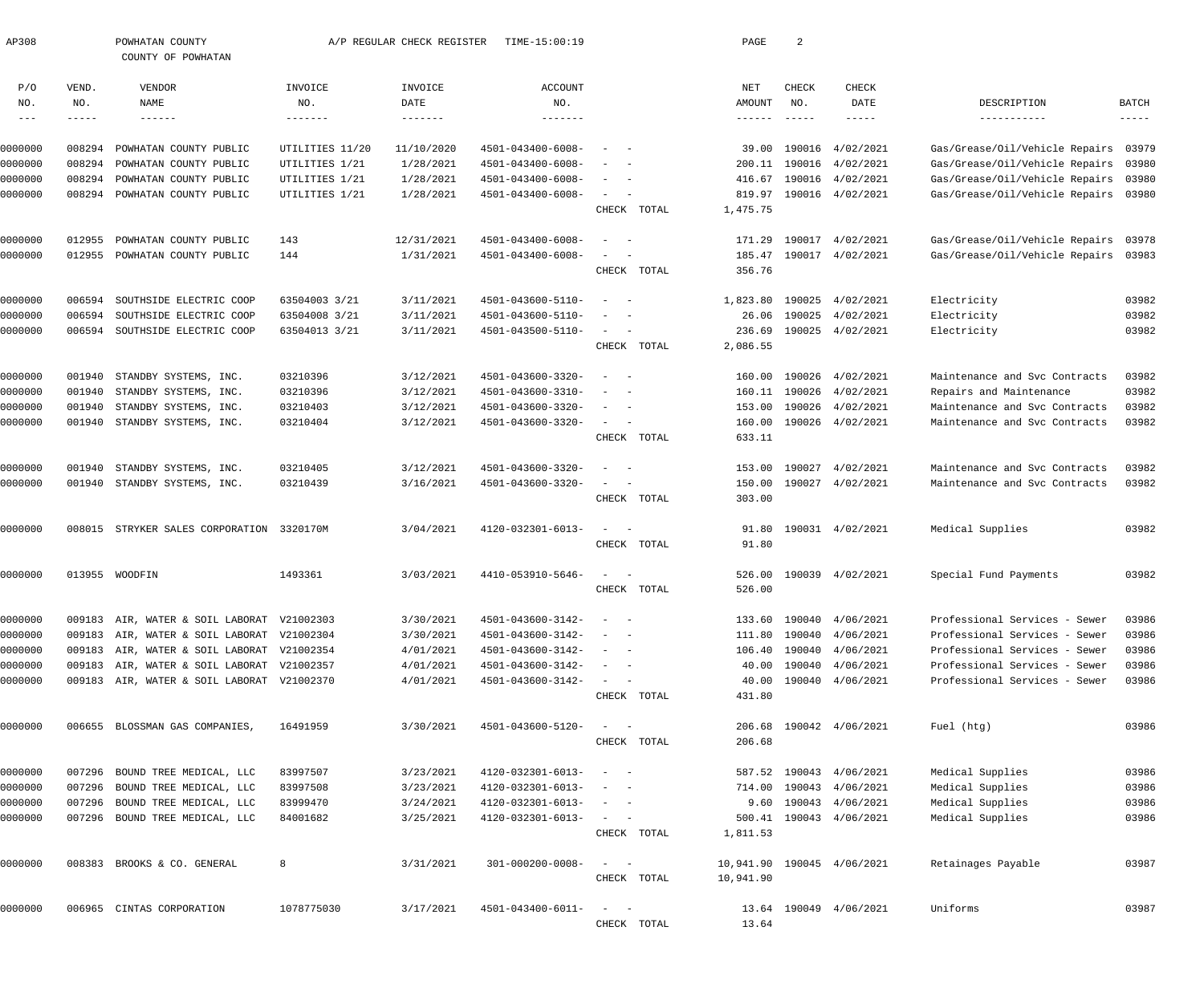AP308 POWHATAN COUNTY A/P REGULAR CHECK REGISTER TIME-15:00:19

COUNTY OF POWHATAN

| P/O NO. | VEND. NO. | VENDOR NAME | INVOICE NO. | INVOICE DATE | ACCOUNT NO. | | NET AMOUNT | CHECK NO. | CHECK DATE | DESCRIPTION | BATCH |
|---|---|---|---|---|---|---|---|---|---|---|---|
| 0000000 | 008294 | POWHATAN COUNTY PUBLIC | UTILITIES 11/20 | 11/10/2020 | 4501-043400-6008- | - - | 39.00 | 190016 | 4/02/2021 | Gas/Grease/Oil/Vehicle Repairs | 03979 |
| 0000000 | 008294 | POWHATAN COUNTY PUBLIC | UTILITIES 1/21 | 1/28/2021 | 4501-043400-6008- | - - | 200.11 | 190016 | 4/02/2021 | Gas/Grease/Oil/Vehicle Repairs | 03980 |
| 0000000 | 008294 | POWHATAN COUNTY PUBLIC | UTILITIES 1/21 | 1/28/2021 | 4501-043400-6008- | - - | 416.67 | 190016 | 4/02/2021 | Gas/Grease/Oil/Vehicle Repairs | 03980 |
| 0000000 | 008294 | POWHATAN COUNTY PUBLIC | UTILITIES 1/21 | 1/28/2021 | 4501-043400-6008- | - - | 819.97 | 190016 | 4/02/2021 | Gas/Grease/Oil/Vehicle Repairs | 03980 |
| | | | | | | CHECK TOTAL | 1,475.75 | | | | |
| 0000000 | 012955 | POWHATAN COUNTY PUBLIC | 143 | 12/31/2021 | 4501-043400-6008- | - - | 171.29 | 190017 | 4/02/2021 | Gas/Grease/Oil/Vehicle Repairs | 03978 |
| 0000000 | 012955 | POWHATAN COUNTY PUBLIC | 144 | 1/31/2021 | 4501-043400-6008- | - - | 185.47 | 190017 | 4/02/2021 | Gas/Grease/Oil/Vehicle Repairs | 03983 |
| | | | | | | CHECK TOTAL | 356.76 | | | | |
| 0000000 | 006594 | SOUTHSIDE ELECTRIC COOP | 63504003 3/21 | 3/11/2021 | 4501-043600-5110- | - - | 1,823.80 | 190025 | 4/02/2021 | Electricity | 03982 |
| 0000000 | 006594 | SOUTHSIDE ELECTRIC COOP | 63504008 3/21 | 3/11/2021 | 4501-043600-5110- | - - | 26.06 | 190025 | 4/02/2021 | Electricity | 03982 |
| 0000000 | 006594 | SOUTHSIDE ELECTRIC COOP | 63504013 3/21 | 3/11/2021 | 4501-043500-5110- | - - | 236.69 | 190025 | 4/02/2021 | Electricity | 03982 |
| | | | | | | CHECK TOTAL | 2,086.55 | | | | |
| 0000000 | 001940 | STANDBY SYSTEMS, INC. | 03210396 | 3/12/2021 | 4501-043600-3320- | - - | 160.00 | 190026 | 4/02/2021 | Maintenance and Svc Contracts | 03982 |
| 0000000 | 001940 | STANDBY SYSTEMS, INC. | 03210396 | 3/12/2021 | 4501-043600-3310- | - - | 160.11 | 190026 | 4/02/2021 | Repairs and Maintenance | 03982 |
| 0000000 | 001940 | STANDBY SYSTEMS, INC. | 03210403 | 3/12/2021 | 4501-043600-3320- | - - | 153.00 | 190026 | 4/02/2021 | Maintenance and Svc Contracts | 03982 |
| 0000000 | 001940 | STANDBY SYSTEMS, INC. | 03210404 | 3/12/2021 | 4501-043600-3320- | - - | 160.00 | 190026 | 4/02/2021 | Maintenance and Svc Contracts | 03982 |
| | | | | | | CHECK TOTAL | 633.11 | | | | |
| 0000000 | 001940 | STANDBY SYSTEMS, INC. | 03210405 | 3/12/2021 | 4501-043600-3320- | - - | 153.00 | 190027 | 4/02/2021 | Maintenance and Svc Contracts | 03982 |
| 0000000 | 001940 | STANDBY SYSTEMS, INC. | 03210439 | 3/16/2021 | 4501-043600-3320- | - - | 150.00 | 190027 | 4/02/2021 | Maintenance and Svc Contracts | 03982 |
| | | | | | | CHECK TOTAL | 303.00 | | | | |
| 0000000 | 008015 | STRYKER SALES CORPORATION | 3320170M | 3/04/2021 | 4120-032301-6013- | - - | 91.80 | 190031 | 4/02/2021 | Medical Supplies | 03982 |
| | | | | | | CHECK TOTAL | 91.80 | | | | |
| 0000000 | 013955 | WOODFIN | 1493361 | 3/03/2021 | 4410-053910-5646- | - - | 526.00 | 190039 | 4/02/2021 | Special Fund Payments | 03982 |
| | | | | | | CHECK TOTAL | 526.00 | | | | |
| 0000000 | 009183 | AIR, WATER & SOIL LABORAT | V21002303 | 3/30/2021 | 4501-043600-3142- | - - | 133.60 | 190040 | 4/06/2021 | Professional Services - Sewer | 03986 |
| 0000000 | 009183 | AIR, WATER & SOIL LABORAT | V21002304 | 3/30/2021 | 4501-043600-3142- | - - | 111.80 | 190040 | 4/06/2021 | Professional Services - Sewer | 03986 |
| 0000000 | 009183 | AIR, WATER & SOIL LABORAT | V21002354 | 4/01/2021 | 4501-043600-3142- | - - | 106.40 | 190040 | 4/06/2021 | Professional Services - Sewer | 03986 |
| 0000000 | 009183 | AIR, WATER & SOIL LABORAT | V21002357 | 4/01/2021 | 4501-043600-3142- | - - | 40.00 | 190040 | 4/06/2021 | Professional Services - Sewer | 03986 |
| 0000000 | 009183 | AIR, WATER & SOIL LABORAT | V21002370 | 4/01/2021 | 4501-043600-3142- | - - | 40.00 | 190040 | 4/06/2021 | Professional Services - Sewer | 03986 |
| | | | | | | CHECK TOTAL | 431.80 | | | | |
| 0000000 | 006655 | BLOSSMAN GAS COMPANIES, | 16491959 | 3/30/2021 | 4501-043600-5120- | - - | 206.68 | 190042 | 4/06/2021 | Fuel (htg) | 03986 |
| | | | | | | CHECK TOTAL | 206.68 | | | | |
| 0000000 | 007296 | BOUND TREE MEDICAL, LLC | 83997507 | 3/23/2021 | 4120-032301-6013- | - - | 587.52 | 190043 | 4/06/2021 | Medical Supplies | 03986 |
| 0000000 | 007296 | BOUND TREE MEDICAL, LLC | 83997508 | 3/23/2021 | 4120-032301-6013- | - - | 714.00 | 190043 | 4/06/2021 | Medical Supplies | 03986 |
| 0000000 | 007296 | BOUND TREE MEDICAL, LLC | 83999470 | 3/24/2021 | 4120-032301-6013- | - - | 9.60 | 190043 | 4/06/2021 | Medical Supplies | 03986 |
| 0000000 | 007296 | BOUND TREE MEDICAL, LLC | 84001682 | 3/25/2021 | 4120-032301-6013- | - - | 500.41 | 190043 | 4/06/2021 | Medical Supplies | 03986 |
| | | | | | | CHECK TOTAL | 1,811.53 | | | | |
| 0000000 | 008383 | BROOKS & CO. GENERAL | 8 | 3/31/2021 | 301-000200-0008- | - - | 10,941.90 | 190045 | 4/06/2021 | Retainages Payable | 03987 |
| | | | | | | CHECK TOTAL | 10,941.90 | | | | |
| 0000000 | 006965 | CINTAS CORPORATION | 1078775030 | 3/17/2021 | 4501-043400-6011- | - - | 13.64 | 190049 | 4/06/2021 | Uniforms | 03987 |
| | | | | | | CHECK TOTAL | 13.64 | | | | |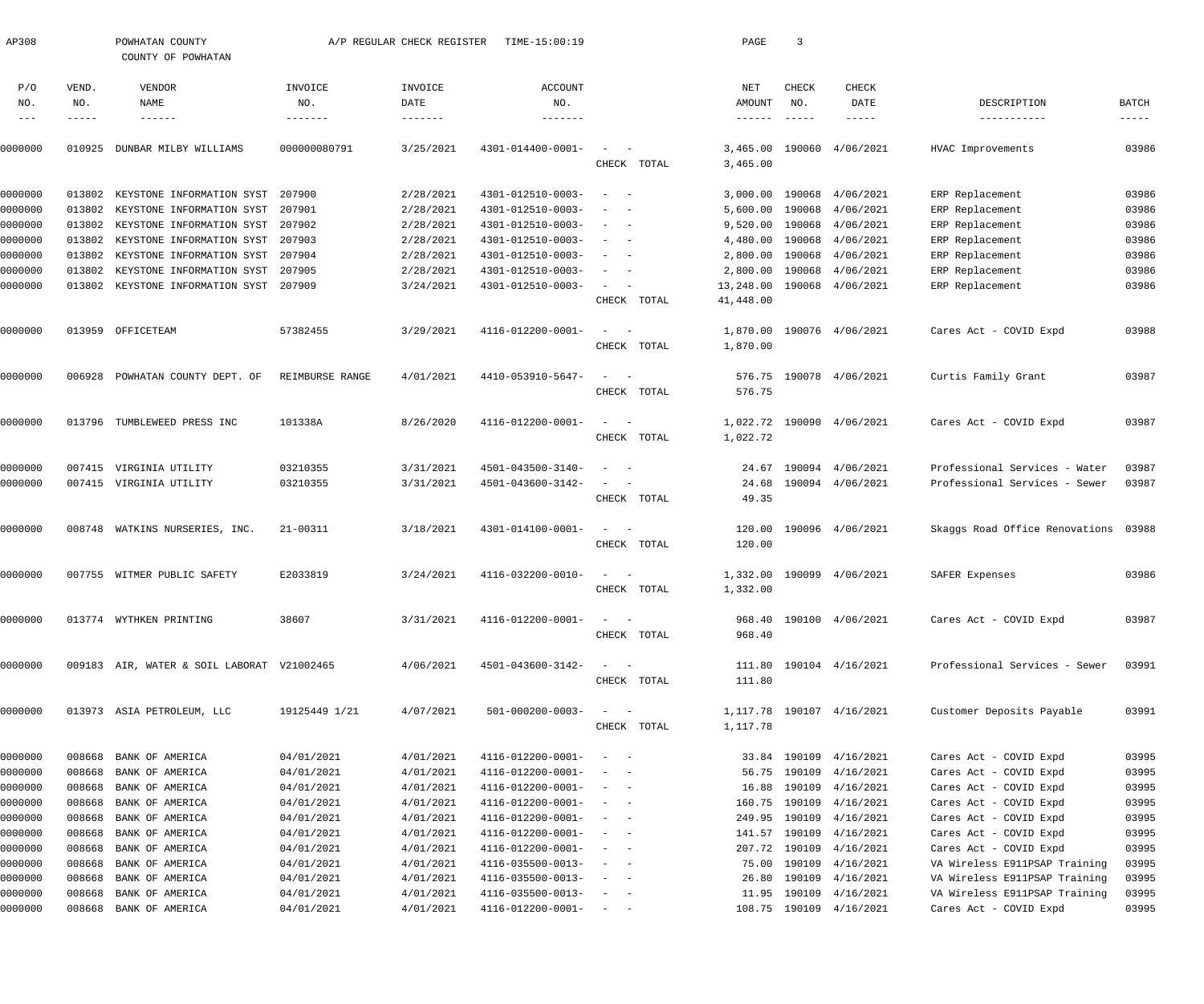AP308 POWHATAN COUNTY A/P REGULAR CHECK REGISTER TIME-15:00:19

COUNTY OF POWHATAN

| P/O NO. | VEND. NO. | VENDOR NAME | INVOICE NO. | INVOICE DATE | ACCOUNT NO. | | NET AMOUNT | CHECK NO. | CHECK DATE | DESCRIPTION | BATCH |
|---|---|---|---|---|---|---|---|---|---|---|---|
| 0000000 | 010925 | DUNBAR MILBY WILLIAMS | 000000080791 | 3/25/2021 | 4301-014400-0001- | - - | 3,465.00 | 190060 | 4/06/2021 | HVAC Improvements | 03986 |
| | | | | | | CHECK TOTAL | 3,465.00 | | | | |
| 0000000 | 013802 | KEYSTONE INFORMATION SYST | 207900 | 2/28/2021 | 4301-012510-0003- | - - | 3,000.00 | 190068 | 4/06/2021 | ERP Replacement | 03986 |
| 0000000 | 013802 | KEYSTONE INFORMATION SYST | 207901 | 2/28/2021 | 4301-012510-0003- | - - | 5,600.00 | 190068 | 4/06/2021 | ERP Replacement | 03986 |
| 0000000 | 013802 | KEYSTONE INFORMATION SYST | 207902 | 2/28/2021 | 4301-012510-0003- | - - | 9,520.00 | 190068 | 4/06/2021 | ERP Replacement | 03986 |
| 0000000 | 013802 | KEYSTONE INFORMATION SYST | 207903 | 2/28/2021 | 4301-012510-0003- | - - | 4,480.00 | 190068 | 4/06/2021 | ERP Replacement | 03986 |
| 0000000 | 013802 | KEYSTONE INFORMATION SYST | 207904 | 2/28/2021 | 4301-012510-0003- | - - | 2,800.00 | 190068 | 4/06/2021 | ERP Replacement | 03986 |
| 0000000 | 013802 | KEYSTONE INFORMATION SYST | 207905 | 2/28/2021 | 4301-012510-0003- | - - | 2,800.00 | 190068 | 4/06/2021 | ERP Replacement | 03986 |
| 0000000 | 013802 | KEYSTONE INFORMATION SYST | 207909 | 3/24/2021 | 4301-012510-0003- | - - | 13,248.00 | 190068 | 4/06/2021 | ERP Replacement | 03986 |
| | | | | | | CHECK TOTAL | 41,448.00 | | | | |
| 0000000 | 013959 | OFFICETEAM | 57382455 | 3/29/2021 | 4116-012200-0001- | - - | 1,870.00 | 190076 | 4/06/2021 | Cares Act - COVID Expd | 03988 |
| | | | | | | CHECK TOTAL | 1,870.00 | | | | |
| 0000000 | 006928 | POWHATAN COUNTY DEPT. OF | REIMBURSE RANGE | 4/01/2021 | 4410-053910-5647- | - - | 576.75 | 190078 | 4/06/2021 | Curtis Family Grant | 03987 |
| | | | | | | CHECK TOTAL | 576.75 | | | | |
| 0000000 | 013796 | TUMBLEWEED PRESS INC | 101338A | 8/26/2020 | 4116-012200-0001- | - - | 1,022.72 | 190090 | 4/06/2021 | Cares Act - COVID Expd | 03987 |
| | | | | | | CHECK TOTAL | 1,022.72 | | | | |
| 0000000 | 007415 | VIRGINIA UTILITY | 03210355 | 3/31/2021 | 4501-043500-3140- | - - | 24.67 | 190094 | 4/06/2021 | Professional Services - Water | 03987 |
| 0000000 | 007415 | VIRGINIA UTILITY | 03210355 | 3/31/2021 | 4501-043600-3142- | - - | 24.68 | 190094 | 4/06/2021 | Professional Services - Sewer | 03987 |
| | | | | | | CHECK TOTAL | 49.35 | | | | |
| 0000000 | 008748 | WATKINS NURSERIES, INC. | 21-00311 | 3/18/2021 | 4301-014100-0001- | - - | 120.00 | 190096 | 4/06/2021 | Skaggs Road Office Renovations | 03988 |
| | | | | | | CHECK TOTAL | 120.00 | | | | |
| 0000000 | 007755 | WITMER PUBLIC SAFETY | E2033819 | 3/24/2021 | 4116-032200-0010- | - - | 1,332.00 | 190099 | 4/06/2021 | SAFER Expenses | 03986 |
| | | | | | | CHECK TOTAL | 1,332.00 | | | | |
| 0000000 | 013774 | WYTHKEN PRINTING | 38607 | 3/31/2021 | 4116-012200-0001- | - - | 968.40 | 190100 | 4/06/2021 | Cares Act - COVID Expd | 03987 |
| | | | | | | CHECK TOTAL | 968.40 | | | | |
| 0000000 | 009183 | AIR, WATER & SOIL LABORAT | V21002465 | 4/06/2021 | 4501-043600-3142- | - - | 111.80 | 190104 | 4/16/2021 | Professional Services - Sewer | 03991 |
| | | | | | | CHECK TOTAL | 111.80 | | | | |
| 0000000 | 013973 | ASIA PETROLEUM, LLC | 19125449 1/21 | 4/07/2021 | 501-000200-0003- | - - | 1,117.78 | 190107 | 4/16/2021 | Customer Deposits Payable | 03991 |
| | | | | | | CHECK TOTAL | 1,117.78 | | | | |
| 0000000 | 008668 | BANK OF AMERICA | 04/01/2021 | 4/01/2021 | 4116-012200-0001- | - - | 33.84 | 190109 | 4/16/2021 | Cares Act - COVID Expd | 03995 |
| 0000000 | 008668 | BANK OF AMERICA | 04/01/2021 | 4/01/2021 | 4116-012200-0001- | - - | 56.75 | 190109 | 4/16/2021 | Cares Act - COVID Expd | 03995 |
| 0000000 | 008668 | BANK OF AMERICA | 04/01/2021 | 4/01/2021 | 4116-012200-0001- | - - | 16.88 | 190109 | 4/16/2021 | Cares Act - COVID Expd | 03995 |
| 0000000 | 008668 | BANK OF AMERICA | 04/01/2021 | 4/01/2021 | 4116-012200-0001- | - - | 160.75 | 190109 | 4/16/2021 | Cares Act - COVID Expd | 03995 |
| 0000000 | 008668 | BANK OF AMERICA | 04/01/2021 | 4/01/2021 | 4116-012200-0001- | - - | 249.95 | 190109 | 4/16/2021 | Cares Act - COVID Expd | 03995 |
| 0000000 | 008668 | BANK OF AMERICA | 04/01/2021 | 4/01/2021 | 4116-012200-0001- | - - | 141.57 | 190109 | 4/16/2021 | Cares Act - COVID Expd | 03995 |
| 0000000 | 008668 | BANK OF AMERICA | 04/01/2021 | 4/01/2021 | 4116-012200-0001- | - - | 207.72 | 190109 | 4/16/2021 | Cares Act - COVID Expd | 03995 |
| 0000000 | 008668 | BANK OF AMERICA | 04/01/2021 | 4/01/2021 | 4116-035500-0013- | - - | 75.00 | 190109 | 4/16/2021 | VA Wireless E911PSAP Training | 03995 |
| 0000000 | 008668 | BANK OF AMERICA | 04/01/2021 | 4/01/2021 | 4116-035500-0013- | - - | 26.80 | 190109 | 4/16/2021 | VA Wireless E911PSAP Training | 03995 |
| 0000000 | 008668 | BANK OF AMERICA | 04/01/2021 | 4/01/2021 | 4116-035500-0013- | - - | 11.95 | 190109 | 4/16/2021 | VA Wireless E911PSAP Training | 03995 |
| 0000000 | 008668 | BANK OF AMERICA | 04/01/2021 | 4/01/2021 | 4116-012200-0001- | - - | 108.75 | 190109 | 4/16/2021 | Cares Act - COVID Expd | 03995 |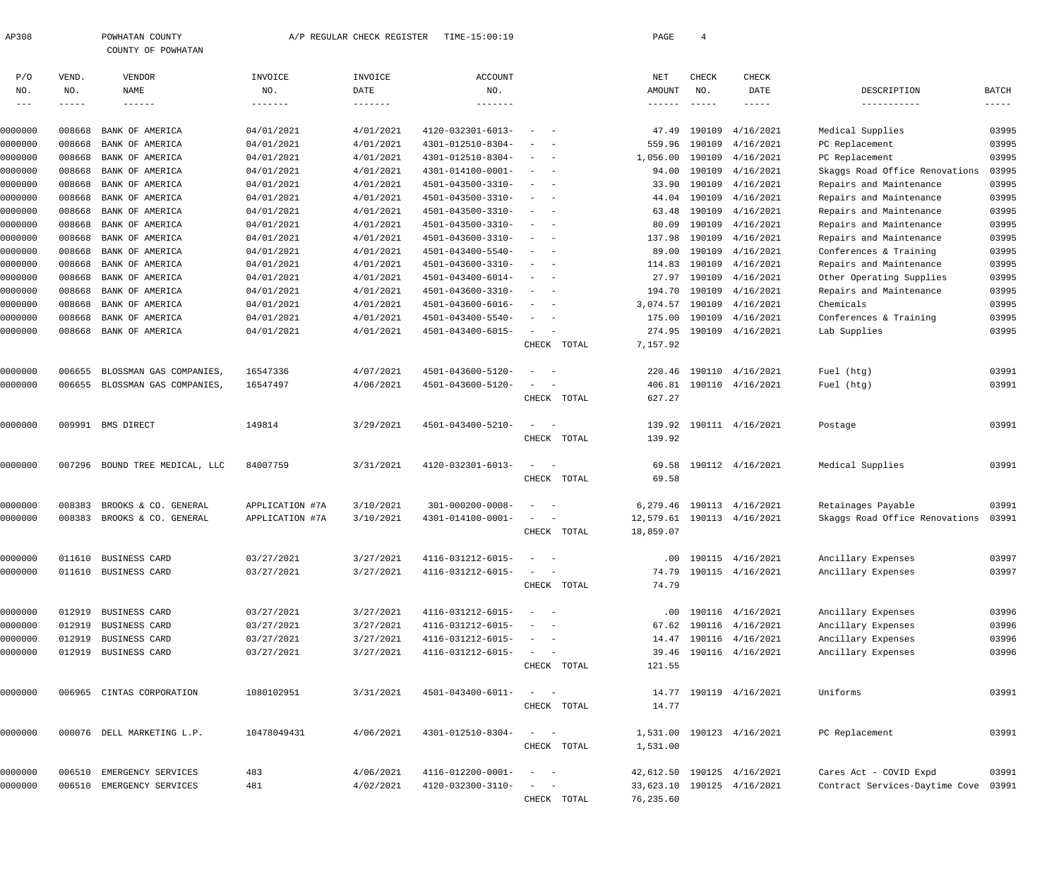AP308 POWHATAN COUNTY A/P REGULAR CHECK REGISTER TIME-15:00:19

COUNTY OF POWHATAN

| P/O NO. | VEND. NO. | VENDOR NAME | INVOICE NO. | INVOICE DATE | ACCOUNT NO. | | NET AMOUNT | CHECK NO. | CHECK DATE | DESCRIPTION | BATCH |
|---|---|---|---|---|---|---|---|---|---|---|---|
| 0000000 | 008668 | BANK OF AMERICA | 04/01/2021 | 4/01/2021 | 4120-032301-6013- | - - | 47.49 | 190109 | 4/16/2021 | Medical Supplies | 03995 |
| 0000000 | 008668 | BANK OF AMERICA | 04/01/2021 | 4/01/2021 | 4301-012510-8304- | - - | 559.96 | 190109 | 4/16/2021 | PC Replacement | 03995 |
| 0000000 | 008668 | BANK OF AMERICA | 04/01/2021 | 4/01/2021 | 4301-012510-8304- | - - | 1,056.00 | 190109 | 4/16/2021 | PC Replacement | 03995 |
| 0000000 | 008668 | BANK OF AMERICA | 04/01/2021 | 4/01/2021 | 4301-014100-0001- | - - | 94.00 | 190109 | 4/16/2021 | Skaggs Road Office Renovations | 03995 |
| 0000000 | 008668 | BANK OF AMERICA | 04/01/2021 | 4/01/2021 | 4501-043500-3310- | - - | 33.90 | 190109 | 4/16/2021 | Repairs and Maintenance | 03995 |
| 0000000 | 008668 | BANK OF AMERICA | 04/01/2021 | 4/01/2021 | 4501-043500-3310- | - - | 44.04 | 190109 | 4/16/2021 | Repairs and Maintenance | 03995 |
| 0000000 | 008668 | BANK OF AMERICA | 04/01/2021 | 4/01/2021 | 4501-043500-3310- | - - | 63.48 | 190109 | 4/16/2021 | Repairs and Maintenance | 03995 |
| 0000000 | 008668 | BANK OF AMERICA | 04/01/2021 | 4/01/2021 | 4501-043500-3310- | - - | 80.09 | 190109 | 4/16/2021 | Repairs and Maintenance | 03995 |
| 0000000 | 008668 | BANK OF AMERICA | 04/01/2021 | 4/01/2021 | 4501-043600-3310- | - - | 137.98 | 190109 | 4/16/2021 | Repairs and Maintenance | 03995 |
| 0000000 | 008668 | BANK OF AMERICA | 04/01/2021 | 4/01/2021 | 4501-043400-5540- | - - | 89.00 | 190109 | 4/16/2021 | Conferences & Training | 03995 |
| 0000000 | 008668 | BANK OF AMERICA | 04/01/2021 | 4/01/2021 | 4501-043600-3310- | - - | 114.83 | 190109 | 4/16/2021 | Repairs and Maintenance | 03995 |
| 0000000 | 008668 | BANK OF AMERICA | 04/01/2021 | 4/01/2021 | 4501-043400-6014- | - - | 27.97 | 190109 | 4/16/2021 | Other Operating Supplies | 03995 |
| 0000000 | 008668 | BANK OF AMERICA | 04/01/2021 | 4/01/2021 | 4501-043600-3310- | - - | 194.70 | 190109 | 4/16/2021 | Repairs and Maintenance | 03995 |
| 0000000 | 008668 | BANK OF AMERICA | 04/01/2021 | 4/01/2021 | 4501-043600-6016- | - - | 3,074.57 | 190109 | 4/16/2021 | Chemicals | 03995 |
| 0000000 | 008668 | BANK OF AMERICA | 04/01/2021 | 4/01/2021 | 4501-043400-5540- | - - | 175.00 | 190109 | 4/16/2021 | Conferences & Training | 03995 |
| 0000000 | 008668 | BANK OF AMERICA | 04/01/2021 | 4/01/2021 | 4501-043400-6015- | - - | 274.95 | 190109 | 4/16/2021 | Lab Supplies | 03995 |
| | | | | | | CHECK TOTAL | 7,157.92 | | | | |
| 0000000 | 006655 | BLOSSMAN GAS COMPANIES, | 16547336 | 4/07/2021 | 4501-043600-5120- | - - | 220.46 | 190110 | 4/16/2021 | Fuel (htg) | 03991 |
| 0000000 | 006655 | BLOSSMAN GAS COMPANIES, | 16547497 | 4/06/2021 | 4501-043600-5120- | - - | 406.81 | 190110 | 4/16/2021 | Fuel (htg) | 03991 |
| | | | | | | CHECK TOTAL | 627.27 | | | | |
| 0000000 | 009991 | BMS DIRECT | 149814 | 3/29/2021 | 4501-043400-5210- | - - | 139.92 | 190111 | 4/16/2021 | Postage | 03991 |
| | | | | | | CHECK TOTAL | 139.92 | | | | |
| 0000000 | 007296 | BOUND TREE MEDICAL, LLC | 84007759 | 3/31/2021 | 4120-032301-6013- | - - | 69.58 | 190112 | 4/16/2021 | Medical Supplies | 03991 |
| | | | | | | CHECK TOTAL | 69.58 | | | | |
| 0000000 | 008383 | BROOKS & CO. GENERAL | APPLICATION #7A | 3/10/2021 | 301-000200-0008- | - - | 6,279.46 | 190113 | 4/16/2021 | Retainages Payable | 03991 |
| 0000000 | 008383 | BROOKS & CO. GENERAL | APPLICATION #7A | 3/10/2021 | 4301-014100-0001- | - - | 12,579.61 | 190113 | 4/16/2021 | Skaggs Road Office Renovations | 03991 |
| | | | | | | CHECK TOTAL | 18,859.07 | | | | |
| 0000000 | 011610 | BUSINESS CARD | 03/27/2021 | 3/27/2021 | 4116-031212-6015- | - - | .00 | 190115 | 4/16/2021 | Ancillary Expenses | 03997 |
| 0000000 | 011610 | BUSINESS CARD | 03/27/2021 | 3/27/2021 | 4116-031212-6015- | - - | 74.79 | 190115 | 4/16/2021 | Ancillary Expenses | 03997 |
| | | | | | | CHECK TOTAL | 74.79 | | | | |
| 0000000 | 012919 | BUSINESS CARD | 03/27/2021 | 3/27/2021 | 4116-031212-6015- | - - | .00 | 190116 | 4/16/2021 | Ancillary Expenses | 03996 |
| 0000000 | 012919 | BUSINESS CARD | 03/27/2021 | 3/27/2021 | 4116-031212-6015- | - - | 67.62 | 190116 | 4/16/2021 | Ancillary Expenses | 03996 |
| 0000000 | 012919 | BUSINESS CARD | 03/27/2021 | 3/27/2021 | 4116-031212-6015- | - - | 14.47 | 190116 | 4/16/2021 | Ancillary Expenses | 03996 |
| 0000000 | 012919 | BUSINESS CARD | 03/27/2021 | 3/27/2021 | 4116-031212-6015- | - - | 39.46 | 190116 | 4/16/2021 | Ancillary Expenses | 03996 |
| | | | | | | CHECK TOTAL | 121.55 | | | | |
| 0000000 | 006965 | CINTAS CORPORATION | 1080102951 | 3/31/2021 | 4501-043400-6011- | - - | 14.77 | 190119 | 4/16/2021 | Uniforms | 03991 |
| | | | | | | CHECK TOTAL | 14.77 | | | | |
| 0000000 | 000076 | DELL MARKETING L.P. | 10478049431 | 4/06/2021 | 4301-012510-8304- | - - | 1,531.00 | 190123 | 4/16/2021 | PC Replacement | 03991 |
| | | | | | | CHECK TOTAL | 1,531.00 | | | | |
| 0000000 | 006510 | EMERGENCY SERVICES | 483 | 4/06/2021 | 4116-012200-0001- | - - | 42,612.50 | 190125 | 4/16/2021 | Cares Act - COVID Expd | 03991 |
| 0000000 | 006510 | EMERGENCY SERVICES | 481 | 4/02/2021 | 4120-032300-3110- | - - | 33,623.10 | 190125 | 4/16/2021 | Contract Services-Daytime Cove | 03991 |
| | | | | | | CHECK TOTAL | 76,235.60 | | | | |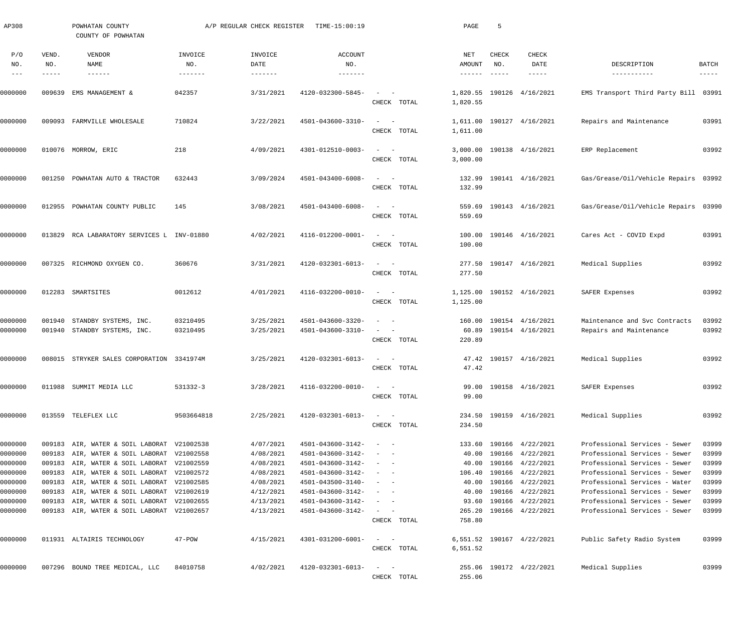AP308 POWHATAN COUNTY A/P REGULAR CHECK REGISTER TIME-15:00:19

COUNTY OF POWHATAN

| P/O NO. | VEND. NO. | VENDOR NAME | INVOICE NO. | INVOICE DATE | ACCOUNT NO. | | NET AMOUNT | CHECK NO. | CHECK DATE | DESCRIPTION | BATCH |
|---|---|---|---|---|---|---|---|---|---|---|---|
| 0000000 | 009639 | EMS MANAGEMENT & | 042357 | 3/31/2021 | 4120-032300-5845- | - - | 1,820.55 | 190126 | 4/16/2021 | EMS Transport Third Party Bill | 03991 |
| | | | | | | CHECK TOTAL | 1,820.55 | | | | |
| 0000000 | 009093 | FARMVILLE WHOLESALE | 710824 | 3/22/2021 | 4501-043600-3310- | - - | 1,611.00 | 190127 | 4/16/2021 | Repairs and Maintenance | 03991 |
| | | | | | | CHECK TOTAL | 1,611.00 | | | | |
| 0000000 | 010076 | MORROW, ERIC | 218 | 4/09/2021 | 4301-012510-0003- | - - | 3,000.00 | 190138 | 4/16/2021 | ERP Replacement | 03992 |
| | | | | | | CHECK TOTAL | 3,000.00 | | | | |
| 0000000 | 001250 | POWHATAN AUTO & TRACTOR | 632443 | 3/09/2024 | 4501-043400-6008- | - - | 132.99 | 190141 | 4/16/2021 | Gas/Grease/Oil/Vehicle Repairs | 03992 |
| | | | | | | CHECK TOTAL | 132.99 | | | | |
| 0000000 | 012955 | POWHATAN COUNTY PUBLIC | 145 | 3/08/2021 | 4501-043400-6008- | - - | 559.69 | 190143 | 4/16/2021 | Gas/Grease/Oil/Vehicle Repairs | 03990 |
| | | | | | | CHECK TOTAL | 559.69 | | | | |
| 0000000 | 013829 | RCA LABARATORY SERVICES L | INV-01880 | 4/02/2021 | 4116-012200-0001- | - - | 100.00 | 190146 | 4/16/2021 | Cares Act - COVID Expd | 03991 |
| | | | | | | CHECK TOTAL | 100.00 | | | | |
| 0000000 | 007325 | RICHMOND OXYGEN CO. | 360676 | 3/31/2021 | 4120-032301-6013- | - - | 277.50 | 190147 | 4/16/2021 | Medical Supplies | 03992 |
| | | | | | | CHECK TOTAL | 277.50 | | | | |
| 0000000 | 012283 | SMARTSITES | 0012612 | 4/01/2021 | 4116-032200-0010- | - - | 1,125.00 | 190152 | 4/16/2021 | SAFER Expenses | 03992 |
| | | | | | | CHECK TOTAL | 1,125.00 | | | | |
| 0000000 | 001940 | STANDBY SYSTEMS, INC. | 03210495 | 3/25/2021 | 4501-043600-3320- | - - | 160.00 | 190154 | 4/16/2021 | Maintenance and Svc Contracts | 03992 |
| 0000000 | 001940 | STANDBY SYSTEMS, INC. | 03210495 | 3/25/2021 | 4501-043600-3310- | - - | 60.89 | 190154 | 4/16/2021 | Repairs and Maintenance | 03992 |
| | | | | | | CHECK TOTAL | 220.89 | | | | |
| 0000000 | 008015 | STRYKER SALES CORPORATION | 3341974M | 3/25/2021 | 4120-032301-6013- | - - | 47.42 | 190157 | 4/16/2021 | Medical Supplies | 03992 |
| | | | | | | CHECK TOTAL | 47.42 | | | | |
| 0000000 | 011988 | SUMMIT MEDIA LLC | 531332-3 | 3/28/2021 | 4116-032200-0010- | - - | 99.00 | 190158 | 4/16/2021 | SAFER Expenses | 03992 |
| | | | | | | CHECK TOTAL | 99.00 | | | | |
| 0000000 | 013559 | TELEFLEX LLC | 9503664818 | 2/25/2021 | 4120-032301-6013- | - - | 234.50 | 190159 | 4/16/2021 | Medical Supplies | 03992 |
| | | | | | | CHECK TOTAL | 234.50 | | | | |
| 0000000 | 009183 | AIR, WATER & SOIL LABORAT | V21002538 | 4/07/2021 | 4501-043600-3142- | - - | 133.60 | 190166 | 4/22/2021 | Professional Services - Sewer | 03999 |
| 0000000 | 009183 | AIR, WATER & SOIL LABORAT | V21002558 | 4/08/2021 | 4501-043600-3142- | - - | 40.00 | 190166 | 4/22/2021 | Professional Services - Sewer | 03999 |
| 0000000 | 009183 | AIR, WATER & SOIL LABORAT | V21002559 | 4/08/2021 | 4501-043600-3142- | - - | 40.00 | 190166 | 4/22/2021 | Professional Services - Sewer | 03999 |
| 0000000 | 009183 | AIR, WATER & SOIL LABORAT | V21002572 | 4/08/2021 | 4501-043600-3142- | - - | 106.40 | 190166 | 4/22/2021 | Professional Services - Sewer | 03999 |
| 0000000 | 009183 | AIR, WATER & SOIL LABORAT | V21002585 | 4/08/2021 | 4501-043500-3140- | - - | 40.00 | 190166 | 4/22/2021 | Professional Services - Water | 03999 |
| 0000000 | 009183 | AIR, WATER & SOIL LABORAT | V21002619 | 4/12/2021 | 4501-043600-3142- | - - | 40.00 | 190166 | 4/22/2021 | Professional Services - Sewer | 03999 |
| 0000000 | 009183 | AIR, WATER & SOIL LABORAT | V21002655 | 4/13/2021 | 4501-043600-3142- | - - | 93.60 | 190166 | 4/22/2021 | Professional Services - Sewer | 03999 |
| 0000000 | 009183 | AIR, WATER & SOIL LABORAT | V21002657 | 4/13/2021 | 4501-043600-3142- | - - | 265.20 | 190166 | 4/22/2021 | Professional Services - Sewer | 03999 |
| | | | | | | CHECK TOTAL | 758.80 | | | | |
| 0000000 | 011931 | ALTAIRIS TECHNOLOGY | 47-POW | 4/15/2021 | 4301-031200-6001- | - - | 6,551.52 | 190167 | 4/22/2021 | Public Safety Radio System | 03999 |
| | | | | | | CHECK TOTAL | 6,551.52 | | | | |
| 0000000 | 007296 | BOUND TREE MEDICAL, LLC | 84010758 | 4/02/2021 | 4120-032301-6013- | - - | 255.06 | 190172 | 4/22/2021 | Medical Supplies | 03999 |
| | | | | | | CHECK TOTAL | 255.06 | | | | |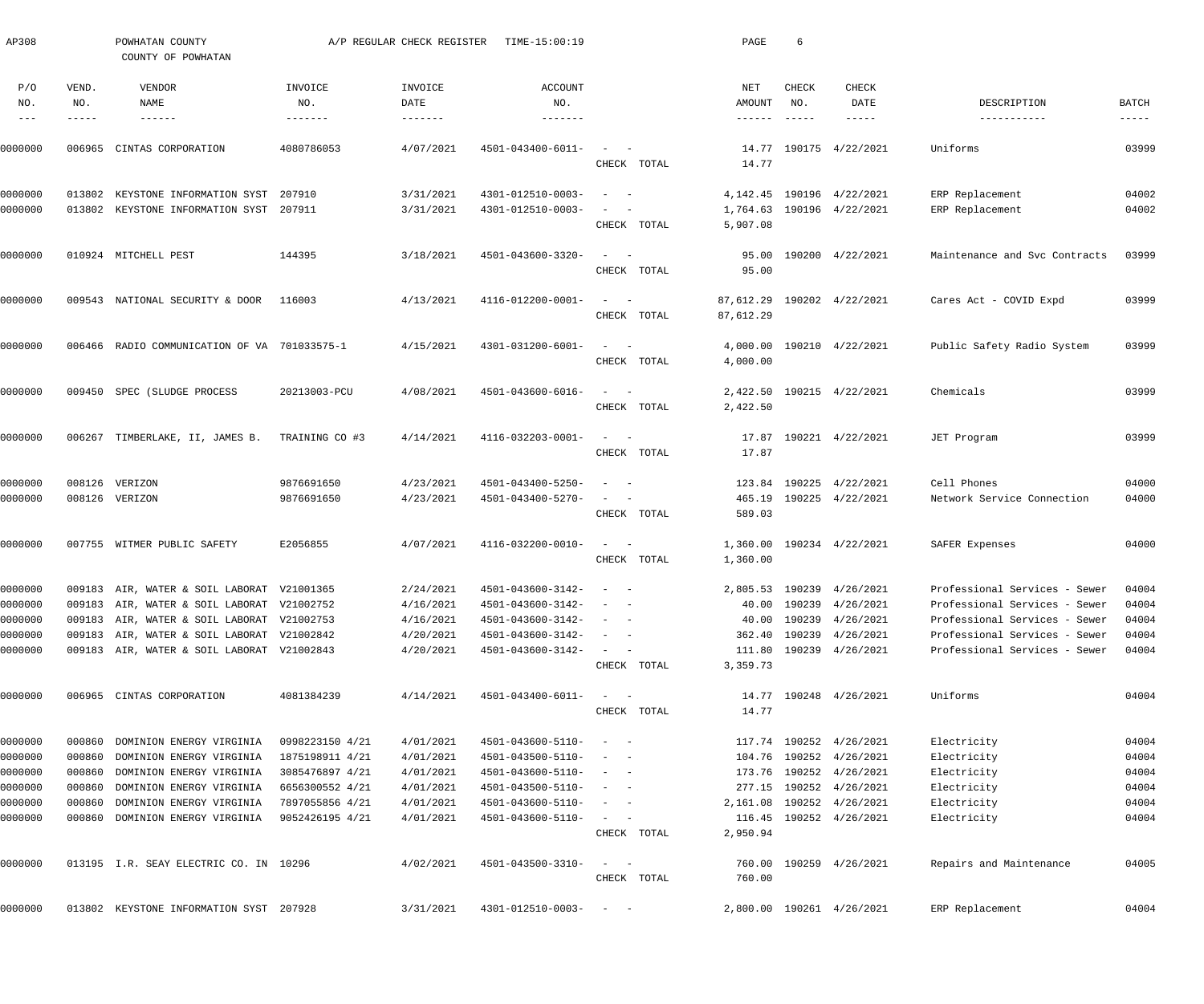AP308 POWHATAN COUNTY A/P REGULAR CHECK REGISTER TIME-15:00:19

COUNTY OF POWHATAN

| P/O NO. | VEND. NO. | VENDOR NAME | INVOICE NO. | INVOICE DATE | ACCOUNT NO. | | NET AMOUNT | CHECK NO. | CHECK DATE | DESCRIPTION | BATCH |
|---|---|---|---|---|---|---|---|---|---|---|---|
| 0000000 | 006965 | CINTAS CORPORATION | 4080786053 | 4/07/2021 | 4501-043400-6011- | - - | 14.77 | 190175 | 4/22/2021 | Uniforms | 03999 |
| | | | | | | CHECK TOTAL | 14.77 | | | | |
| 0000000 | 013802 | KEYSTONE INFORMATION SYST | 207910 | 3/31/2021 | 4301-012510-0003- | - - | 4,142.45 | 190196 | 4/22/2021 | ERP Replacement | 04002 |
| 0000000 | 013802 | KEYSTONE INFORMATION SYST | 207911 | 3/31/2021 | 4301-012510-0003- | - - | 1,764.63 | 190196 | 4/22/2021 | ERP Replacement | 04002 |
| | | | | | | CHECK TOTAL | 5,907.08 | | | | |
| 0000000 | 010924 | MITCHELL PEST | 144395 | 3/18/2021 | 4501-043600-3320- | - - | 95.00 | 190200 | 4/22/2021 | Maintenance and Svc Contracts | 03999 |
| | | | | | | CHECK TOTAL | 95.00 | | | | |
| 0000000 | 009543 | NATIONAL SECURITY & DOOR | 116003 | 4/13/2021 | 4116-012200-0001- | - - | 87,612.29 | 190202 | 4/22/2021 | Cares Act - COVID Expd | 03999 |
| | | | | | | CHECK TOTAL | 87,612.29 | | | | |
| 0000000 | 006466 | RADIO COMMUNICATION OF VA | 701033575-1 | 4/15/2021 | 4301-031200-6001- | - - | 4,000.00 | 190210 | 4/22/2021 | Public Safety Radio System | 03999 |
| | | | | | | CHECK TOTAL | 4,000.00 | | | | |
| 0000000 | 009450 | SPEC (SLUDGE PROCESS | 20213003-PCU | 4/08/2021 | 4501-043600-6016- | - - | 2,422.50 | 190215 | 4/22/2021 | Chemicals | 03999 |
| | | | | | | CHECK TOTAL | 2,422.50 | | | | |
| 0000000 | 006267 | TIMBERLAKE, II, JAMES B. | TRAINING CO #3 | 4/14/2021 | 4116-032203-0001- | - - | 17.87 | 190221 | 4/22/2021 | JET Program | 03999 |
| | | | | | | CHECK TOTAL | 17.87 | | | | |
| 0000000 | 008126 | VERIZON | 9876691650 | 4/23/2021 | 4501-043400-5250- | - - | 123.84 | 190225 | 4/22/2021 | Cell Phones | 04000 |
| 0000000 | 008126 | VERIZON | 9876691650 | 4/23/2021 | 4501-043400-5270- | - - | 465.19 | 190225 | 4/22/2021 | Network Service Connection | 04000 |
| | | | | | | CHECK TOTAL | 589.03 | | | | |
| 0000000 | 007755 | WITMER PUBLIC SAFETY | E2056855 | 4/07/2021 | 4116-032200-0010- | - - | 1,360.00 | 190234 | 4/22/2021 | SAFER Expenses | 04000 |
| | | | | | | CHECK TOTAL | 1,360.00 | | | | |
| 0000000 | 009183 | AIR, WATER & SOIL LABORAT | V21001365 | 2/24/2021 | 4501-043600-3142- | - - | 2,805.53 | 190239 | 4/26/2021 | Professional Services - Sewer | 04004 |
| 0000000 | 009183 | AIR, WATER & SOIL LABORAT | V21002752 | 4/16/2021 | 4501-043600-3142- | - - | 40.00 | 190239 | 4/26/2021 | Professional Services - Sewer | 04004 |
| 0000000 | 009183 | AIR, WATER & SOIL LABORAT | V21002753 | 4/16/2021 | 4501-043600-3142- | - - | 40.00 | 190239 | 4/26/2021 | Professional Services - Sewer | 04004 |
| 0000000 | 009183 | AIR, WATER & SOIL LABORAT | V21002842 | 4/20/2021 | 4501-043600-3142- | - - | 362.40 | 190239 | 4/26/2021 | Professional Services - Sewer | 04004 |
| 0000000 | 009183 | AIR, WATER & SOIL LABORAT | V21002843 | 4/20/2021 | 4501-043600-3142- | - - | 111.80 | 190239 | 4/26/2021 | Professional Services - Sewer | 04004 |
| | | | | | | CHECK TOTAL | 3,359.73 | | | | |
| 0000000 | 006965 | CINTAS CORPORATION | 4081384239 | 4/14/2021 | 4501-043400-6011- | - - | 14.77 | 190248 | 4/26/2021 | Uniforms | 04004 |
| | | | | | | CHECK TOTAL | 14.77 | | | | |
| 0000000 | 000860 | DOMINION ENERGY VIRGINIA | 0998223150 4/21 | 4/01/2021 | 4501-043600-5110- | - - | 117.74 | 190252 | 4/26/2021 | Electricity | 04004 |
| 0000000 | 000860 | DOMINION ENERGY VIRGINIA | 1875198911 4/21 | 4/01/2021 | 4501-043500-5110- | - - | 104.76 | 190252 | 4/26/2021 | Electricity | 04004 |
| 0000000 | 000860 | DOMINION ENERGY VIRGINIA | 3085476897 4/21 | 4/01/2021 | 4501-043600-5110- | - - | 173.76 | 190252 | 4/26/2021 | Electricity | 04004 |
| 0000000 | 000860 | DOMINION ENERGY VIRGINIA | 6656300552 4/21 | 4/01/2021 | 4501-043500-5110- | - - | 277.15 | 190252 | 4/26/2021 | Electricity | 04004 |
| 0000000 | 000860 | DOMINION ENERGY VIRGINIA | 7897055856 4/21 | 4/01/2021 | 4501-043600-5110- | - - | 2,161.08 | 190252 | 4/26/2021 | Electricity | 04004 |
| 0000000 | 000860 | DOMINION ENERGY VIRGINIA | 9052426195 4/21 | 4/01/2021 | 4501-043600-5110- | - - | 116.45 | 190252 | 4/26/2021 | Electricity | 04004 |
| | | | | | | CHECK TOTAL | 2,950.94 | | | | |
| 0000000 | 013195 | I.R. SEAY ELECTRIC CO. IN | 10296 | 4/02/2021 | 4501-043500-3310- | - - | 760.00 | 190259 | 4/26/2021 | Repairs and Maintenance | 04005 |
| | | | | | | CHECK TOTAL | 760.00 | | | | |
| 0000000 | 013802 | KEYSTONE INFORMATION SYST | 207928 | 3/31/2021 | 4301-012510-0003- | - - | 2,800.00 | 190261 | 4/26/2021 | ERP Replacement | 04004 |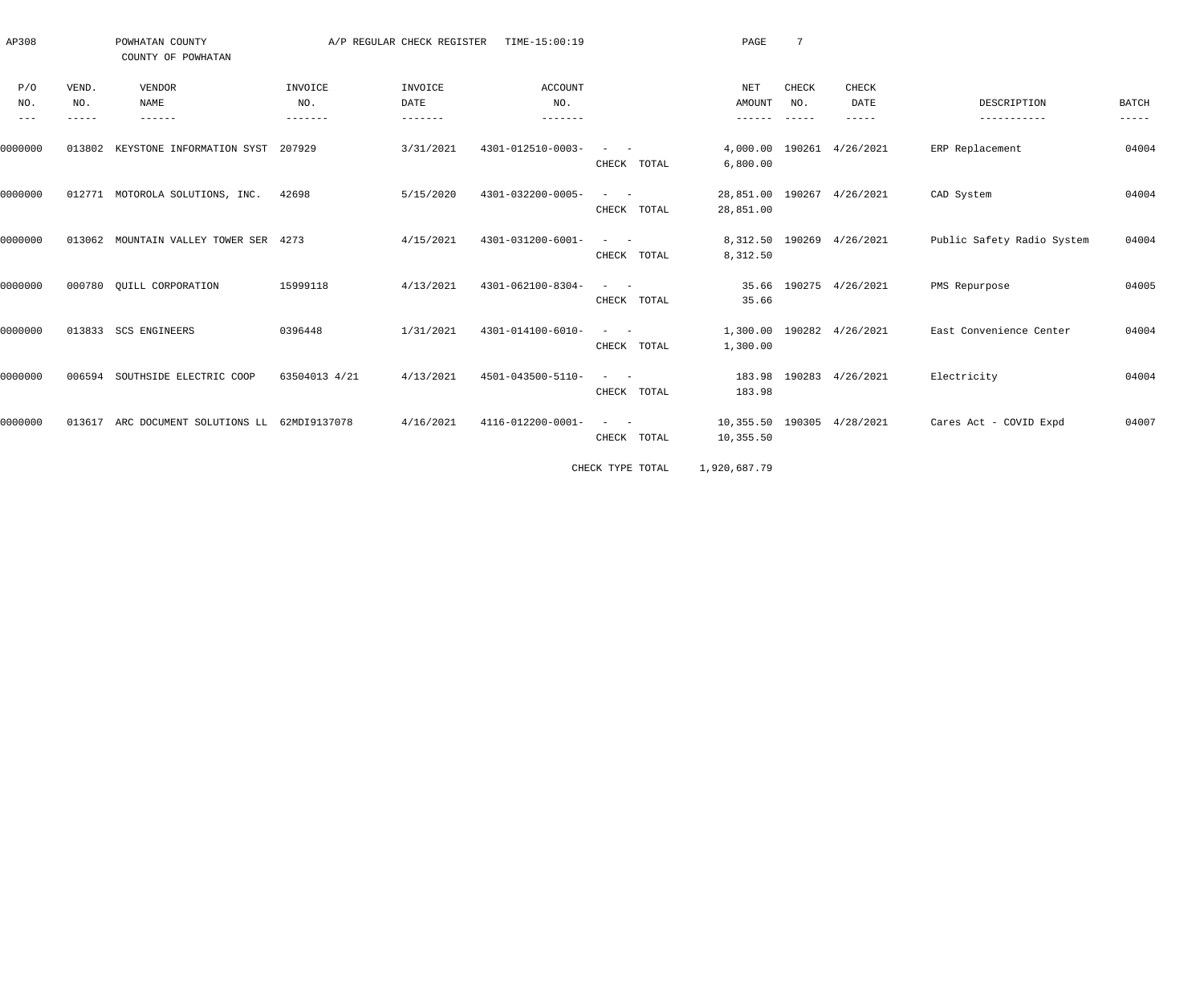AP308 POWHATAN COUNTY A/P REGULAR CHECK REGISTER TIME-15:00:19

COUNTY OF POWHATAN

| P/O NO. | VEND. NO. | VENDOR NAME | INVOICE NO. | INVOICE DATE | ACCOUNT NO. | | NET AMOUNT | CHECK NO. | CHECK DATE | DESCRIPTION | BATCH |
|---|---|---|---|---|---|---|---|---|---|---|---|
| 0000000 | 013802 | KEYSTONE INFORMATION SYST | 207929 | 3/31/2021 | 4301-012510-0003- | - - | 4,000.00 | 190261 | 4/26/2021 | ERP Replacement | 04004 |
| | | | | | | CHECK TOTAL | 6,800.00 | | | | |
| 0000000 | 012771 | MOTOROLA SOLUTIONS, INC. | 42698 | 5/15/2020 | 4301-032200-0005- | - - | 28,851.00 | 190267 | 4/26/2021 | CAD System | 04004 |
| | | | | | | CHECK TOTAL | 28,851.00 | | | | |
| 0000000 | 013062 | MOUNTAIN VALLEY TOWER SER | 4273 | 4/15/2021 | 4301-031200-6001- | - - | 8,312.50 | 190269 | 4/26/2021 | Public Safety Radio System | 04004 |
| | | | | | | CHECK TOTAL | 8,312.50 | | | | |
| 0000000 | 000780 | QUILL CORPORATION | 15999118 | 4/13/2021 | 4301-062100-8304- | - - | 35.66 | 190275 | 4/26/2021 | PMS Repurpose | 04005 |
| | | | | | | CHECK TOTAL | 35.66 | | | | |
| 0000000 | 013833 | SCS ENGINEERS | 0396448 | 1/31/2021 | 4301-014100-6010- | - - | 1,300.00 | 190282 | 4/26/2021 | East Convenience Center | 04004 |
| | | | | | | CHECK TOTAL | 1,300.00 | | | | |
| 0000000 | 006594 | SOUTHSIDE ELECTRIC COOP | 63504013 4/21 | 4/13/2021 | 4501-043500-5110- | - - | 183.98 | 190283 | 4/26/2021 | Electricity | 04004 |
| | | | | | | CHECK TOTAL | 183.98 | | | | |
| 0000000 | 013617 | ARC DOCUMENT SOLUTIONS LL | 62MDI9137078 | 4/16/2021 | 4116-012200-0001- | - - | 10,355.50 | 190305 | 4/28/2021 | Cares Act - COVID Expd | 04007 |
| | | | | | | CHECK TOTAL | 10,355.50 | | | | |
| | | | | | | CHECK TYPE TOTAL | 1,920,687.79 | | | | |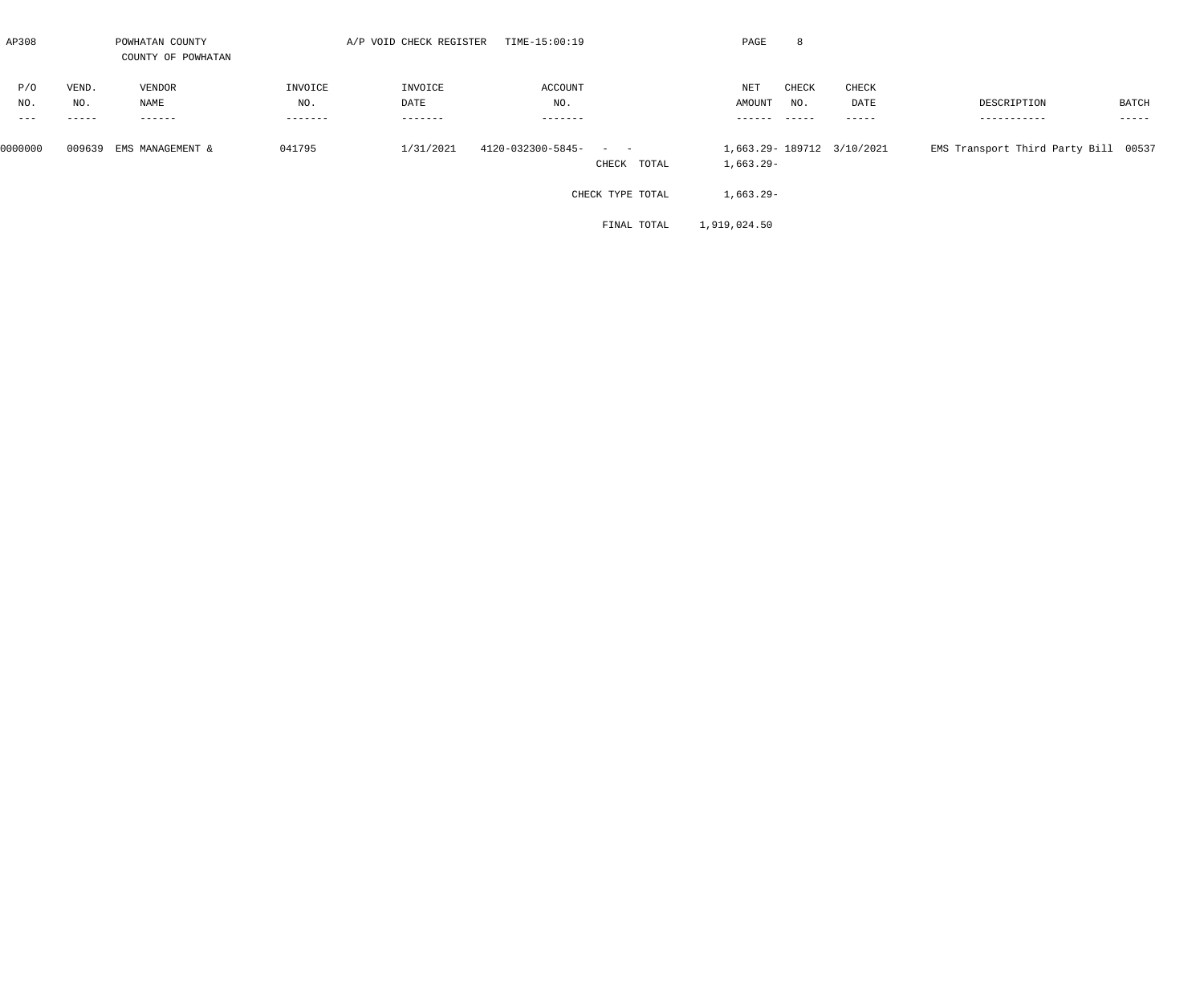AP308 POWHATAN COUNTY A/P VOID CHECK REGISTER TIME-15:00:19

COUNTY OF POWHATAN

| P/O NO. | VEND. NO. | VENDOR NAME | INVOICE NO. | INVOICE DATE | ACCOUNT NO. | | NET AMOUNT | CHECK NO. | CHECK DATE | DESCRIPTION | BATCH |
|---|---|---|---|---|---|---|---|---|---|---|---|
| 0000000 | 009639 | EMS MANAGEMENT & | 041795 | 1/31/2021 | 4120-032300-5845- - - | | 1,663.29- | 189712 | 3/10/2021 | EMS Transport Third Party Bill | 00537 |
| | | | | | | CHECK TOTAL | 1,663.29- | | | | |
| | | | | | | CHECK TYPE TOTAL | 1,663.29- | | | | |
| | | | | | | FINAL TOTAL | 1,919,024.50 | | | | |